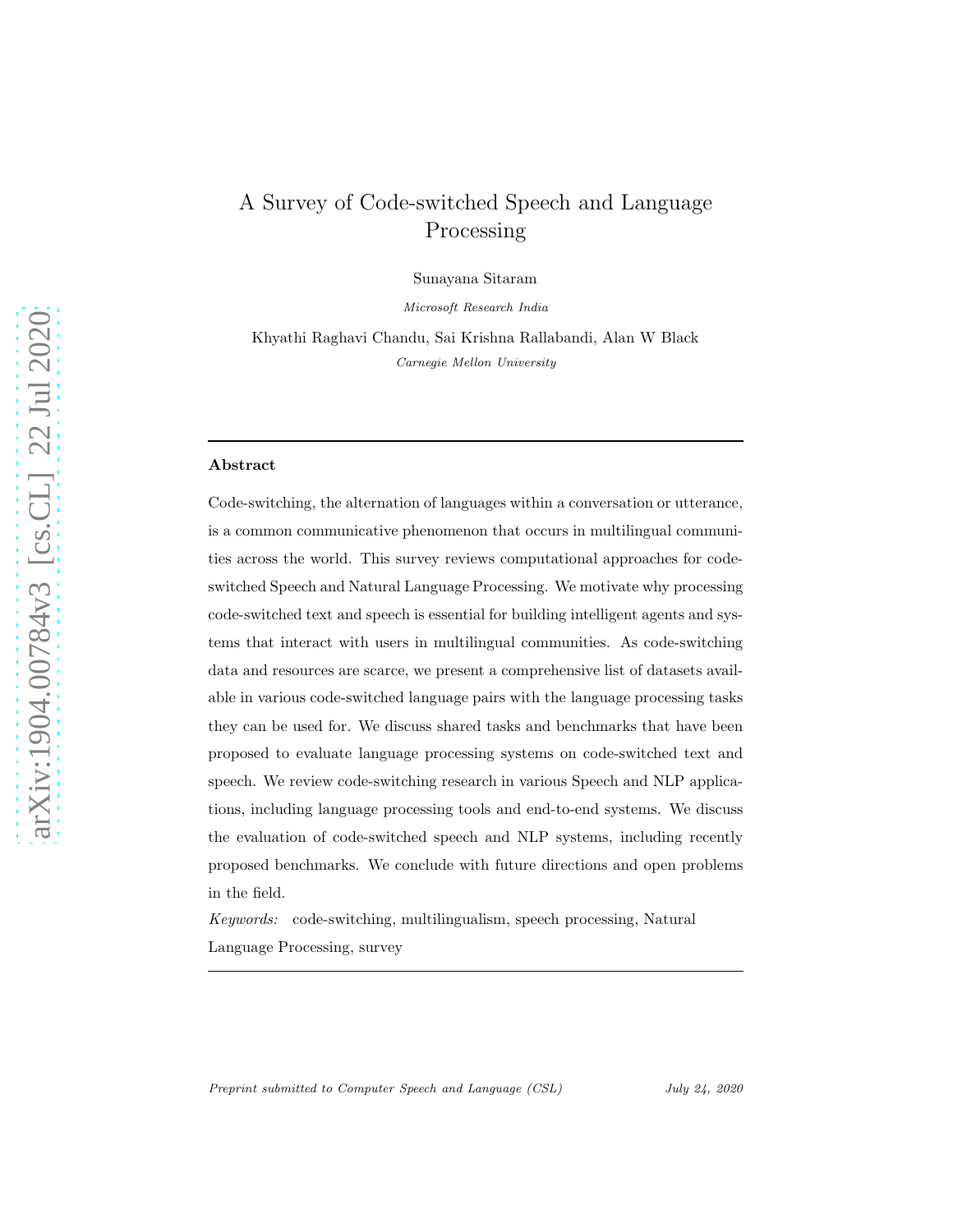# A Survey of Code-switched Speech and Language Processing

Sunayana Sitaram

*Microsoft Research India*

Khyathi Raghavi Chandu, Sai Krishna Rallabandi, Alan W Black

*Carnegie Mellon University*

---

**Abstract**

Code-switching, the alternation of languages within a conversation or utterance, is a common communicative phenomenon that occurs in multilingual communities across the world. This survey reviews computational approaches for code-switched Speech and Natural Language Processing. We motivate why processing code-switched text and speech is essential for building intelligent agents and systems that interact with users in multilingual communities. As code-switching data and resources are scarce, we present a comprehensive list of datasets available in various code-switched language pairs with the language processing tasks they can be used for. We discuss shared tasks and benchmarks that have been proposed to evaluate language processing systems on code-switched text and speech. We review code-switching research in various Speech and NLP applications, including language processing tools and end-to-end systems. We discuss the evaluation of code-switched speech and NLP systems, including recently proposed benchmarks. We conclude with future directions and open problems in the field.

*Keywords:* code-switching, multilingualism, speech processing, Natural Language Processing, survey

---

*Preprint submitted to Computer Speech and Language (CSL)* *July 24, 2020*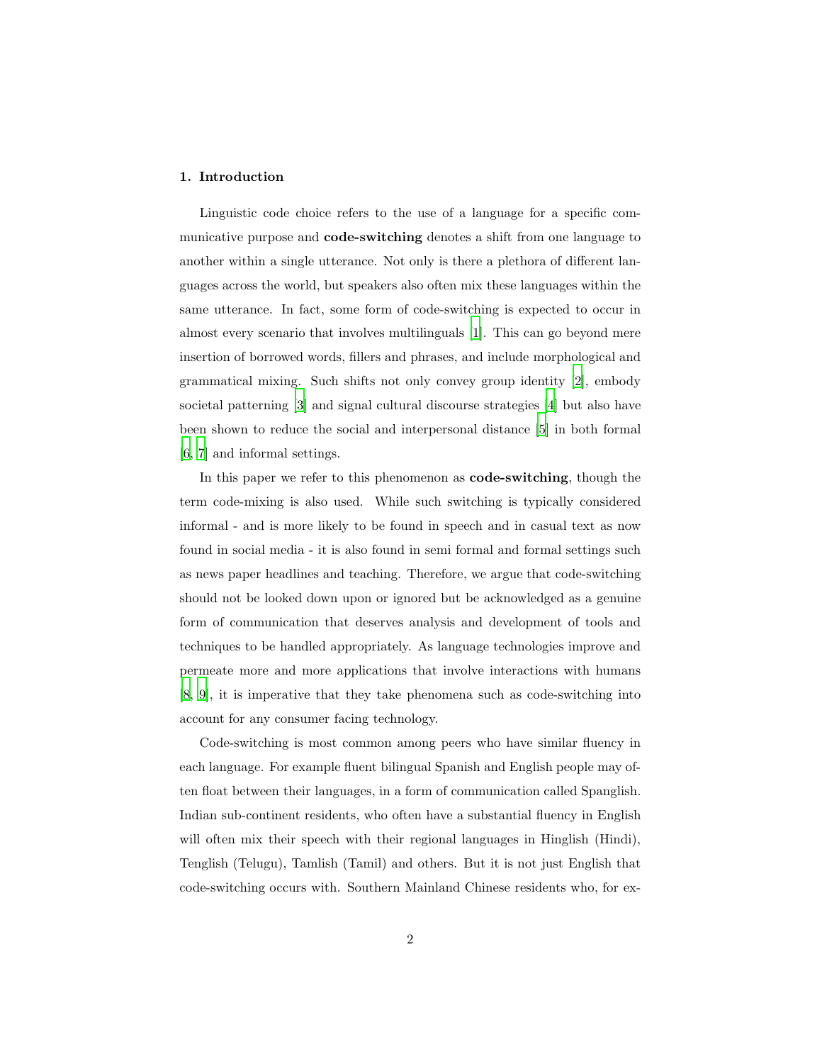## 1. Introduction

Linguistic code choice refers to the use of a language for a specific communicative purpose and **code-switching** denotes a shift from one language to another within a single utterance. Not only is there a plethora of different languages across the world, but speakers also often mix these languages within the same utterance. In fact, some form of code-switching is expected to occur in almost every scenario that involves multilinguals [1]. This can go beyond mere insertion of borrowed words, fillers and phrases, and include morphological and grammatical mixing. Such shifts not only convey group identity [2], embody societal patterning [3] and signal cultural discourse strategies [4] but also have been shown to reduce the social and interpersonal distance [5] in both formal [6, 7] and informal settings.

In this paper we refer to this phenomenon as **code-switching**, though the term code-mixing is also used. While such switching is typically considered informal - and is more likely to be found in speech and in casual text as now found in social media - it is also found in semi formal and formal settings such as news paper headlines and teaching. Therefore, we argue that code-switching should not be looked down upon or ignored but be acknowledged as a genuine form of communication that deserves analysis and development of tools and techniques to be handled appropriately. As language technologies improve and permeate more and more applications that involve interactions with humans [8, 9], it is imperative that they take phenomena such as code-switching into account for any consumer facing technology.

Code-switching is most common among peers who have similar fluency in each language. For example fluent bilingual Spanish and English people may often float between their languages, in a form of communication called Spanglish. Indian sub-continent residents, who often have a substantial fluency in English will often mix their speech with their regional languages in Hinglish (Hindi), Tenglish (Telugu), Tamlish (Tamil) and others. But it is not just English that code-switching occurs with. Southern Mainland Chinese residents who, for ex-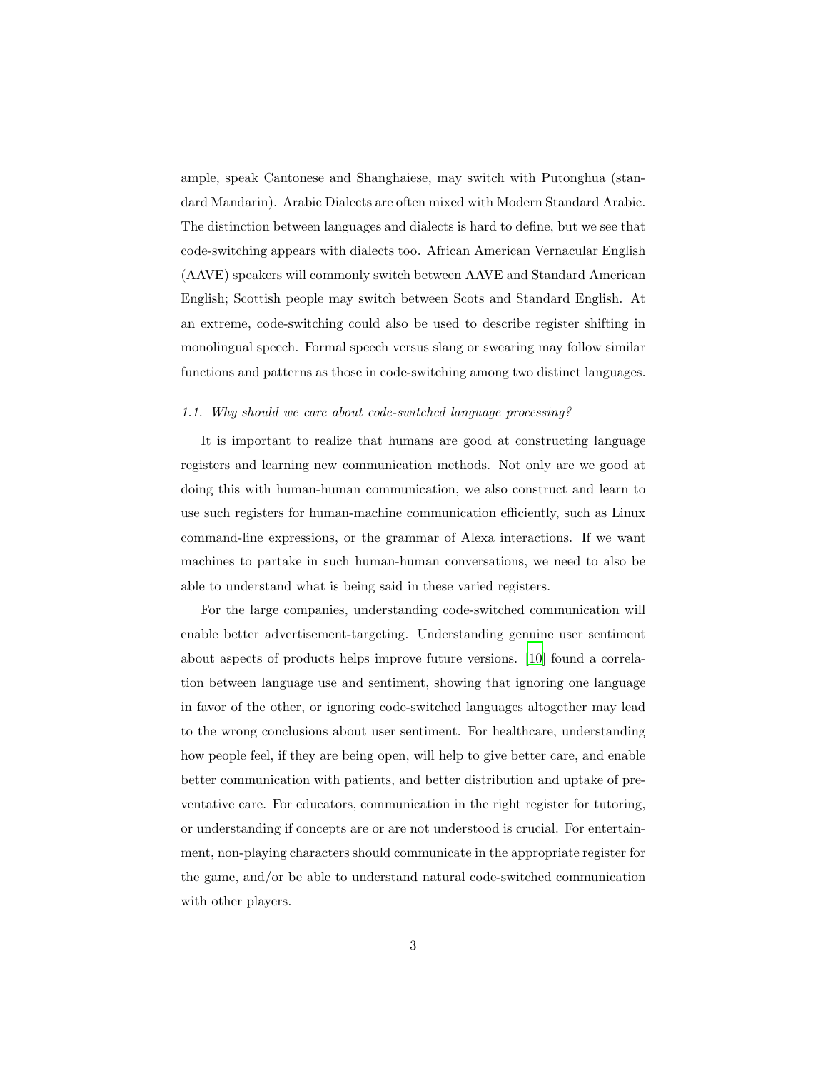ample, speak Cantonese and Shanghaiese, may switch with Putonghua (standard Mandarin). Arabic Dialects are often mixed with Modern Standard Arabic. The distinction between languages and dialects is hard to define, but we see that code-switching appears with dialects too. African American Vernacular English (AAVE) speakers will commonly switch between AAVE and Standard American English; Scottish people may switch between Scots and Standard English. At an extreme, code-switching could also be used to describe register shifting in monolingual speech. Formal speech versus slang or swearing may follow similar functions and patterns as those in code-switching among two distinct languages.

### *1.1. Why should we care about code-switched language processing?*

It is important to realize that humans are good at constructing language registers and learning new communication methods. Not only are we good at doing this with human-human communication, we also construct and learn to use such registers for human-machine communication efficiently, such as Linux command-line expressions, or the grammar of Alexa interactions. If we want machines to partake in such human-human conversations, we need to also be able to understand what is being said in these varied registers.

For the large companies, understanding code-switched communication will enable better advertisement-targeting. Understanding genuine user sentiment about aspects of products helps improve future versions. [10] found a correlation between language use and sentiment, showing that ignoring one language in favor of the other, or ignoring code-switched languages altogether may lead to the wrong conclusions about user sentiment. For healthcare, understanding how people feel, if they are being open, will help to give better care, and enable better communication with patients, and better distribution and uptake of preventative care. For educators, communication in the right register for tutoring, or understanding if concepts are or are not understood is crucial. For entertainment, non-playing characters should communicate in the appropriate register for the game, and/or be able to understand natural code-switched communication with other players.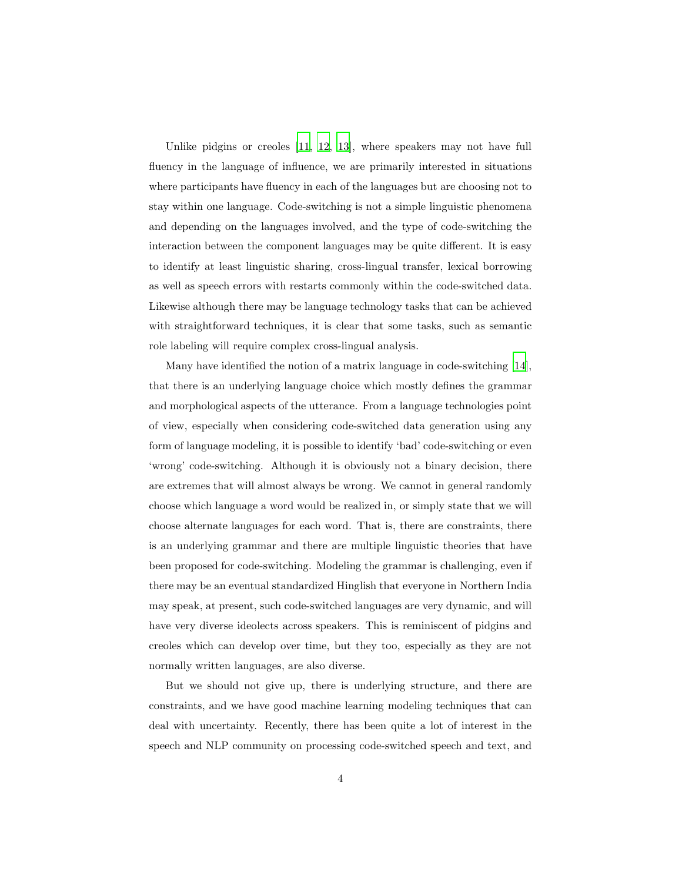Unlike pidgins or creoles [11, 12, 13], where speakers may not have full fluency in the language of influence, we are primarily interested in situations where participants have fluency in each of the languages but are choosing not to stay within one language. Code-switching is not a simple linguistic phenomena and depending on the languages involved, and the type of code-switching the interaction between the component languages may be quite different. It is easy to identify at least linguistic sharing, cross-lingual transfer, lexical borrowing as well as speech errors with restarts commonly within the code-switched data. Likewise although there may be language technology tasks that can be achieved with straightforward techniques, it is clear that some tasks, such as semantic role labeling will require complex cross-lingual analysis.

Many have identified the notion of a matrix language in code-switching [14], that there is an underlying language choice which mostly defines the grammar and morphological aspects of the utterance. From a language technologies point of view, especially when considering code-switched data generation using any form of language modeling, it is possible to identify 'bad' code-switching or even 'wrong' code-switching. Although it is obviously not a binary decision, there are extremes that will almost always be wrong. We cannot in general randomly choose which language a word would be realized in, or simply state that we will choose alternate languages for each word. That is, there are constraints, there is an underlying grammar and there are multiple linguistic theories that have been proposed for code-switching. Modeling the grammar is challenging, even if there may be an eventual standardized Hinglish that everyone in Northern India may speak, at present, such code-switched languages are very dynamic, and will have very diverse ideolects across speakers. This is reminiscent of pidgins and creoles which can develop over time, but they too, especially as they are not normally written languages, are also diverse.

But we should not give up, there is underlying structure, and there are constraints, and we have good machine learning modeling techniques that can deal with uncertainty. Recently, there has been quite a lot of interest in the speech and NLP community on processing code-switched speech and text, and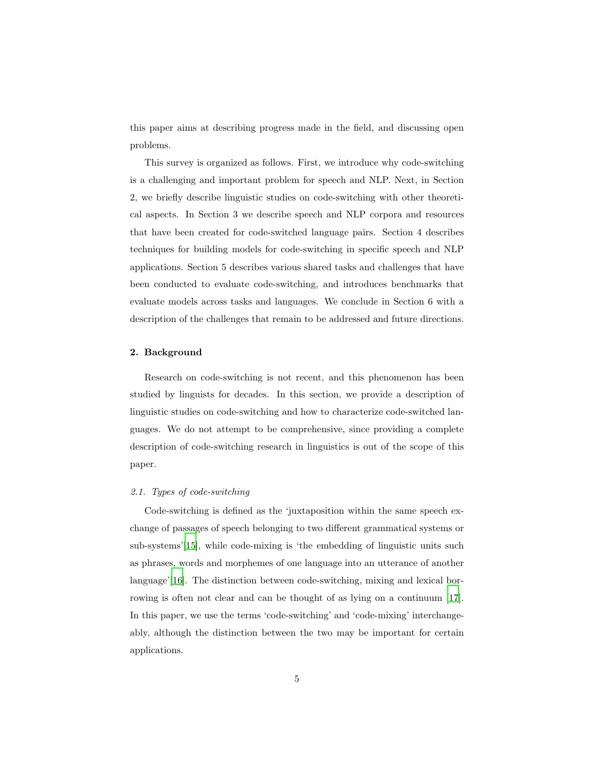this paper aims at describing progress made in the field, and discussing open problems.

This survey is organized as follows. First, we introduce why code-switching is a challenging and important problem for speech and NLP. Next, in Section 2, we briefly describe linguistic studies on code-switching with other theoretical aspects. In Section 3 we describe speech and NLP corpora and resources that have been created for code-switched language pairs. Section 4 describes techniques for building models for code-switching in specific speech and NLP applications. Section 5 describes various shared tasks and challenges that have been conducted to evaluate code-switching, and introduces benchmarks that evaluate models across tasks and languages. We conclude in Section 6 with a description of the challenges that remain to be addressed and future directions.

## 2. Background

Research on code-switching is not recent, and this phenomenon has been studied by linguists for decades. In this section, we provide a description of linguistic studies on code-switching and how to characterize code-switched languages. We do not attempt to be comprehensive, since providing a complete description of code-switching research in linguistics is out of the scope of this paper.

### *2.1. Types of code-switching*

Code-switching is defined as the 'juxtaposition within the same speech exchange of passages of speech belonging to two different grammatical systems or sub-systems'[15], while code-mixing is 'the embedding of linguistic units such as phrases, words and morphemes of one language into an utterance of another language'[16]. The distinction between code-switching, mixing and lexical borrowing is often not clear and can be thought of as lying on a continuum [17]. In this paper, we use the terms 'code-switching' and 'code-mixing' interchangeably, although the distinction between the two may be important for certain applications.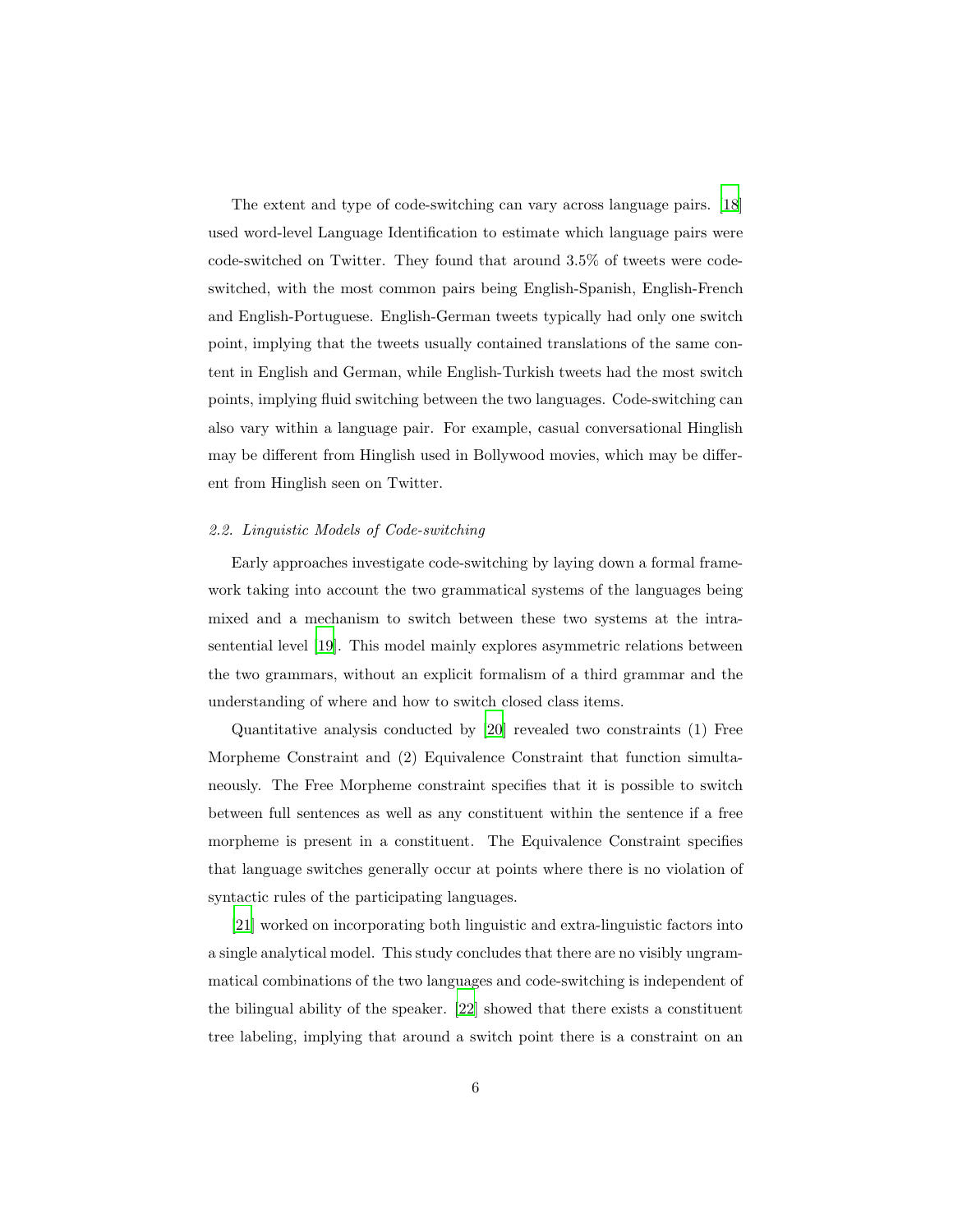The extent and type of code-switching can vary across language pairs. [18] used word-level Language Identification to estimate which language pairs were code-switched on Twitter. They found that around 3.5% of tweets were code-switched, with the most common pairs being English-Spanish, English-French and English-Portuguese. English-German tweets typically had only one switch point, implying that the tweets usually contained translations of the same content in English and German, while English-Turkish tweets had the most switch points, implying fluid switching between the two languages. Code-switching can also vary within a language pair. For example, casual conversational Hinglish may be different from Hinglish used in Bollywood movies, which may be different from Hinglish seen on Twitter.

### *2.2. Linguistic Models of Code-switching*

Early approaches investigate code-switching by laying down a formal framework taking into account the two grammatical systems of the languages being mixed and a mechanism to switch between these two systems at the intra-sentential level [19]. This model mainly explores asymmetric relations between the two grammars, without an explicit formalism of a third grammar and the understanding of where and how to switch closed class items.

Quantitative analysis conducted by [20] revealed two constraints (1) Free Morpheme Constraint and (2) Equivalence Constraint that function simultaneously. The Free Morpheme constraint specifies that it is possible to switch between full sentences as well as any constituent within the sentence if a free morpheme is present in a constituent. The Equivalence Constraint specifies that language switches generally occur at points where there is no violation of syntactic rules of the participating languages.

[21] worked on incorporating both linguistic and extra-linguistic factors into a single analytical model. This study concludes that there are no visibly ungrammatical combinations of the two languages and code-switching is independent of the bilingual ability of the speaker. [22] showed that there exists a constituent tree labeling, implying that around a switch point there is a constraint on an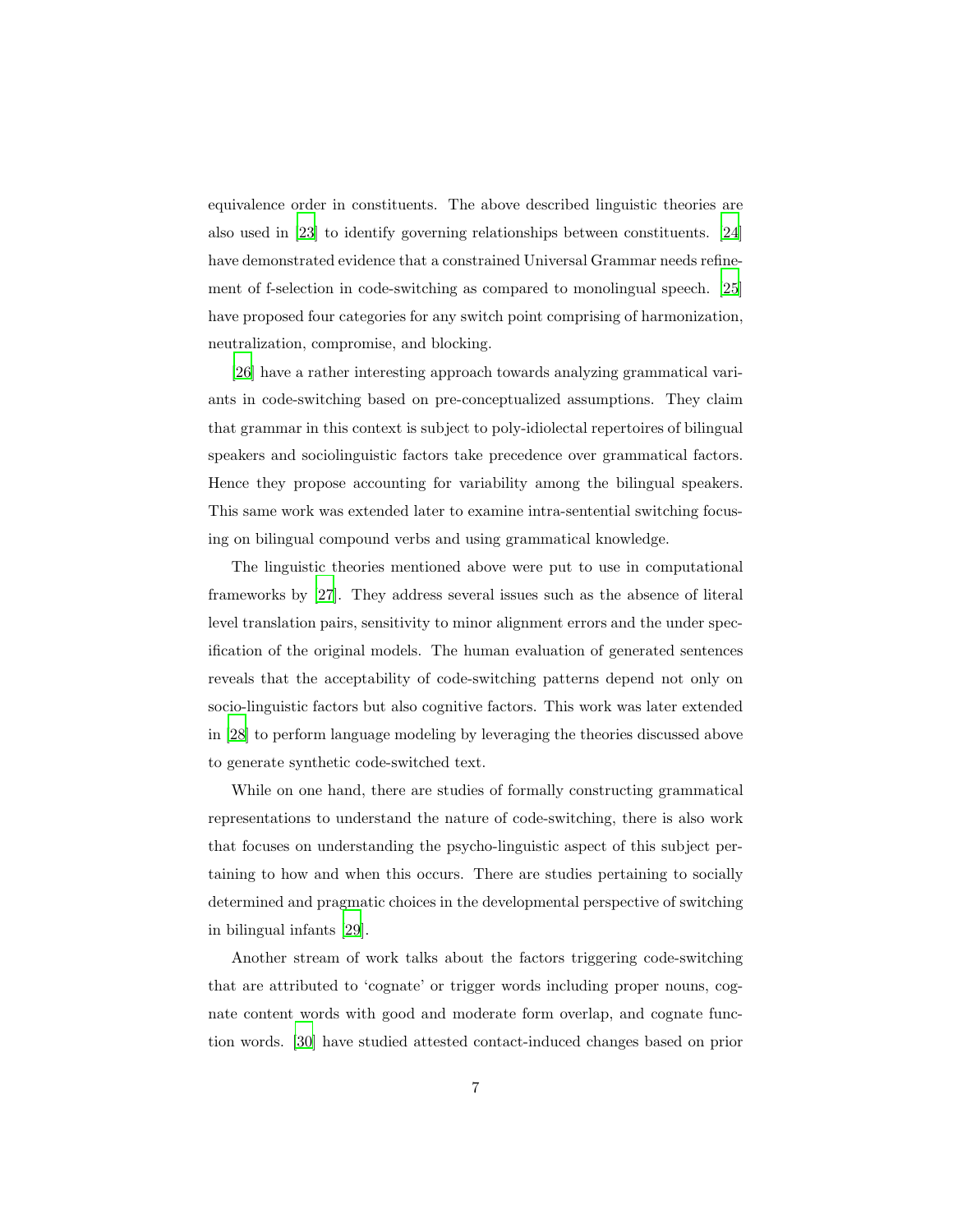equivalence order in constituents. The above described linguistic theories are also used in [23] to identify governing relationships between constituents. [24] have demonstrated evidence that a constrained Universal Grammar needs refinement of f-selection in code-switching as compared to monolingual speech. [25] have proposed four categories for any switch point comprising of harmonization, neutralization, compromise, and blocking.

[26] have a rather interesting approach towards analyzing grammatical variants in code-switching based on pre-conceptualized assumptions. They claim that grammar in this context is subject to poly-idiolectal repertoires of bilingual speakers and sociolinguistic factors take precedence over grammatical factors. Hence they propose accounting for variability among the bilingual speakers. This same work was extended later to examine intra-sentential switching focusing on bilingual compound verbs and using grammatical knowledge.

The linguistic theories mentioned above were put to use in computational frameworks by [27]. They address several issues such as the absence of literal level translation pairs, sensitivity to minor alignment errors and the under specification of the original models. The human evaluation of generated sentences reveals that the acceptability of code-switching patterns depend not only on socio-linguistic factors but also cognitive factors. This work was later extended in [28] to perform language modeling by leveraging the theories discussed above to generate synthetic code-switched text.

While on one hand, there are studies of formally constructing grammatical representations to understand the nature of code-switching, there is also work that focuses on understanding the psycho-linguistic aspect of this subject pertaining to how and when this occurs. There are studies pertaining to socially determined and pragmatic choices in the developmental perspective of switching in bilingual infants [29].

Another stream of work talks about the factors triggering code-switching that are attributed to 'cognate' or trigger words including proper nouns, cognate content words with good and moderate form overlap, and cognate function words. [30] have studied attested contact-induced changes based on prior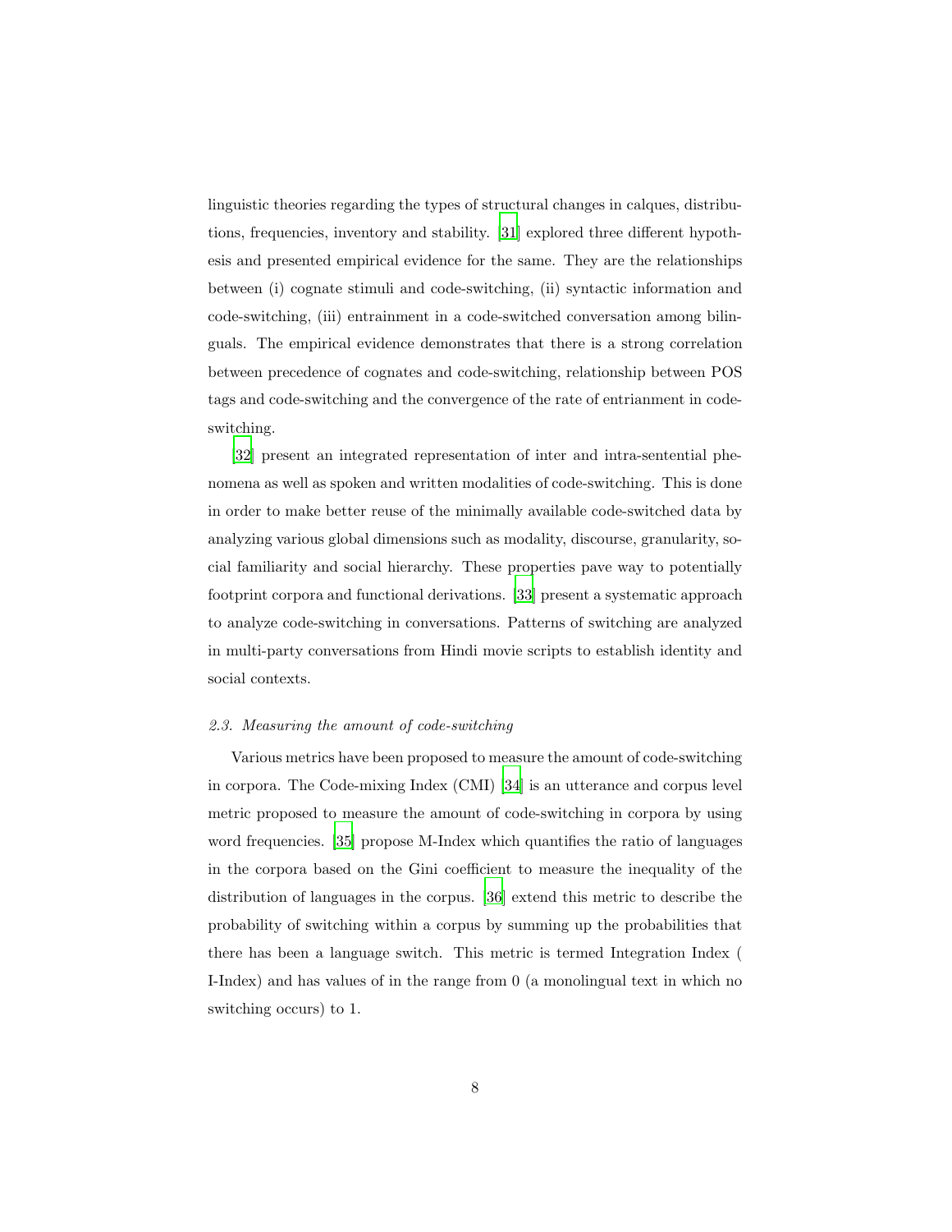linguistic theories regarding the types of structural changes in calques, distributions, frequencies, inventory and stability. [31] explored three different hypothesis and presented empirical evidence for the same. They are the relationships between (i) cognate stimuli and code-switching, (ii) syntactic information and code-switching, (iii) entrainment in a code-switched conversation among bilinguals. The empirical evidence demonstrates that there is a strong correlation between precedence of cognates and code-switching, relationship between POS tags and code-switching and the convergence of the rate of entrianment in code-switching.

[32] present an integrated representation of inter and intra-sentential phenomena as well as spoken and written modalities of code-switching. This is done in order to make better reuse of the minimally available code-switched data by analyzing various global dimensions such as modality, discourse, granularity, social familiarity and social hierarchy. These properties pave way to potentially footprint corpora and functional derivations. [33] present a systematic approach to analyze code-switching in conversations. Patterns of switching are analyzed in multi-party conversations from Hindi movie scripts to establish identity and social contexts.

### *2.3. Measuring the amount of code-switching*

Various metrics have been proposed to measure the amount of code-switching in corpora. The Code-mixing Index (CMI) [34] is an utterance and corpus level metric proposed to measure the amount of code-switching in corpora by using word frequencies. [35] propose M-Index which quantifies the ratio of languages in the corpora based on the Gini coefficient to measure the inequality of the distribution of languages in the corpus. [36] extend this metric to describe the probability of switching within a corpus by summing up the probabilities that there has been a language switch. This metric is termed Integration Index ( I-Index) and has values of in the range from 0 (a monolingual text in which no switching occurs) to 1.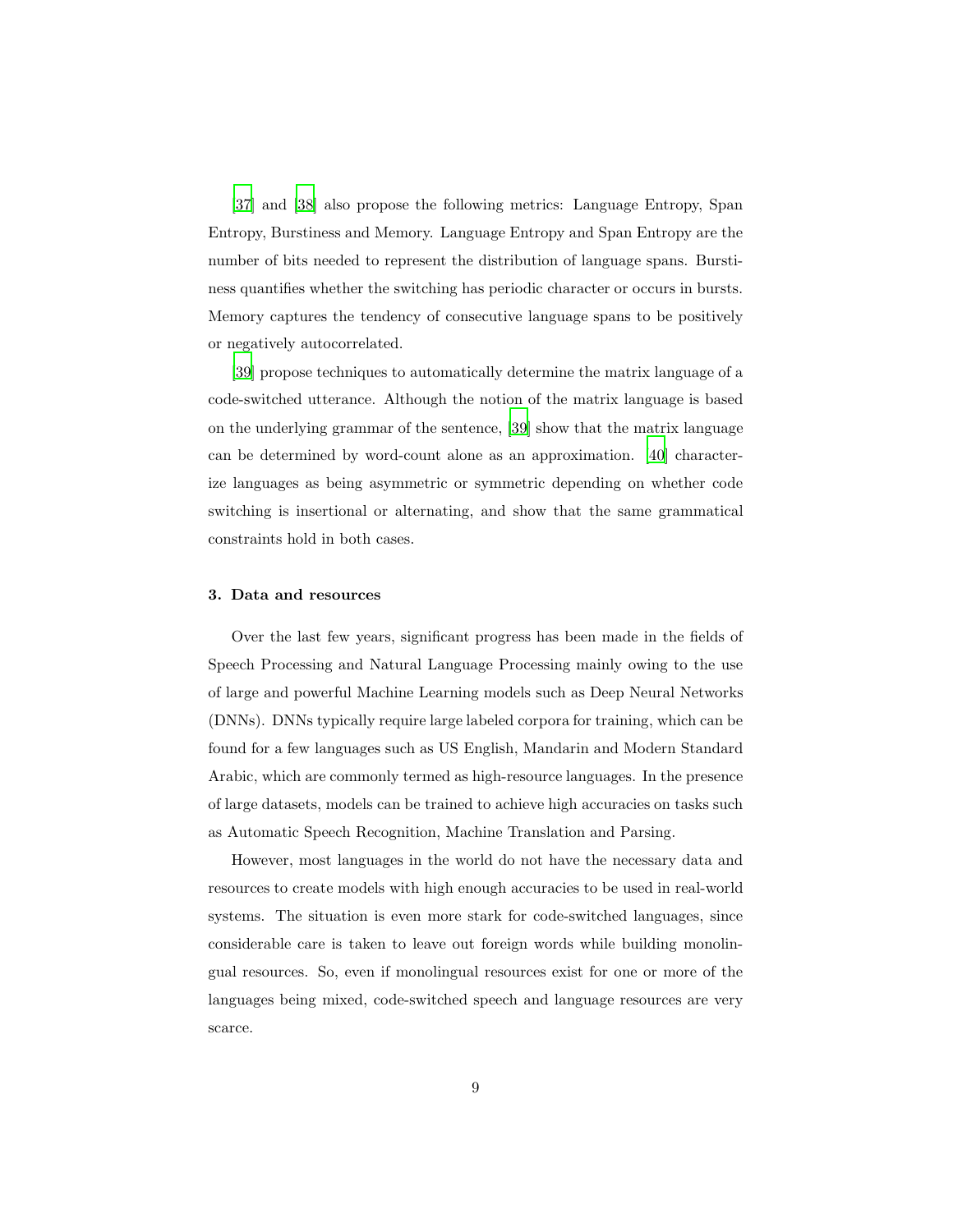[37] and [38] also propose the following metrics: Language Entropy, Span Entropy, Burstiness and Memory. Language Entropy and Span Entropy are the number of bits needed to represent the distribution of language spans. Burstiness quantifies whether the switching has periodic character or occurs in bursts. Memory captures the tendency of consecutive language spans to be positively or negatively autocorrelated.

[39] propose techniques to automatically determine the matrix language of a code-switched utterance. Although the notion of the matrix language is based on the underlying grammar of the sentence, [39] show that the matrix language can be determined by word-count alone as an approximation. [40] characterize languages as being asymmetric or symmetric depending on whether code switching is insertional or alternating, and show that the same grammatical constraints hold in both cases.

## 3. Data and resources

Over the last few years, significant progress has been made in the fields of Speech Processing and Natural Language Processing mainly owing to the use of large and powerful Machine Learning models such as Deep Neural Networks (DNNs). DNNs typically require large labeled corpora for training, which can be found for a few languages such as US English, Mandarin and Modern Standard Arabic, which are commonly termed as high-resource languages. In the presence of large datasets, models can be trained to achieve high accuracies on tasks such as Automatic Speech Recognition, Machine Translation and Parsing.

However, most languages in the world do not have the necessary data and resources to create models with high enough accuracies to be used in real-world systems. The situation is even more stark for code-switched languages, since considerable care is taken to leave out foreign words while building monolingual resources. So, even if monolingual resources exist for one or more of the languages being mixed, code-switched speech and language resources are very scarce.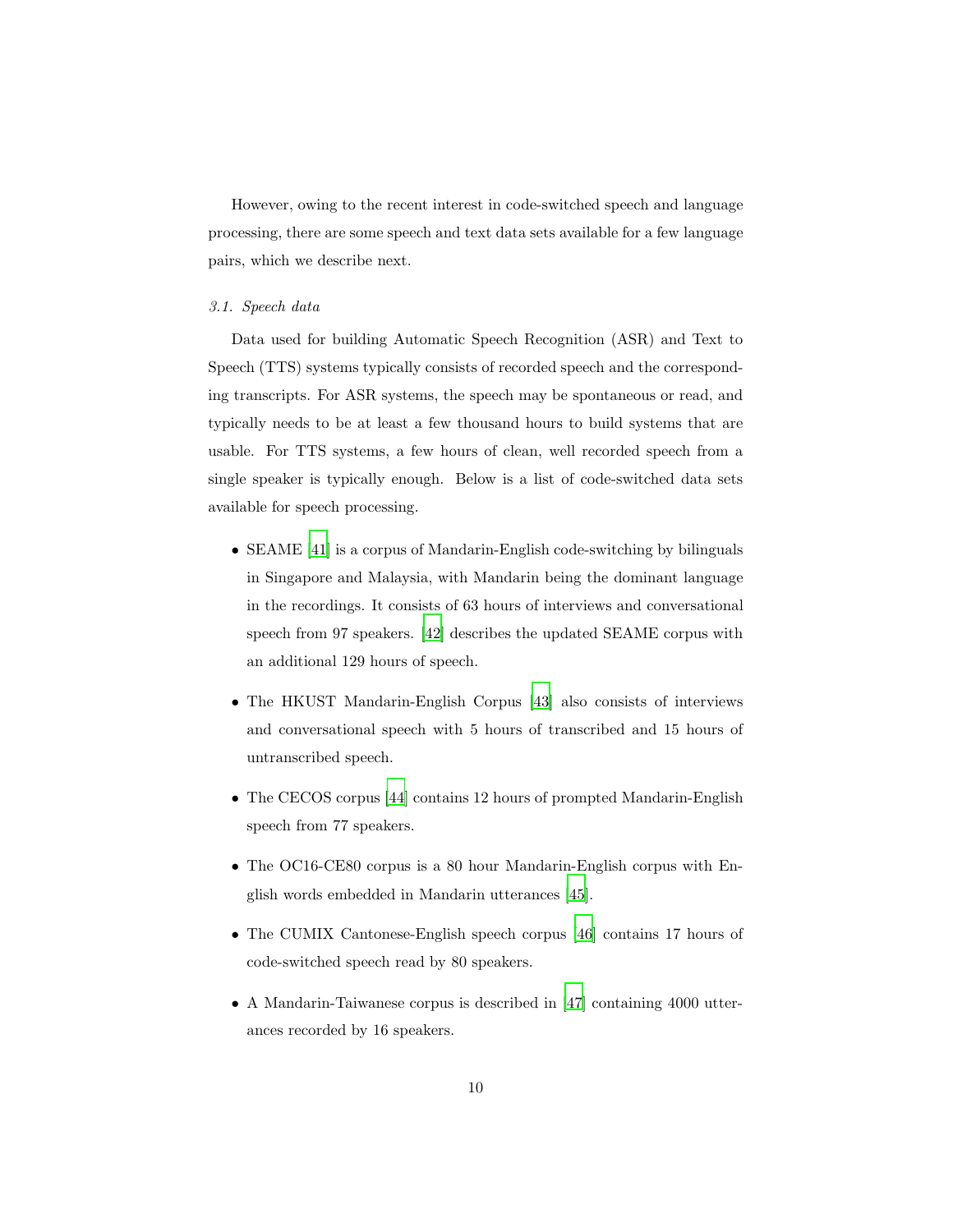However, owing to the recent interest in code-switched speech and language processing, there are some speech and text data sets available for a few language pairs, which we describe next.

### *3.1. Speech data*

Data used for building Automatic Speech Recognition (ASR) and Text to Speech (TTS) systems typically consists of recorded speech and the corresponding transcripts. For ASR systems, the speech may be spontaneous or read, and typically needs to be at least a few thousand hours to build systems that are usable. For TTS systems, a few hours of clean, well recorded speech from a single speaker is typically enough. Below is a list of code-switched data sets available for speech processing.

- SEAME [41] is a corpus of Mandarin-English code-switching by bilinguals in Singapore and Malaysia, with Mandarin being the dominant language in the recordings. It consists of 63 hours of interviews and conversational speech from 97 speakers. [42] describes the updated SEAME corpus with an additional 129 hours of speech.
- The HKUST Mandarin-English Corpus [43] also consists of interviews and conversational speech with 5 hours of transcribed and 15 hours of untranscribed speech.
- The CECOS corpus [44] contains 12 hours of prompted Mandarin-English speech from 77 speakers.
- The OC16-CE80 corpus is a 80 hour Mandarin-English corpus with English words embedded in Mandarin utterances [45].
- The CUMIX Cantonese-English speech corpus [46] contains 17 hours of code-switched speech read by 80 speakers.
- A Mandarin-Taiwanese corpus is described in [47] containing 4000 utterances recorded by 16 speakers.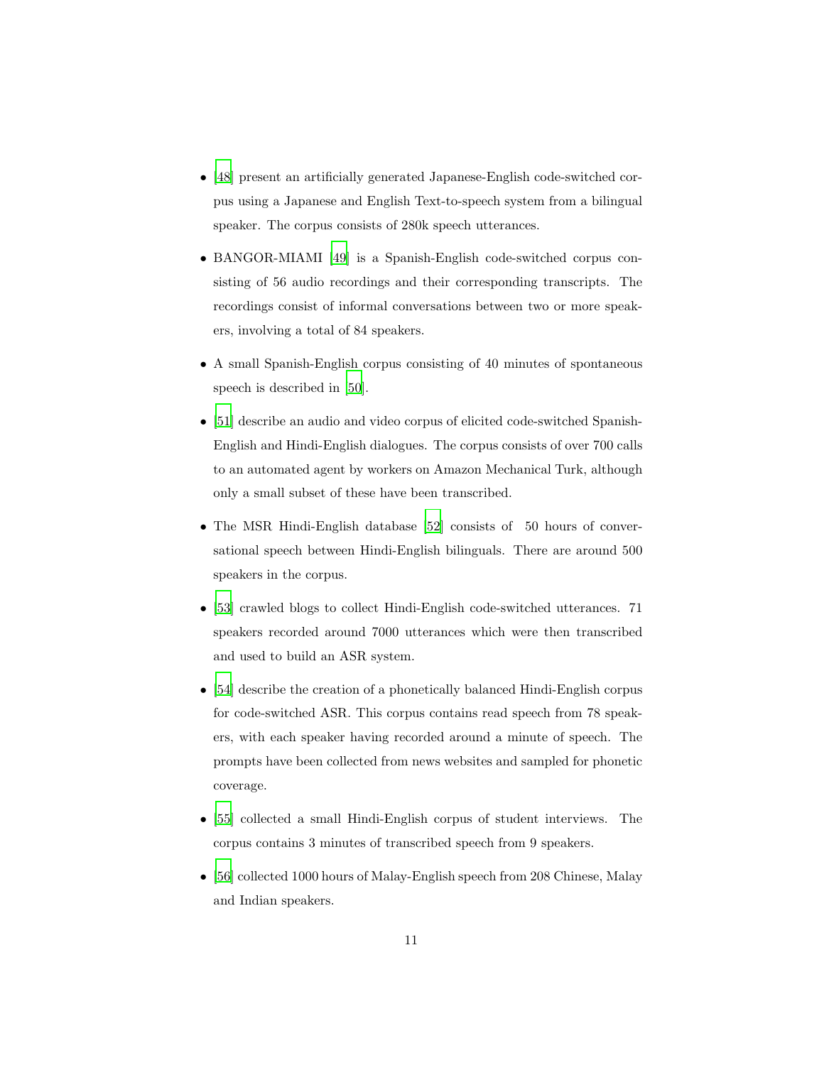- [48] present an artificially generated Japanese-English code-switched corpus using a Japanese and English Text-to-speech system from a bilingual speaker. The corpus consists of 280k speech utterances.

- BANGOR-MIAMI [49] is a Spanish-English code-switched corpus consisting of 56 audio recordings and their corresponding transcripts. The recordings consist of informal conversations between two or more speakers, involving a total of 84 speakers.

- A small Spanish-English corpus consisting of 40 minutes of spontaneous speech is described in [50].

- [51] describe an audio and video corpus of elicited code-switched Spanish-English and Hindi-English dialogues. The corpus consists of over 700 calls to an automated agent by workers on Amazon Mechanical Turk, although only a small subset of these have been transcribed.

- The MSR Hindi-English database [52] consists of 50 hours of conversational speech between Hindi-English bilinguals. There are around 500 speakers in the corpus.

- [53] crawled blogs to collect Hindi-English code-switched utterances. 71 speakers recorded around 7000 utterances which were then transcribed and used to build an ASR system.

- [54] describe the creation of a phonetically balanced Hindi-English corpus for code-switched ASR. This corpus contains read speech from 78 speakers, with each speaker having recorded around a minute of speech. The prompts have been collected from news websites and sampled for phonetic coverage.

- [55] collected a small Hindi-English corpus of student interviews. The corpus contains 3 minutes of transcribed speech from 9 speakers.

- [56] collected 1000 hours of Malay-English speech from 208 Chinese, Malay and Indian speakers.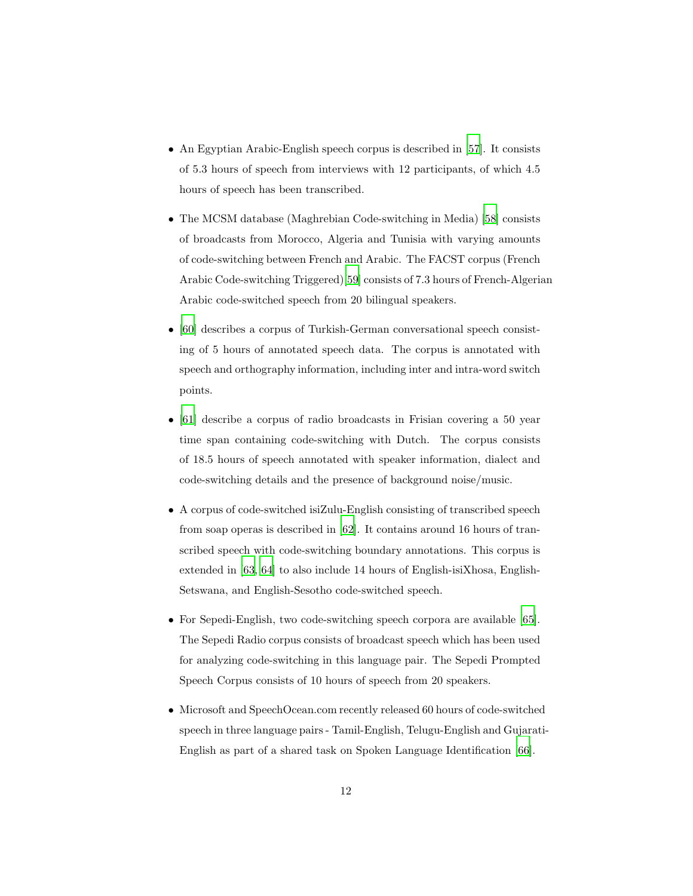- An Egyptian Arabic-English speech corpus is described in [57]. It consists of 5.3 hours of speech from interviews with 12 participants, of which 4.5 hours of speech has been transcribed.

- The MCSM database (Maghrebian Code-switching in Media) [58] consists of broadcasts from Morocco, Algeria and Tunisia with varying amounts of code-switching between French and Arabic. The FACST corpus (French Arabic Code-switching Triggered) [59] consists of 7.3 hours of French-Algerian Arabic code-switched speech from 20 bilingual speakers.

- [60] describes a corpus of Turkish-German conversational speech consisting of 5 hours of annotated speech data. The corpus is annotated with speech and orthography information, including inter and intra-word switch points.

- [61] describe a corpus of radio broadcasts in Frisian covering a 50 year time span containing code-switching with Dutch. The corpus consists of 18.5 hours of speech annotated with speaker information, dialect and code-switching details and the presence of background noise/music.

- A corpus of code-switched isiZulu-English consisting of transcribed speech from soap operas is described in [62]. It contains around 16 hours of transcribed speech with code-switching boundary annotations. This corpus is extended in [63, 64] to also include 14 hours of English-isiXhosa, English-Setswana, and English-Sesotho code-switched speech.

- For Sepedi-English, two code-switching speech corpora are available [65]. The Sepedi Radio corpus consists of broadcast speech which has been used for analyzing code-switching in this language pair. The Sepedi Prompted Speech Corpus consists of 10 hours of speech from 20 speakers.

- Microsoft and SpeechOcean.com recently released 60 hours of code-switched speech in three language pairs - Tamil-English, Telugu-English and Gujarati-English as part of a shared task on Spoken Language Identification [66].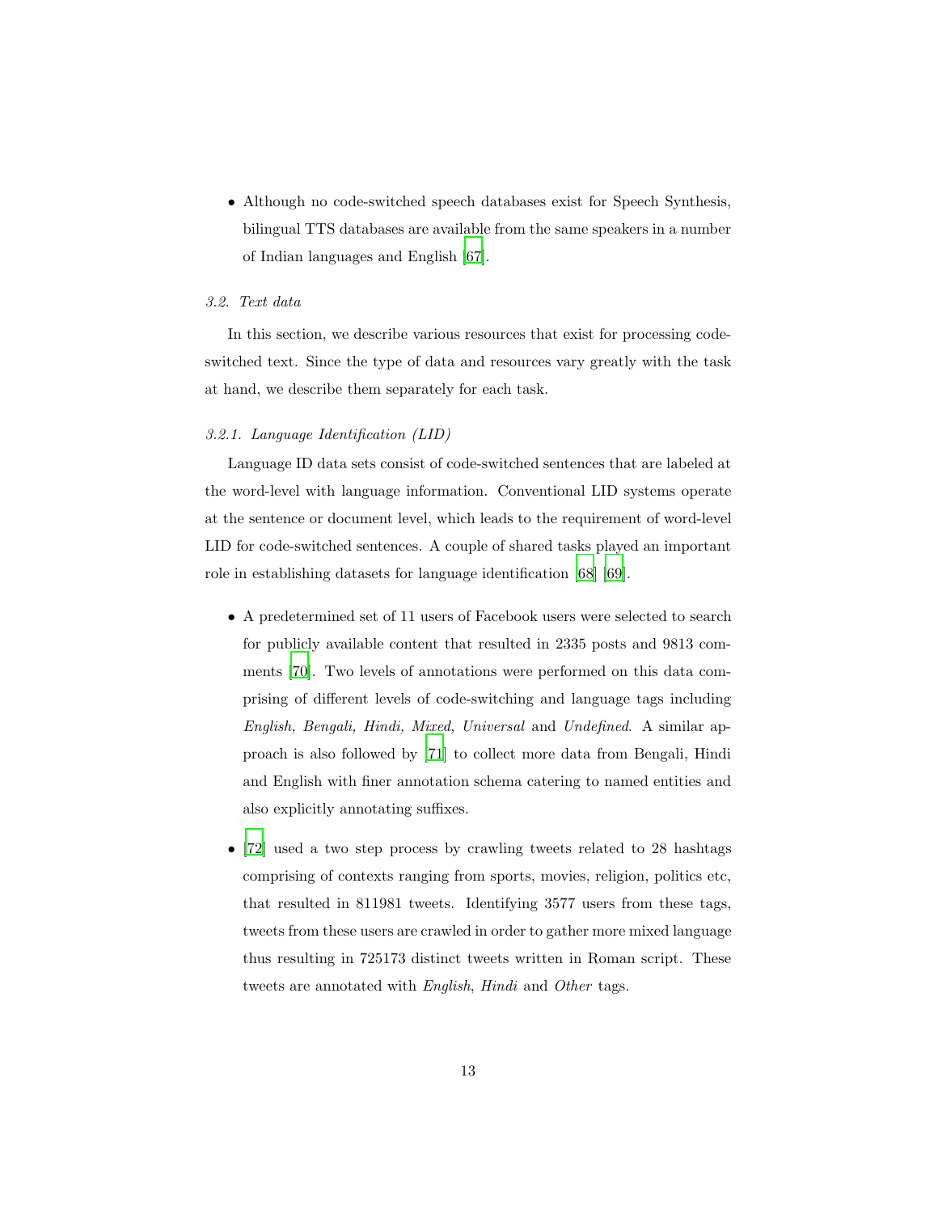- Although no code-switched speech databases exist for Speech Synthesis, bilingual TTS databases are available from the same speakers in a number of Indian languages and English [67].

### 3.2. Text data

In this section, we describe various resources that exist for processing code-switched text. Since the type of data and resources vary greatly with the task at hand, we describe them separately for each task.

#### 3.2.1. Language Identification (LID)

Language ID data sets consist of code-switched sentences that are labeled at the word-level with language information. Conventional LID systems operate at the sentence or document level, which leads to the requirement of word-level LID for code-switched sentences. A couple of shared tasks played an important role in establishing datasets for language identification [68] [69].

- A predetermined set of 11 users of Facebook users were selected to search for publicly available content that resulted in 2335 posts and 9813 comments [70]. Two levels of annotations were performed on this data comprising of different levels of code-switching and language tags including *English, Bengali, Hindi, Mixed, Universal* and *Undefined*. A similar approach is also followed by [71] to collect more data from Bengali, Hindi and English with finer annotation schema catering to named entities and also explicitly annotating suffixes.

- [72] used a two step process by crawling tweets related to 28 hashtags comprising of contexts ranging from sports, movies, religion, politics etc, that resulted in 811981 tweets. Identifying 3577 users from these tags, tweets from these users are crawled in order to gather more mixed language thus resulting in 725173 distinct tweets written in Roman script. These tweets are annotated with *English*, *Hindi* and *Other* tags.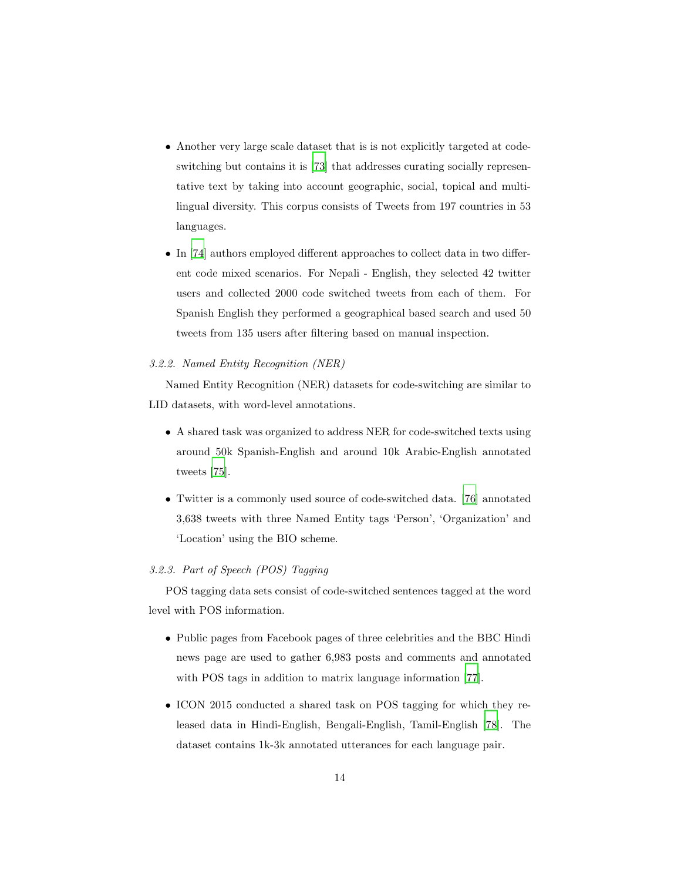- Another very large scale dataset that is is not explicitly targeted at code-switching but contains it is [73] that addresses curating socially representative text by taking into account geographic, social, topical and multi-lingual diversity. This corpus consists of Tweets from 197 countries in 53 languages.

- In [74] authors employed different approaches to collect data in two different code mixed scenarios. For Nepali - English, they selected 42 twitter users and collected 2000 code switched tweets from each of them. For Spanish English they performed a geographical based search and used 50 tweets from 135 users after filtering based on manual inspection.

### 3.2.2. Named Entity Recognition (NER)

Named Entity Recognition (NER) datasets for code-switching are similar to LID datasets, with word-level annotations.

- A shared task was organized to address NER for code-switched texts using around 50k Spanish-English and around 10k Arabic-English annotated tweets [75].

- Twitter is a commonly used source of code-switched data. [76] annotated 3,638 tweets with three Named Entity tags 'Person', 'Organization' and 'Location' using the BIO scheme.

### 3.2.3. Part of Speech (POS) Tagging

POS tagging data sets consist of code-switched sentences tagged at the word level with POS information.

- Public pages from Facebook pages of three celebrities and the BBC Hindi news page are used to gather 6,983 posts and comments and annotated with POS tags in addition to matrix language information [77].

- ICON 2015 conducted a shared task on POS tagging for which they released data in Hindi-English, Bengali-English, Tamil-English [78]. The dataset contains 1k-3k annotated utterances for each language pair.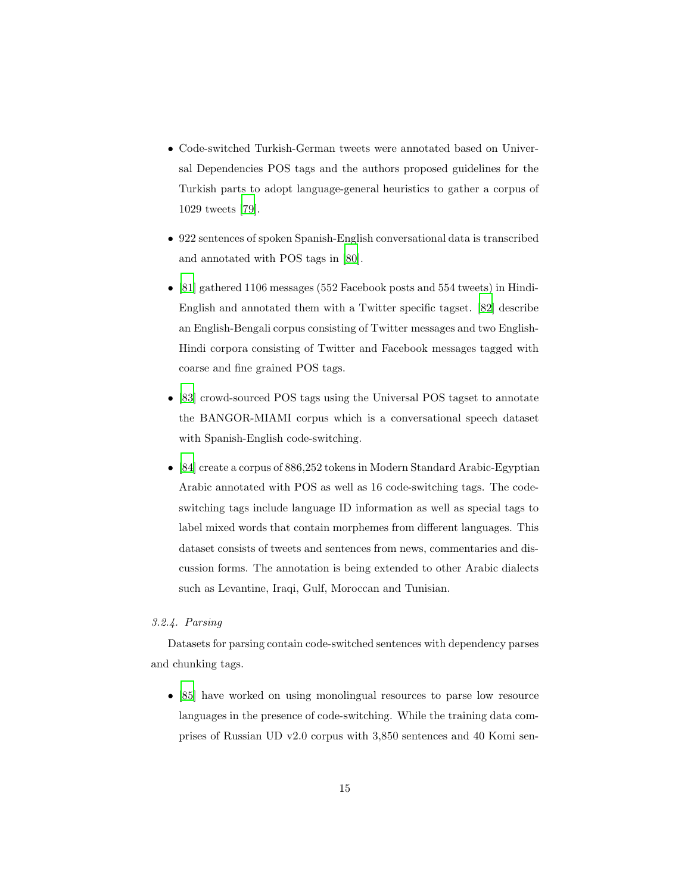- Code-switched Turkish-German tweets were annotated based on Universal Dependencies POS tags and the authors proposed guidelines for the Turkish parts to adopt language-general heuristics to gather a corpus of 1029 tweets [79].

- 922 sentences of spoken Spanish-English conversational data is transcribed and annotated with POS tags in [80].

- [81] gathered 1106 messages (552 Facebook posts and 554 tweets) in Hindi-English and annotated them with a Twitter specific tagset. [82] describe an English-Bengali corpus consisting of Twitter messages and two English-Hindi corpora consisting of Twitter and Facebook messages tagged with coarse and fine grained POS tags.

- [83] crowd-sourced POS tags using the Universal POS tagset to annotate the BANGOR-MIAMI corpus which is a conversational speech dataset with Spanish-English code-switching.

- [84] create a corpus of 886,252 tokens in Modern Standard Arabic-Egyptian Arabic annotated with POS as well as 16 code-switching tags. The code-switching tags include language ID information as well as special tags to label mixed words that contain morphemes from different languages. This dataset consists of tweets and sentences from news, commentaries and discussion forms. The annotation is being extended to other Arabic dialects such as Levantine, Iraqi, Gulf, Moroccan and Tunisian.

*3.2.4. Parsing*

Datasets for parsing contain code-switched sentences with dependency parses and chunking tags.

- [85] have worked on using monolingual resources to parse low resource languages in the presence of code-switching. While the training data comprises of Russian UD v2.0 corpus with 3,850 sentences and 40 Komi sen-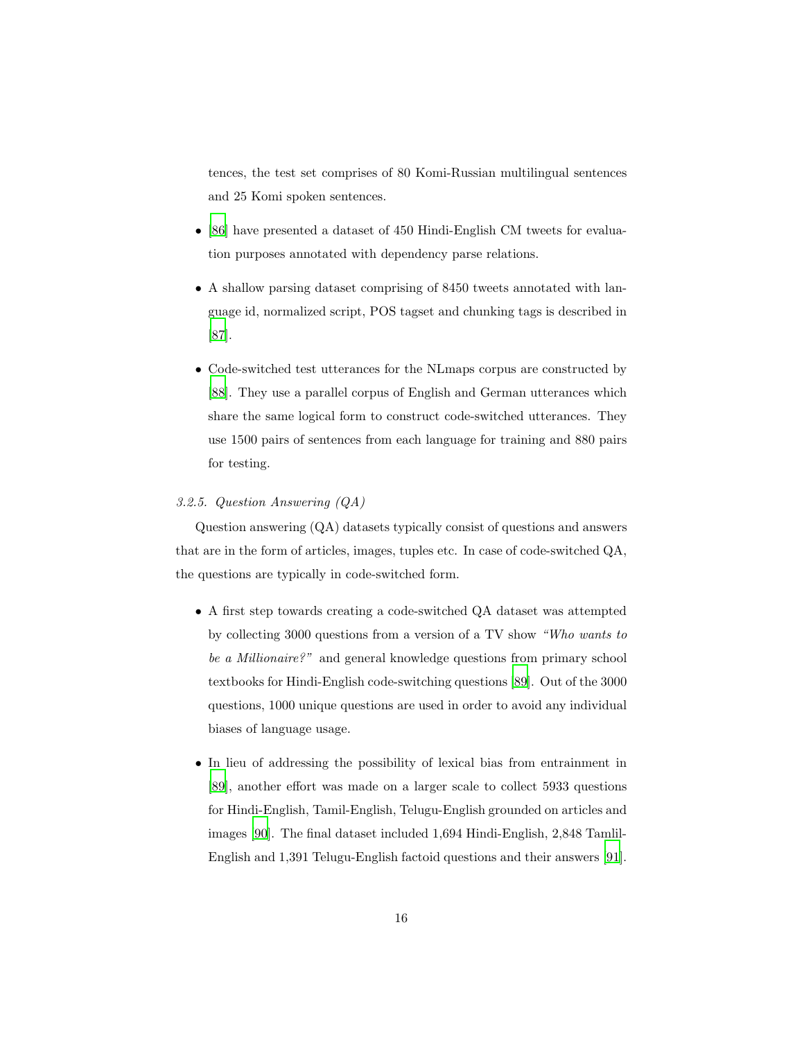tences, the test set comprises of 80 Komi-Russian multilingual sentences and 25 Komi spoken sentences.

- [86] have presented a dataset of 450 Hindi-English CM tweets for evaluation purposes annotated with dependency parse relations.
- A shallow parsing dataset comprising of 8450 tweets annotated with language id, normalized script, POS tagset and chunking tags is described in [87].
- Code-switched test utterances for the NLmaps corpus are constructed by [88]. They use a parallel corpus of English and German utterances which share the same logical form to construct code-switched utterances. They use 1500 pairs of sentences from each language for training and 880 pairs for testing.

*3.2.5. Question Answering (QA)*

Question answering (QA) datasets typically consist of questions and answers that are in the form of articles, images, tuples etc. In case of code-switched QA, the questions are typically in code-switched form.

- A first step towards creating a code-switched QA dataset was attempted by collecting 3000 questions from a version of a TV show *"Who wants to be a Millionaire?"* and general knowledge questions from primary school textbooks for Hindi-English code-switching questions [89]. Out of the 3000 questions, 1000 unique questions are used in order to avoid any individual biases of language usage.
- In lieu of addressing the possibility of lexical bias from entrainment in [89], another effort was made on a larger scale to collect 5933 questions for Hindi-English, Tamil-English, Telugu-English grounded on articles and images [90]. The final dataset included 1,694 Hindi-English, 2,848 Tamlil-English and 1,391 Telugu-English factoid questions and their answers [91].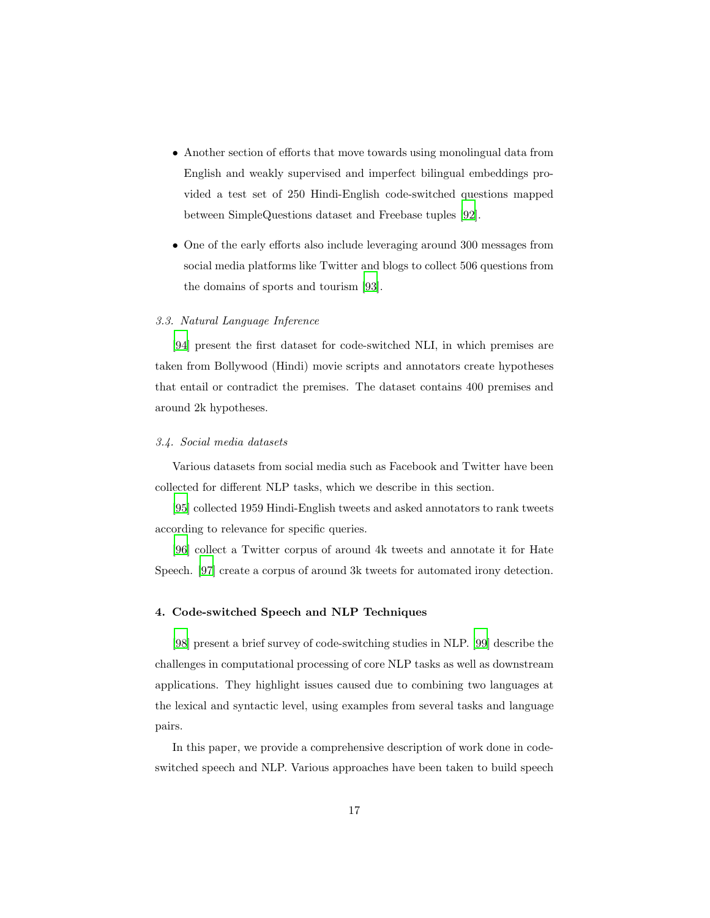- Another section of efforts that move towards using monolingual data from English and weakly supervised and imperfect bilingual embeddings provided a test set of 250 Hindi-English code-switched questions mapped between SimpleQuestions dataset and Freebase tuples [92].

- One of the early efforts also include leveraging around 300 messages from social media platforms like Twitter and blogs to collect 506 questions from the domains of sports and tourism [93].

### *3.3. Natural Language Inference*

[94] present the first dataset for code-switched NLI, in which premises are taken from Bollywood (Hindi) movie scripts and annotators create hypotheses that entail or contradict the premises. The dataset contains 400 premises and around 2k hypotheses.

### *3.4. Social media datasets*

Various datasets from social media such as Facebook and Twitter have been collected for different NLP tasks, which we describe in this section.

[95] collected 1959 Hindi-English tweets and asked annotators to rank tweets according to relevance for specific queries.

[96] collect a Twitter corpus of around 4k tweets and annotate it for Hate Speech. [97] create a corpus of around 3k tweets for automated irony detection.

## 4. Code-switched Speech and NLP Techniques

[98] present a brief survey of code-switching studies in NLP. [99] describe the challenges in computational processing of core NLP tasks as well as downstream applications. They highlight issues caused due to combining two languages at the lexical and syntactic level, using examples from several tasks and language pairs.

In this paper, we provide a comprehensive description of work done in code-switched speech and NLP. Various approaches have been taken to build speech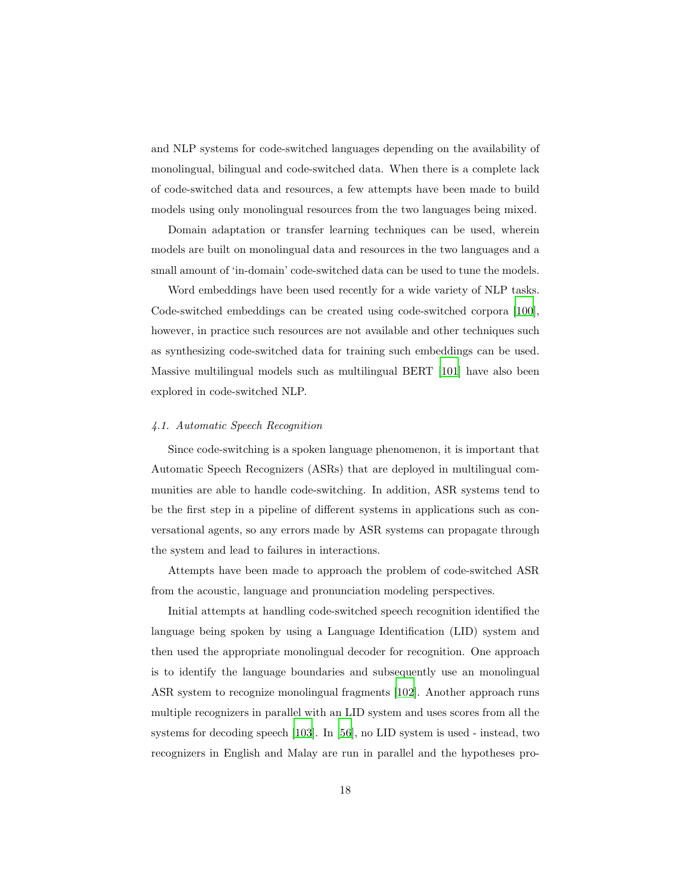and NLP systems for code-switched languages depending on the availability of monolingual, bilingual and code-switched data. When there is a complete lack of code-switched data and resources, a few attempts have been made to build models using only monolingual resources from the two languages being mixed.

Domain adaptation or transfer learning techniques can be used, wherein models are built on monolingual data and resources in the two languages and a small amount of 'in-domain' code-switched data can be used to tune the models.

Word embeddings have been used recently for a wide variety of NLP tasks. Code-switched embeddings can be created using code-switched corpora [100], however, in practice such resources are not available and other techniques such as synthesizing code-switched data for training such embeddings can be used. Massive multilingual models such as multilingual BERT [101] have also been explored in code-switched NLP.

### 4.1. Automatic Speech Recognition

Since code-switching is a spoken language phenomenon, it is important that Automatic Speech Recognizers (ASRs) that are deployed in multilingual communities are able to handle code-switching. In addition, ASR systems tend to be the first step in a pipeline of different systems in applications such as conversational agents, so any errors made by ASR systems can propagate through the system and lead to failures in interactions.

Attempts have been made to approach the problem of code-switched ASR from the acoustic, language and pronunciation modeling perspectives.

Initial attempts at handling code-switched speech recognition identified the language being spoken by using a Language Identification (LID) system and then used the appropriate monolingual decoder for recognition. One approach is to identify the language boundaries and subsequently use an monolingual ASR system to recognize monolingual fragments [102]. Another approach runs multiple recognizers in parallel with an LID system and uses scores from all the systems for decoding speech [103]. In [56], no LID system is used - instead, two recognizers in English and Malay are run in parallel and the hypotheses pro-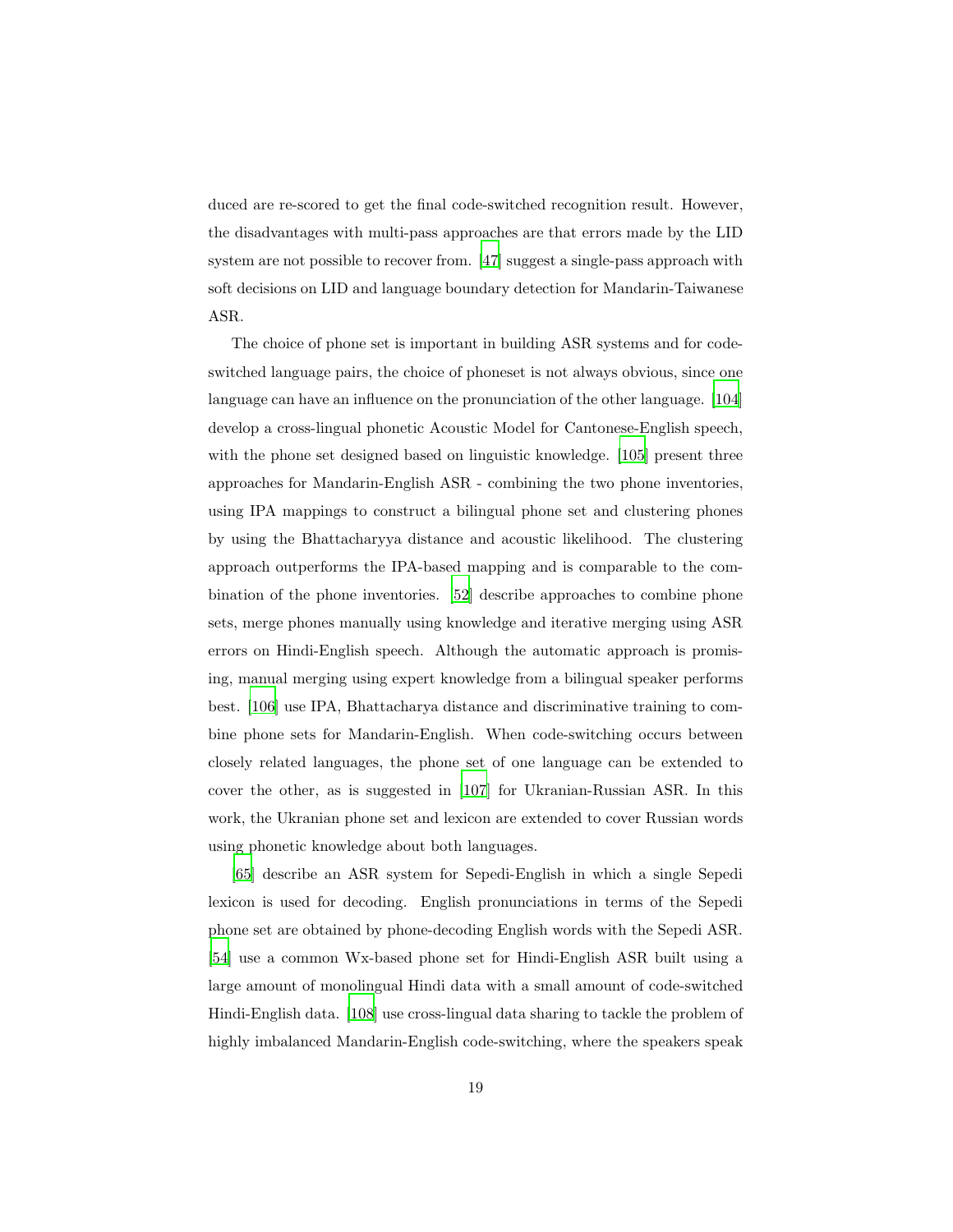duced are re-scored to get the final code-switched recognition result. However, the disadvantages with multi-pass approaches are that errors made by the LID system are not possible to recover from. [47] suggest a single-pass approach with soft decisions on LID and language boundary detection for Mandarin-Taiwanese ASR.

The choice of phone set is important in building ASR systems and for code-switched language pairs, the choice of phoneset is not always obvious, since one language can have an influence on the pronunciation of the other language. [104] develop a cross-lingual phonetic Acoustic Model for Cantonese-English speech, with the phone set designed based on linguistic knowledge. [105] present three approaches for Mandarin-English ASR - combining the two phone inventories, using IPA mappings to construct a bilingual phone set and clustering phones by using the Bhattacharyya distance and acoustic likelihood. The clustering approach outperforms the IPA-based mapping and is comparable to the combination of the phone inventories. [52] describe approaches to combine phone sets, merge phones manually using knowledge and iterative merging using ASR errors on Hindi-English speech. Although the automatic approach is promising, manual merging using expert knowledge from a bilingual speaker performs best. [106] use IPA, Bhattacharya distance and discriminative training to combine phone sets for Mandarin-English. When code-switching occurs between closely related languages, the phone set of one language can be extended to cover the other, as is suggested in [107] for Ukranian-Russian ASR. In this work, the Ukranian phone set and lexicon are extended to cover Russian words using phonetic knowledge about both languages.

[65] describe an ASR system for Sepedi-English in which a single Sepedi lexicon is used for decoding. English pronunciations in terms of the Sepedi phone set are obtained by phone-decoding English words with the Sepedi ASR. [54] use a common Wx-based phone set for Hindi-English ASR built using a large amount of monolingual Hindi data with a small amount of code-switched Hindi-English data. [108] use cross-lingual data sharing to tackle the problem of highly imbalanced Mandarin-English code-switching, where the speakers speak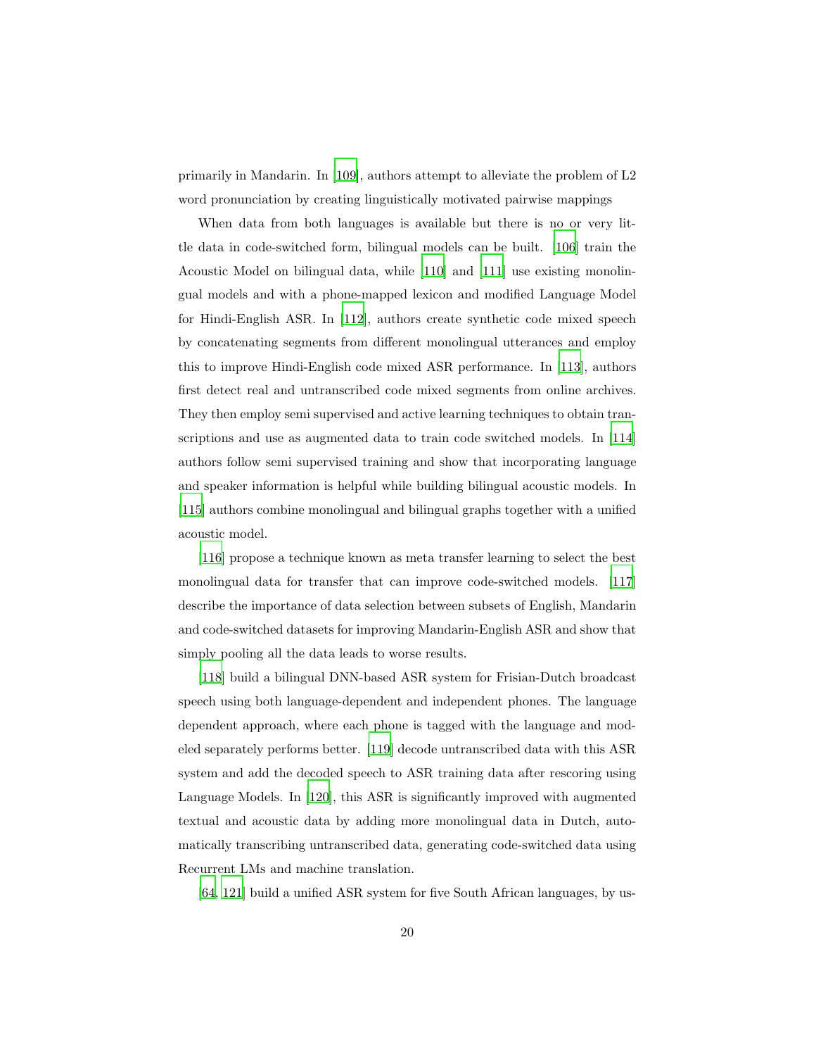primarily in Mandarin. In [109], authors attempt to alleviate the problem of L2 word pronunciation by creating linguistically motivated pairwise mappings

When data from both languages is available but there is no or very little data in code-switched form, bilingual models can be built. [106] train the Acoustic Model on bilingual data, while [110] and [111] use existing monolingual models and with a phone-mapped lexicon and modified Language Model for Hindi-English ASR. In [112], authors create synthetic code mixed speech by concatenating segments from different monolingual utterances and employ this to improve Hindi-English code mixed ASR performance. In [113], authors first detect real and untranscribed code mixed segments from online archives. They then employ semi supervised and active learning techniques to obtain transcriptions and use as augmented data to train code switched models. In [114] authors follow semi supervised training and show that incorporating language and speaker information is helpful while building bilingual acoustic models. In [115] authors combine monolingual and bilingual graphs together with a unified acoustic model.

[116] propose a technique known as meta transfer learning to select the best monolingual data for transfer that can improve code-switched models. [117] describe the importance of data selection between subsets of English, Mandarin and code-switched datasets for improving Mandarin-English ASR and show that simply pooling all the data leads to worse results.

[118] build a bilingual DNN-based ASR system for Frisian-Dutch broadcast speech using both language-dependent and independent phones. The language dependent approach, where each phone is tagged with the language and modeled separately performs better. [119] decode untranscribed data with this ASR system and add the decoded speech to ASR training data after rescoring using Language Models. In [120], this ASR is significantly improved with augmented textual and acoustic data by adding more monolingual data in Dutch, automatically transcribing untranscribed data, generating code-switched data using Recurrent LMs and machine translation.

[64, 121] build a unified ASR system for five South African languages, by us-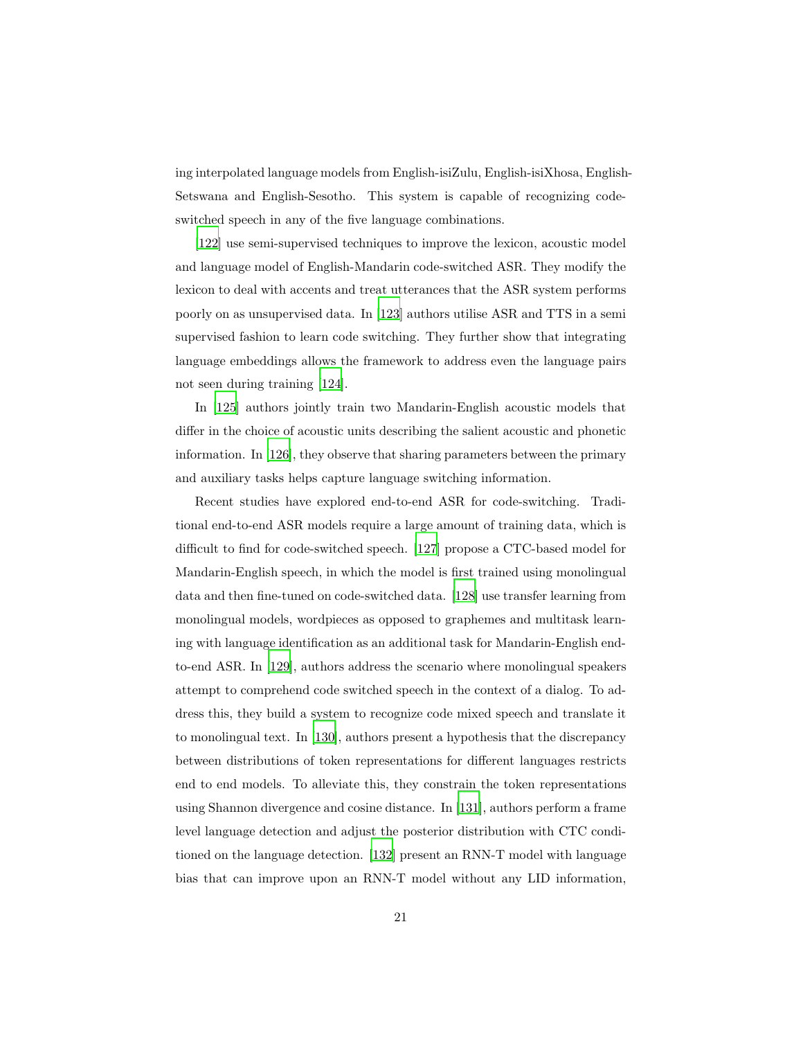ing interpolated language models from English-isiZulu, English-isiXhosa, English-Setswana and English-Sesotho. This system is capable of recognizing code-switched speech in any of the five language combinations.

[122] use semi-supervised techniques to improve the lexicon, acoustic model and language model of English-Mandarin code-switched ASR. They modify the lexicon to deal with accents and treat utterances that the ASR system performs poorly on as unsupervised data. In [123] authors utilise ASR and TTS in a semi supervised fashion to learn code switching. They further show that integrating language embeddings allows the framework to address even the language pairs not seen during training [124].

In [125] authors jointly train two Mandarin-English acoustic models that differ in the choice of acoustic units describing the salient acoustic and phonetic information. In [126], they observe that sharing parameters between the primary and auxiliary tasks helps capture language switching information.

Recent studies have explored end-to-end ASR for code-switching. Traditional end-to-end ASR models require a large amount of training data, which is difficult to find for code-switched speech. [127] propose a CTC-based model for Mandarin-English speech, in which the model is first trained using monolingual data and then fine-tuned on code-switched data. [128] use transfer learning from monolingual models, wordpieces as opposed to graphemes and multitask learning with language identification as an additional task for Mandarin-English end-to-end ASR. In [129], authors address the scenario where monolingual speakers attempt to comprehend code switched speech in the context of a dialog. To address this, they build a system to recognize code mixed speech and translate it to monolingual text. In [130], authors present a hypothesis that the discrepancy between distributions of token representations for different languages restricts end to end models. To alleviate this, they constrain the token representations using Shannon divergence and cosine distance. In [131], authors perform a frame level language detection and adjust the posterior distribution with CTC conditioned on the language detection. [132] present an RNN-T model with language bias that can improve upon an RNN-T model without any LID information,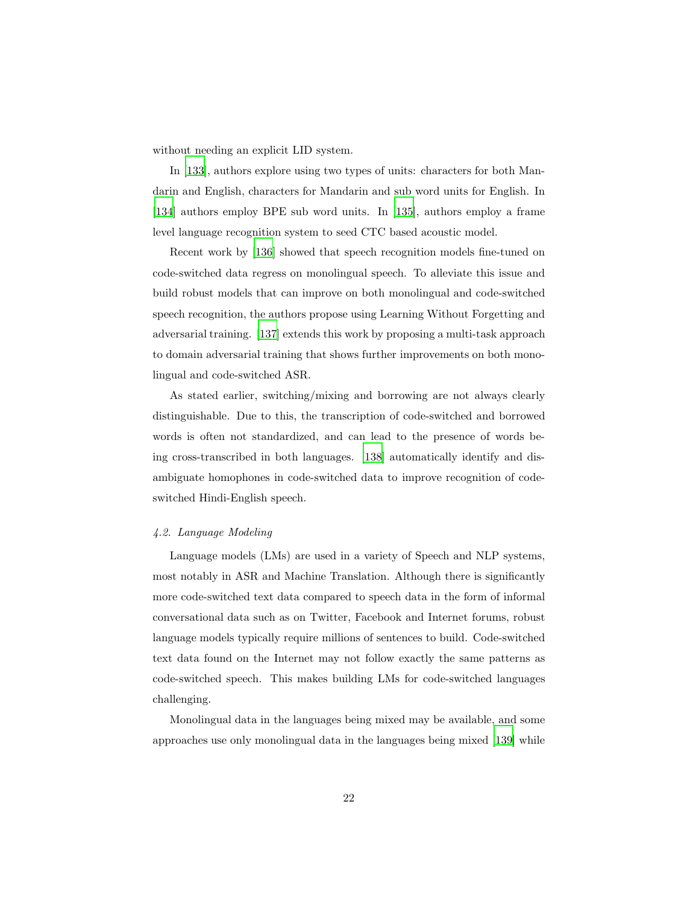without needing an explicit LID system.

In [133], authors explore using two types of units: characters for both Mandarin and English, characters for Mandarin and sub word units for English. In [134] authors employ BPE sub word units. In [135], authors employ a frame level language recognition system to seed CTC based acoustic model.

Recent work by [136] showed that speech recognition models fine-tuned on code-switched data regress on monolingual speech. To alleviate this issue and build robust models that can improve on both monolingual and code-switched speech recognition, the authors propose using Learning Without Forgetting and adversarial training. [137] extends this work by proposing a multi-task approach to domain adversarial training that shows further improvements on both monolingual and code-switched ASR.

As stated earlier, switching/mixing and borrowing are not always clearly distinguishable. Due to this, the transcription of code-switched and borrowed words is often not standardized, and can lead to the presence of words being cross-transcribed in both languages. [138] automatically identify and disambiguate homophones in code-switched data to improve recognition of code-switched Hindi-English speech.

### *4.2. Language Modeling*

Language models (LMs) are used in a variety of Speech and NLP systems, most notably in ASR and Machine Translation. Although there is significantly more code-switched text data compared to speech data in the form of informal conversational data such as on Twitter, Facebook and Internet forums, robust language models typically require millions of sentences to build. Code-switched text data found on the Internet may not follow exactly the same patterns as code-switched speech. This makes building LMs for code-switched languages challenging.

Monolingual data in the languages being mixed may be available, and some approaches use only monolingual data in the languages being mixed [139] while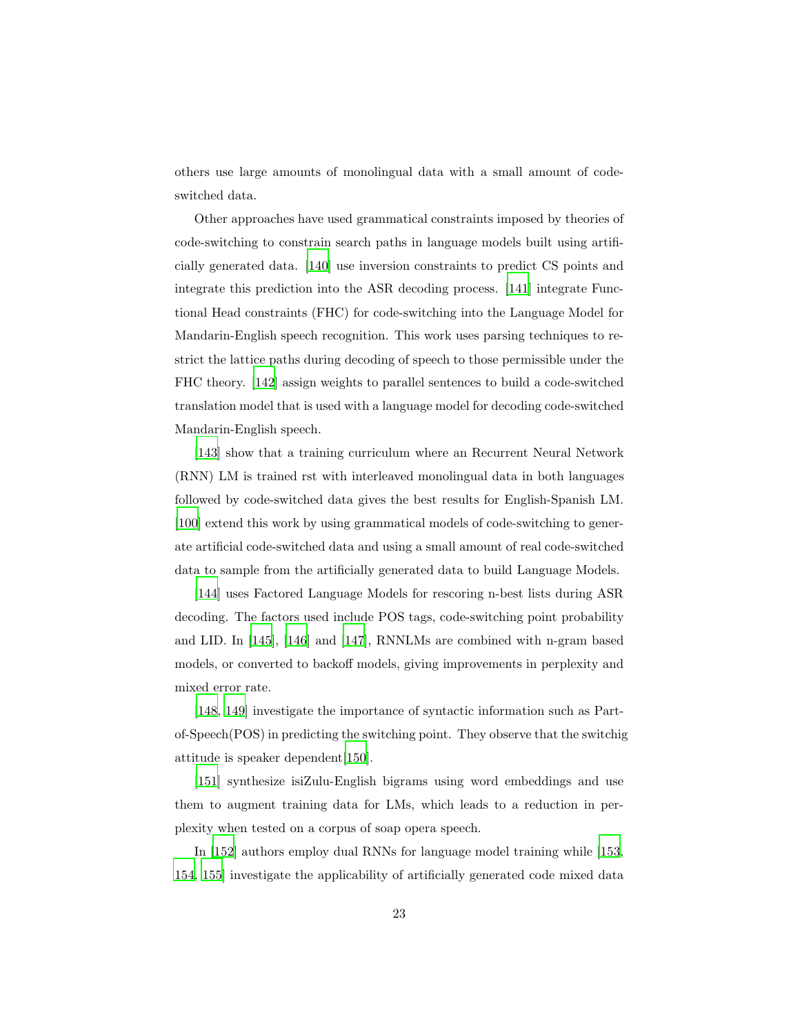others use large amounts of monolingual data with a small amount of code-switched data.

Other approaches have used grammatical constraints imposed by theories of code-switching to constrain search paths in language models built using artificially generated data. [140] use inversion constraints to predict CS points and integrate this prediction into the ASR decoding process. [141] integrate Functional Head constraints (FHC) for code-switching into the Language Model for Mandarin-English speech recognition. This work uses parsing techniques to restrict the lattice paths during decoding of speech to those permissible under the FHC theory. [142] assign weights to parallel sentences to build a code-switched translation model that is used with a language model for decoding code-switched Mandarin-English speech.

[143] show that a training curriculum where an Recurrent Neural Network (RNN) LM is trained rst with interleaved monolingual data in both languages followed by code-switched data gives the best results for English-Spanish LM. [100] extend this work by using grammatical models of code-switching to generate artificial code-switched data and using a small amount of real code-switched data to sample from the artificially generated data to build Language Models.

[144] uses Factored Language Models for rescoring n-best lists during ASR decoding. The factors used include POS tags, code-switching point probability and LID. In [145], [146] and [147], RNNLMs are combined with n-gram based models, or converted to backoff models, giving improvements in perplexity and mixed error rate.

[148, 149] investigate the importance of syntactic information such as Part-of-Speech(POS) in predicting the switching point. They observe that the switchig attitude is speaker dependent[150].

[151] synthesize isiZulu-English bigrams using word embeddings and use them to augment training data for LMs, which leads to a reduction in perplexity when tested on a corpus of soap opera speech.

In [152] authors employ dual RNNs for language model training while [153, 154, 155] investigate the applicability of artificially generated code mixed data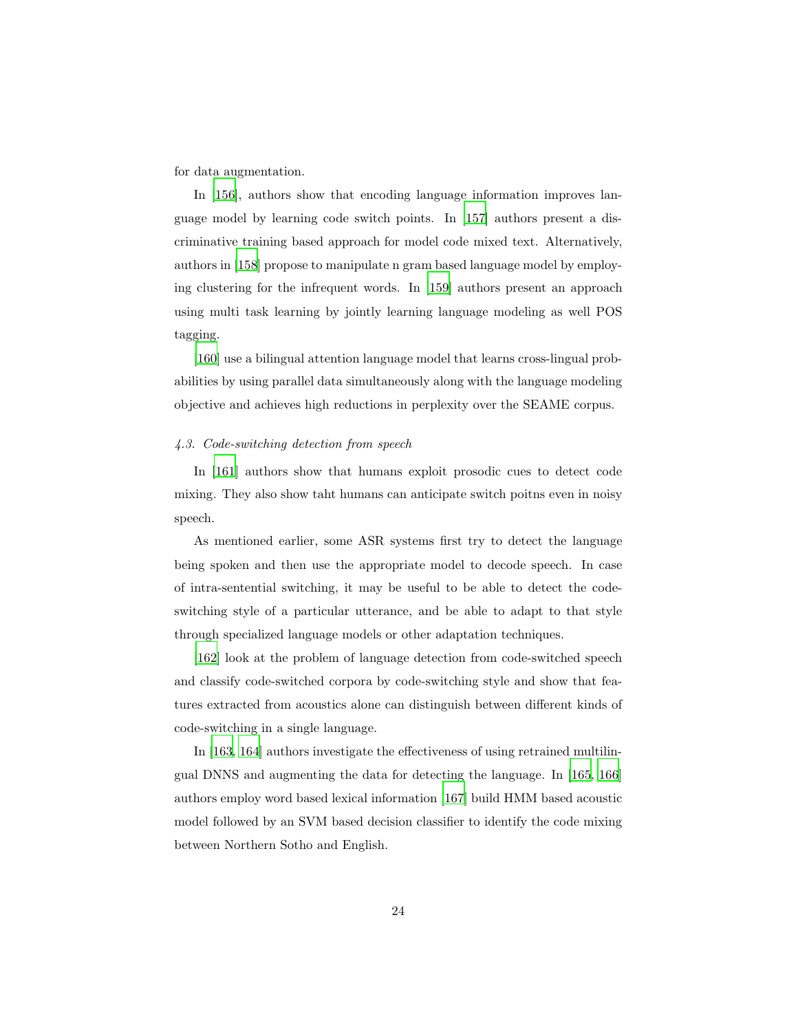for data augmentation.

In [156], authors show that encoding language information improves language model by learning code switch points. In [157] authors present a discriminative training based approach for model code mixed text. Alternatively, authors in [158] propose to manipulate n gram based language model by employing clustering for the infrequent words. In [159] authors present an approach using multi task learning by jointly learning language modeling as well POS tagging.

[160] use a bilingual attention language model that learns cross-lingual probabilities by using parallel data simultaneously along with the language modeling objective and achieves high reductions in perplexity over the SEAME corpus.

### *4.3. Code-switching detection from speech*

In [161] authors show that humans exploit prosodic cues to detect code mixing. They also show taht humans can anticipate switch poitns even in noisy speech.

As mentioned earlier, some ASR systems first try to detect the language being spoken and then use the appropriate model to decode speech. In case of intra-sentential switching, it may be useful to be able to detect the code-switching style of a particular utterance, and be able to adapt to that style through specialized language models or other adaptation techniques.

[162] look at the problem of language detection from code-switched speech and classify code-switched corpora by code-switching style and show that features extracted from acoustics alone can distinguish between different kinds of code-switching in a single language.

In [163, 164] authors investigate the effectiveness of using retrained multilingual DNNS and augmenting the data for detecting the language. In [165, 166] authors employ word based lexical information [167] build HMM based acoustic model followed by an SVM based decision classifier to identify the code mixing between Northern Sotho and English.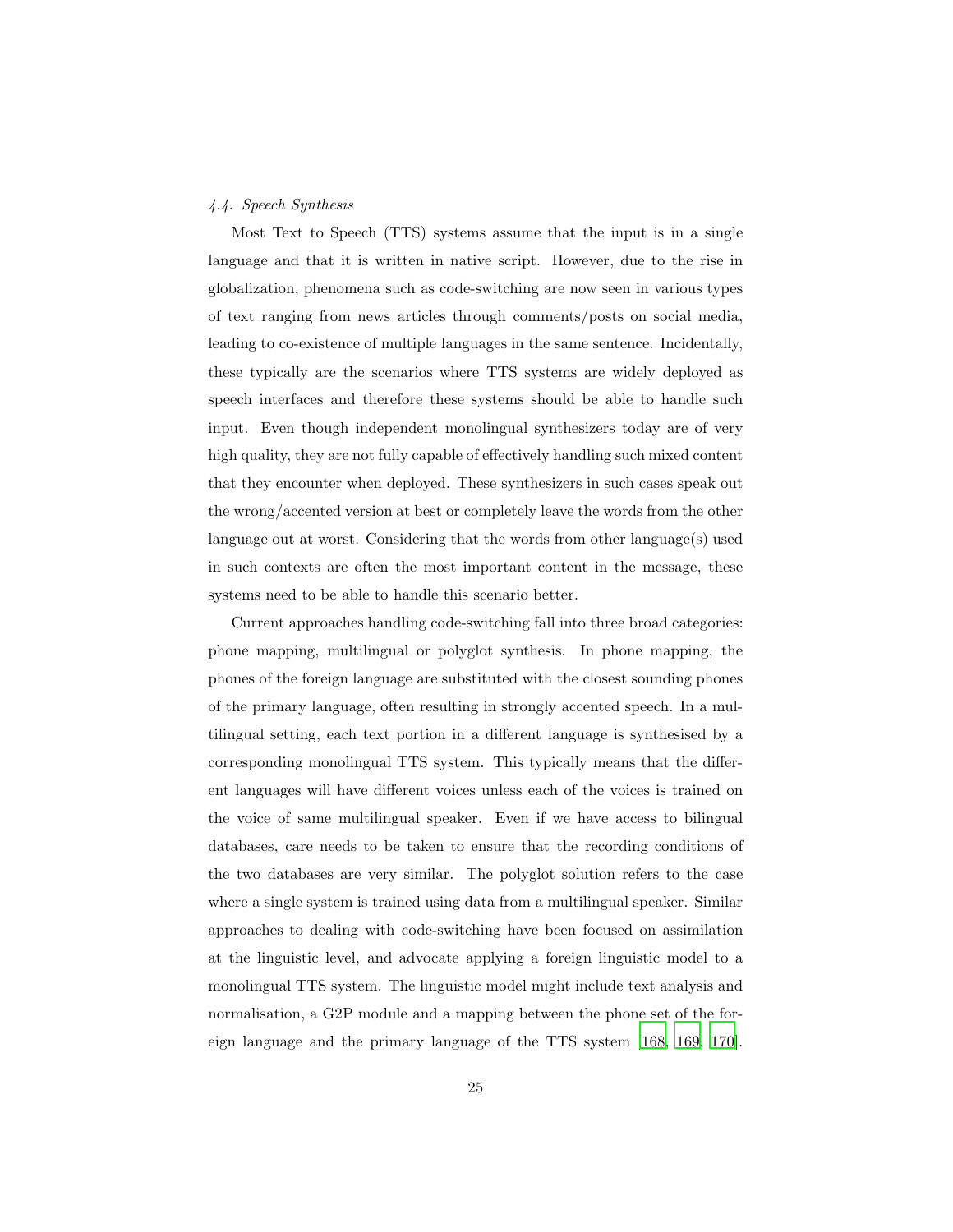*4.4. Speech Synthesis*

Most Text to Speech (TTS) systems assume that the input is in a single language and that it is written in native script. However, due to the rise in globalization, phenomena such as code-switching are now seen in various types of text ranging from news articles through comments/posts on social media, leading to co-existence of multiple languages in the same sentence. Incidentally, these typically are the scenarios where TTS systems are widely deployed as speech interfaces and therefore these systems should be able to handle such input. Even though independent monolingual synthesizers today are of very high quality, they are not fully capable of effectively handling such mixed content that they encounter when deployed. These synthesizers in such cases speak out the wrong/accented version at best or completely leave the words from the other language out at worst. Considering that the words from other language(s) used in such contexts are often the most important content in the message, these systems need to be able to handle this scenario better.

Current approaches handling code-switching fall into three broad categories: phone mapping, multilingual or polyglot synthesis. In phone mapping, the phones of the foreign language are substituted with the closest sounding phones of the primary language, often resulting in strongly accented speech. In a multilingual setting, each text portion in a different language is synthesised by a corresponding monolingual TTS system. This typically means that the different languages will have different voices unless each of the voices is trained on the voice of same multilingual speaker. Even if we have access to bilingual databases, care needs to be taken to ensure that the recording conditions of the two databases are very similar. The polyglot solution refers to the case where a single system is trained using data from a multilingual speaker. Similar approaches to dealing with code-switching have been focused on assimilation at the linguistic level, and advocate applying a foreign linguistic model to a monolingual TTS system. The linguistic model might include text analysis and normalisation, a G2P module and a mapping between the phone set of the foreign language and the primary language of the TTS system [168, 169, 170].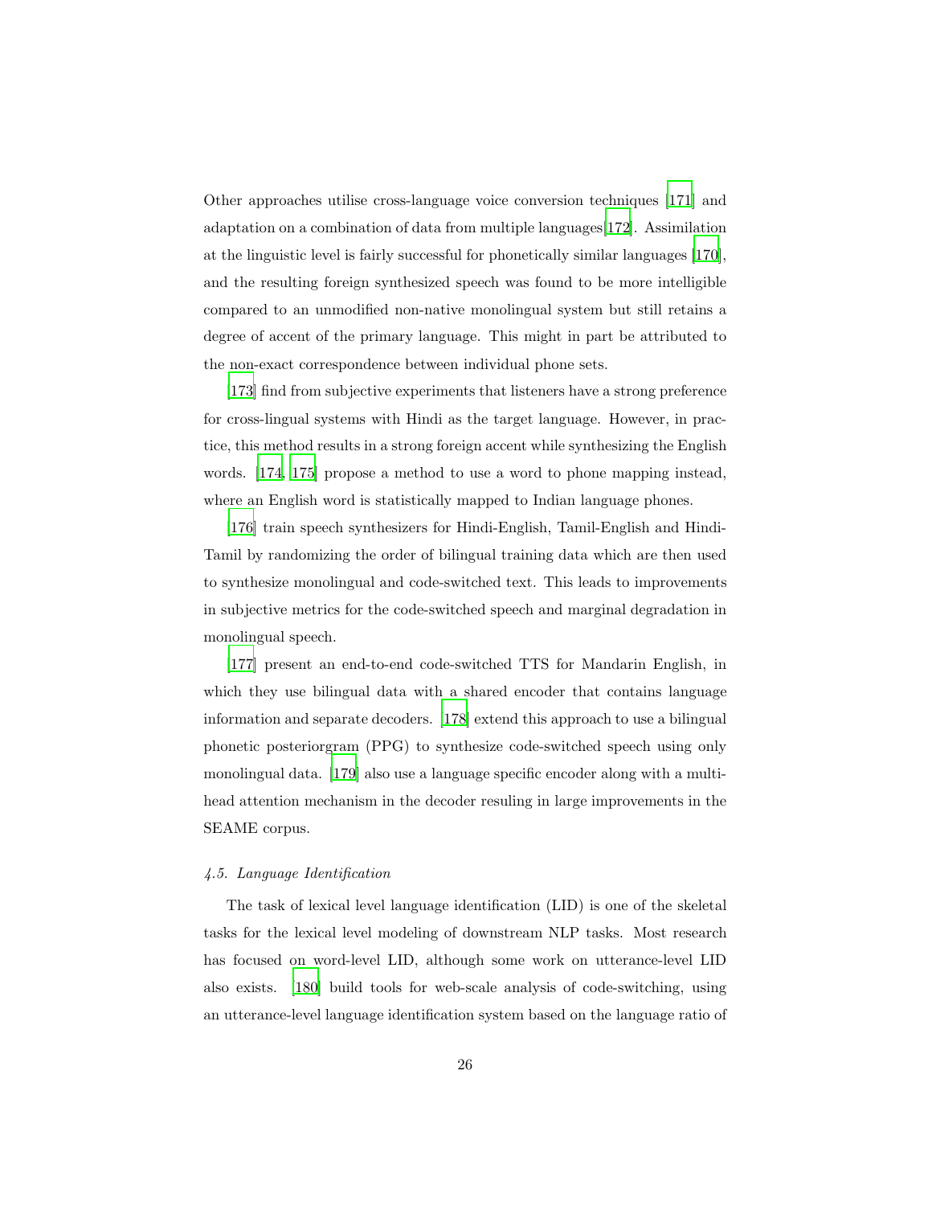Other approaches utilise cross-language voice conversion techniques [171] and adaptation on a combination of data from multiple languages[172]. Assimilation at the linguistic level is fairly successful for phonetically similar languages [170], and the resulting foreign synthesized speech was found to be more intelligible compared to an unmodified non-native monolingual system but still retains a degree of accent of the primary language. This might in part be attributed to the non-exact correspondence between individual phone sets.

[173] find from subjective experiments that listeners have a strong preference for cross-lingual systems with Hindi as the target language. However, in practice, this method results in a strong foreign accent while synthesizing the English words. [174, 175] propose a method to use a word to phone mapping instead, where an English word is statistically mapped to Indian language phones.

[176] train speech synthesizers for Hindi-English, Tamil-English and Hindi-Tamil by randomizing the order of bilingual training data which are then used to synthesize monolingual and code-switched text. This leads to improvements in subjective metrics for the code-switched speech and marginal degradation in monolingual speech.

[177] present an end-to-end code-switched TTS for Mandarin English, in which they use bilingual data with a shared encoder that contains language information and separate decoders. [178] extend this approach to use a bilingual phonetic posteriorgram (PPG) to synthesize code-switched speech using only monolingual data. [179] also use a language specific encoder along with a multi-head attention mechanism in the decoder resuling in large improvements in the SEAME corpus.

### *4.5. Language Identification*

The task of lexical level language identification (LID) is one of the skeletal tasks for the lexical level modeling of downstream NLP tasks. Most research has focused on word-level LID, although some work on utterance-level LID also exists. [180] build tools for web-scale analysis of code-switching, using an utterance-level language identification system based on the language ratio of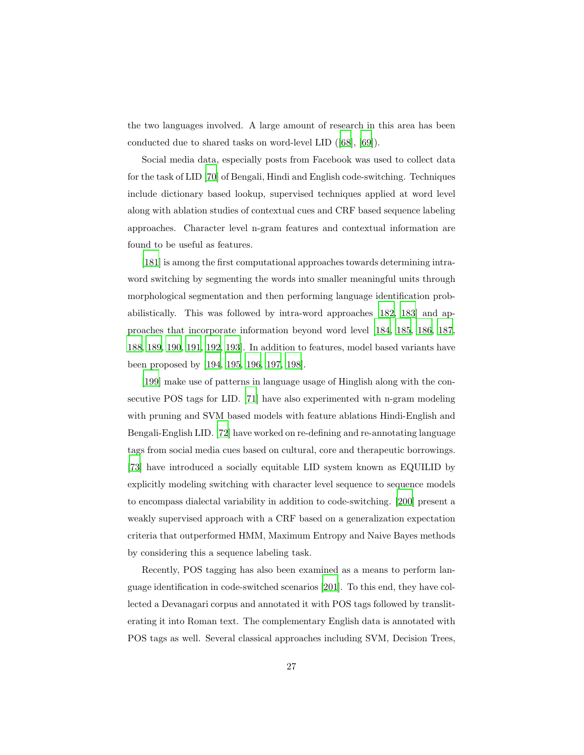the two languages involved. A large amount of research in this area has been conducted due to shared tasks on word-level LID ([68], [69]).

Social media data, especially posts from Facebook was used to collect data for the task of LID [70] of Bengali, Hindi and English code-switching. Techniques include dictionary based lookup, supervised techniques applied at word level along with ablation studies of contextual cues and CRF based sequence labeling approaches. Character level n-gram features and contextual information are found to be useful as features.

[181] is among the first computational approaches towards determining intra-word switching by segmenting the words into smaller meaningful units through morphological segmentation and then performing language identification probabilistically. This was followed by intra-word approaches [182, 183] and approaches that incorporate information beyond word level [184, 185, 186, 187, 188, 189, 190, 191, 192, 193]. In addition to features, model based variants have been proposed by [194, 195, 196, 197, 198].

[199] make use of patterns in language usage of Hinglish along with the consecutive POS tags for LID. [71] have also experimented with n-gram modeling with pruning and SVM based models with feature ablations Hindi-English and Bengali-English LID. [72] have worked on re-defining and re-annotating language tags from social media cues based on cultural, core and therapeutic borrowings. [73] have introduced a socially equitable LID system known as EQUILID by explicitly modeling switching with character level sequence to sequence models to encompass dialectal variability in addition to code-switching. [200] present a weakly supervised approach with a CRF based on a generalization expectation criteria that outperformed HMM, Maximum Entropy and Naive Bayes methods by considering this a sequence labeling task.

Recently, POS tagging has also been examined as a means to perform language identification in code-switched scenarios [201]. To this end, they have collected a Devanagari corpus and annotated it with POS tags followed by transliterating it into Roman text. The complementary English data is annotated with POS tags as well. Several classical approaches including SVM, Decision Trees,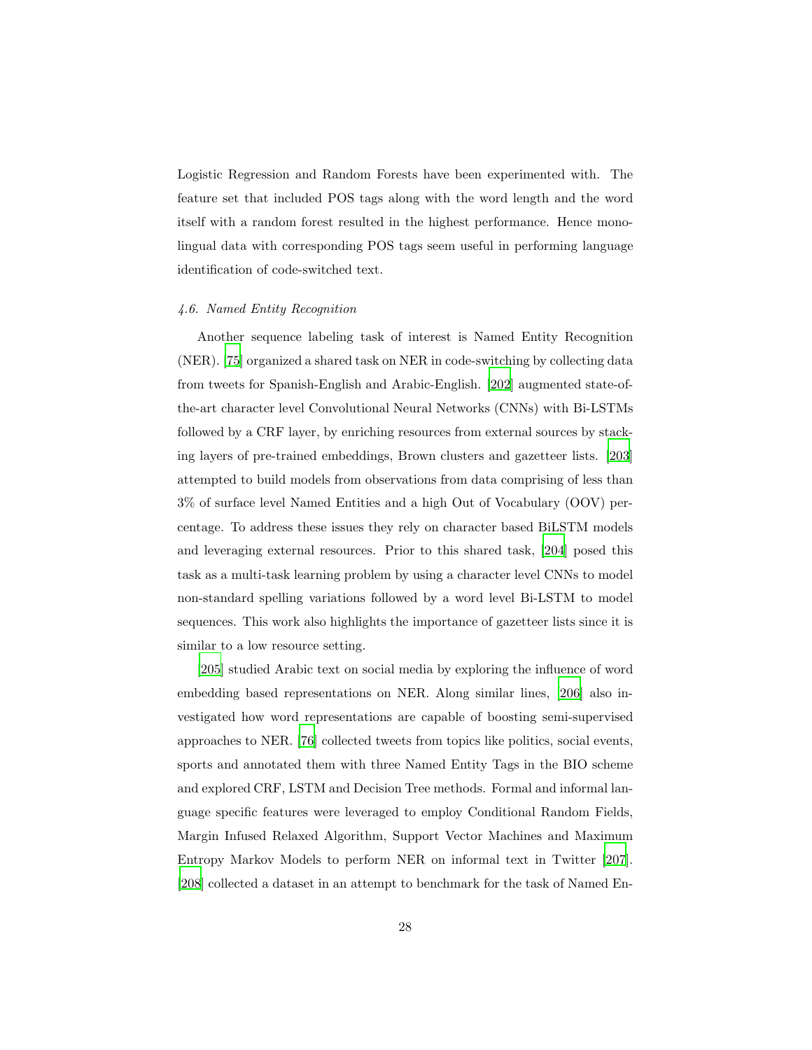Logistic Regression and Random Forests have been experimented with. The feature set that included POS tags along with the word length and the word itself with a random forest resulted in the highest performance. Hence monolingual data with corresponding POS tags seem useful in performing language identification of code-switched text.

#### *4.6. Named Entity Recognition*

Another sequence labeling task of interest is Named Entity Recognition (NER). [75] organized a shared task on NER in code-switching by collecting data from tweets for Spanish-English and Arabic-English. [202] augmented state-of-the-art character level Convolutional Neural Networks (CNNs) with Bi-LSTMs followed by a CRF layer, by enriching resources from external sources by stacking layers of pre-trained embeddings, Brown clusters and gazetteer lists. [203] attempted to build models from observations from data comprising of less than 3% of surface level Named Entities and a high Out of Vocabulary (OOV) percentage. To address these issues they rely on character based BiLSTM models and leveraging external resources. Prior to this shared task, [204] posed this task as a multi-task learning problem by using a character level CNNs to model non-standard spelling variations followed by a word level Bi-LSTM to model sequences. This work also highlights the importance of gazetteer lists since it is similar to a low resource setting.

[205] studied Arabic text on social media by exploring the influence of word embedding based representations on NER. Along similar lines, [206] also investigated how word representations are capable of boosting semi-supervised approaches to NER. [76] collected tweets from topics like politics, social events, sports and annotated them with three Named Entity Tags in the BIO scheme and explored CRF, LSTM and Decision Tree methods. Formal and informal language specific features were leveraged to employ Conditional Random Fields, Margin Infused Relaxed Algorithm, Support Vector Machines and Maximum Entropy Markov Models to perform NER on informal text in Twitter [207]. [208] collected a dataset in an attempt to benchmark for the task of Named En-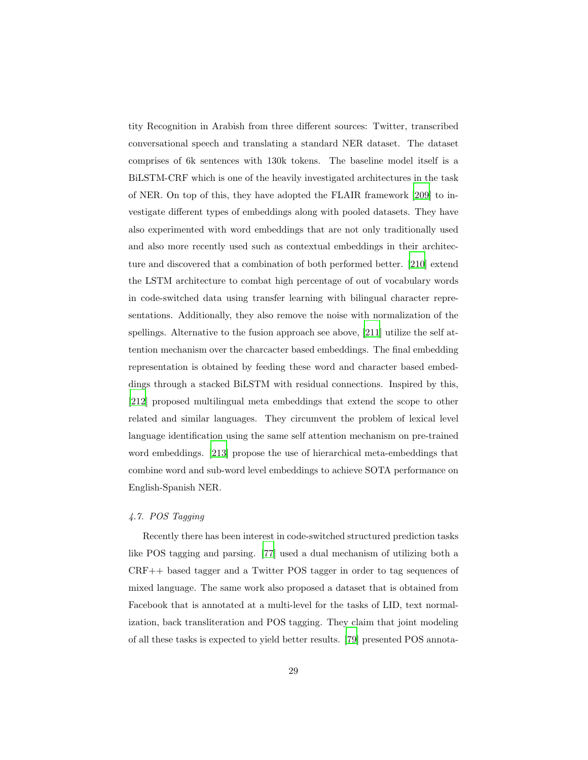tity Recognition in Arabish from three different sources: Twitter, transcribed conversational speech and translating a standard NER dataset. The dataset comprises of 6k sentences with 130k tokens. The baseline model itself is a BiLSTM-CRF which is one of the heavily investigated architectures in the task of NER. On top of this, they have adopted the FLAIR framework [209] to investigate different types of embeddings along with pooled datasets. They have also experimented with word embeddings that are not only traditionally used and also more recently used such as contextual embeddings in their architecture and discovered that a combination of both performed better. [210] extend the LSTM architecture to combat high percentage of out of vocabulary words in code-switched data using transfer learning with bilingual character representations. Additionally, they also remove the noise with normalization of the spellings. Alternative to the fusion approach see above, [211] utilize the self attention mechanism over the charcacter based embeddings. The final embedding representation is obtained by feeding these word and character based embeddings through a stacked BiLSTM with residual connections. Inspired by this, [212] proposed multilingual meta embeddings that extend the scope to other related and similar languages. They circumvent the problem of lexical level language identification using the same self attention mechanism on pre-trained word embeddings. [213] propose the use of hierarchical meta-embeddings that combine word and sub-word level embeddings to achieve SOTA performance on English-Spanish NER.

### *4.7. POS Tagging*

Recently there has been interest in code-switched structured prediction tasks like POS tagging and parsing. [77] used a dual mechanism of utilizing both a CRF++ based tagger and a Twitter POS tagger in order to tag sequences of mixed language. The same work also proposed a dataset that is obtained from Facebook that is annotated at a multi-level for the tasks of LID, text normalization, back transliteration and POS tagging. They claim that joint modeling of all these tasks is expected to yield better results. [79] presented POS annota-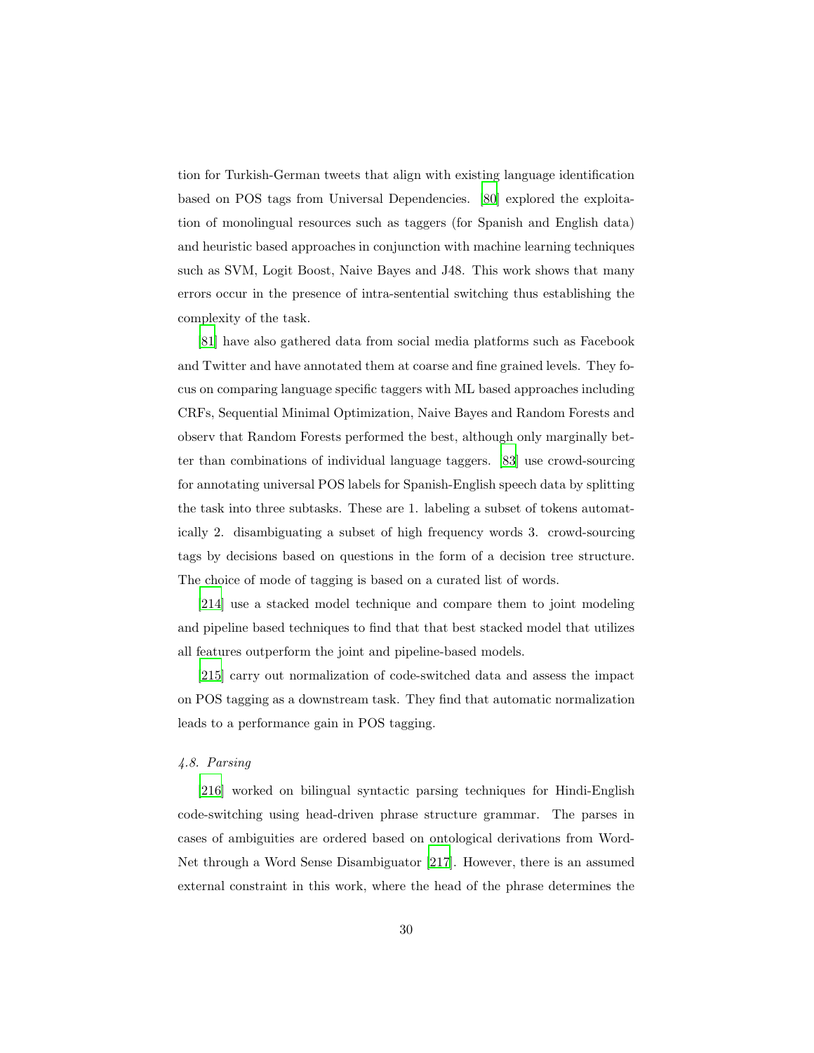tion for Turkish-German tweets that align with existing language identification based on POS tags from Universal Dependencies. [80] explored the exploitation of monolingual resources such as taggers (for Spanish and English data) and heuristic based approaches in conjunction with machine learning techniques such as SVM, Logit Boost, Naive Bayes and J48. This work shows that many errors occur in the presence of intra-sentential switching thus establishing the complexity of the task.

[81] have also gathered data from social media platforms such as Facebook and Twitter and have annotated them at coarse and fine grained levels. They focus on comparing language specific taggers with ML based approaches including CRFs, Sequential Minimal Optimization, Naive Bayes and Random Forests and observ that Random Forests performed the best, although only marginally better than combinations of individual language taggers. [83] use crowd-sourcing for annotating universal POS labels for Spanish-English speech data by splitting the task into three subtasks. These are 1. labeling a subset of tokens automatically 2. disambiguating a subset of high frequency words 3. crowd-sourcing tags by decisions based on questions in the form of a decision tree structure. The choice of mode of tagging is based on a curated list of words.

[214] use a stacked model technique and compare them to joint modeling and pipeline based techniques to find that that best stacked model that utilizes all features outperform the joint and pipeline-based models.

[215] carry out normalization of code-switched data and assess the impact on POS tagging as a downstream task. They find that automatic normalization leads to a performance gain in POS tagging.

### *4.8. Parsing*

[216] worked on bilingual syntactic parsing techniques for Hindi-English code-switching using head-driven phrase structure grammar. The parses in cases of ambiguities are ordered based on ontological derivations from WordNet through a Word Sense Disambiguator [217]. However, there is an assumed external constraint in this work, where the head of the phrase determines the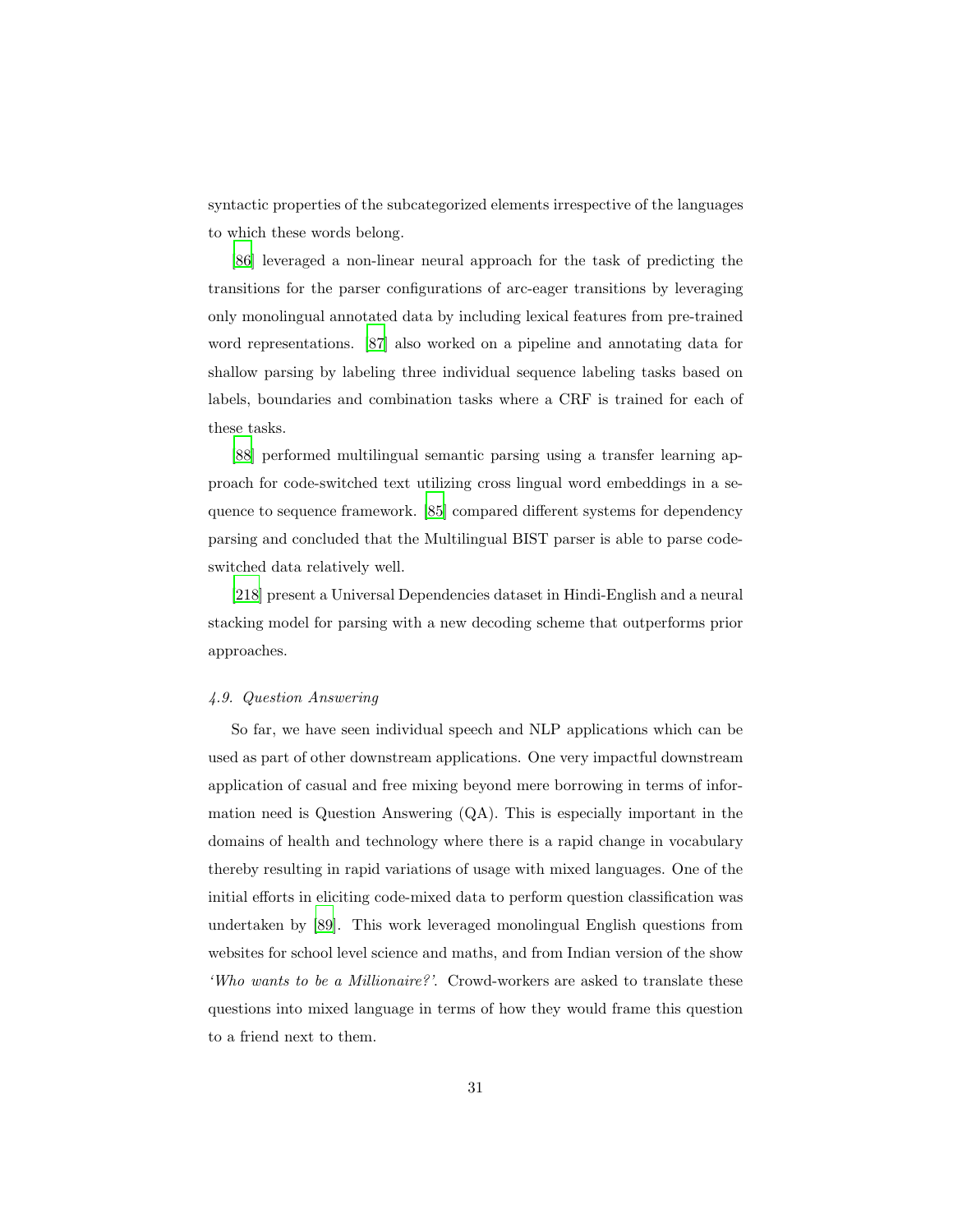syntactic properties of the subcategorized elements irrespective of the languages to which these words belong.

[86] leveraged a non-linear neural approach for the task of predicting the transitions for the parser configurations of arc-eager transitions by leveraging only monolingual annotated data by including lexical features from pre-trained word representations. [87] also worked on a pipeline and annotating data for shallow parsing by labeling three individual sequence labeling tasks based on labels, boundaries and combination tasks where a CRF is trained for each of these tasks.

[88] performed multilingual semantic parsing using a transfer learning approach for code-switched text utilizing cross lingual word embeddings in a sequence to sequence framework. [85] compared different systems for dependency parsing and concluded that the Multilingual BIST parser is able to parse code-switched data relatively well.

[218] present a Universal Dependencies dataset in Hindi-English and a neural stacking model for parsing with a new decoding scheme that outperforms prior approaches.

### *4.9. Question Answering*

So far, we have seen individual speech and NLP applications which can be used as part of other downstream applications. One very impactful downstream application of casual and free mixing beyond mere borrowing in terms of information need is Question Answering (QA). This is especially important in the domains of health and technology where there is a rapid change in vocabulary thereby resulting in rapid variations of usage with mixed languages. One of the initial efforts in eliciting code-mixed data to perform question classification was undertaken by [89]. This work leveraged monolingual English questions from websites for school level science and maths, and from Indian version of the show *'Who wants to be a Millionaire?'*. Crowd-workers are asked to translate these questions into mixed language in terms of how they would frame this question to a friend next to them.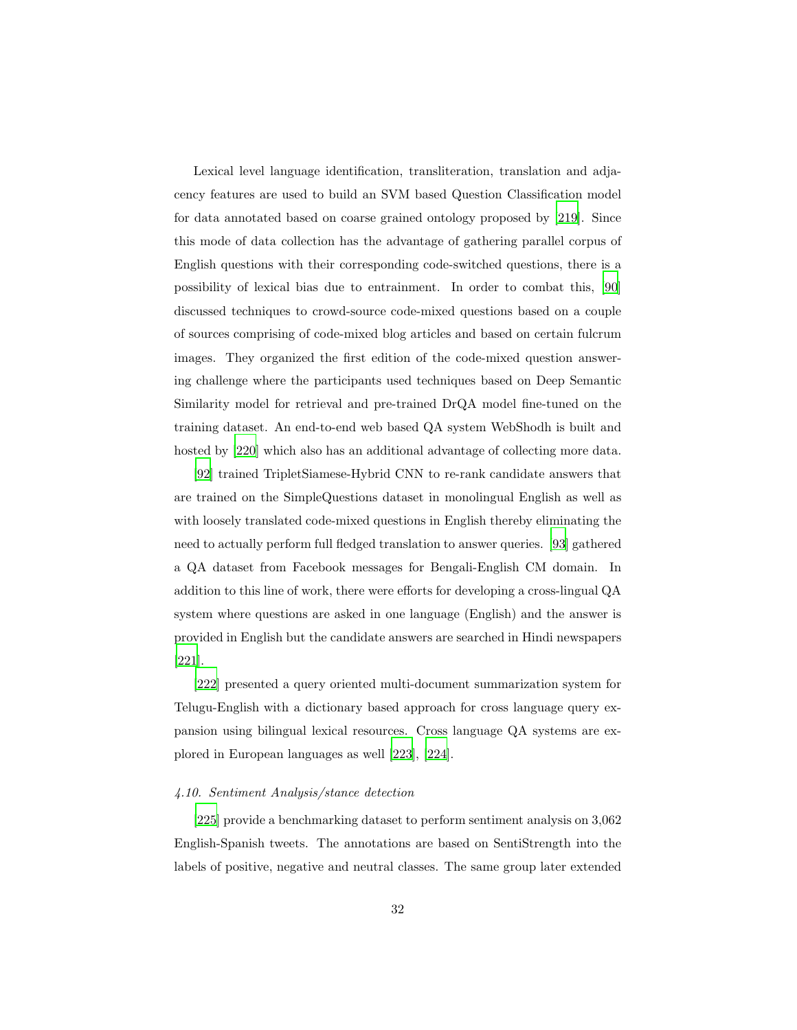Lexical level language identification, transliteration, translation and adjacency features are used to build an SVM based Question Classification model for data annotated based on coarse grained ontology proposed by [219]. Since this mode of data collection has the advantage of gathering parallel corpus of English questions with their corresponding code-switched questions, there is a possibility of lexical bias due to entrainment. In order to combat this, [90] discussed techniques to crowd-source code-mixed questions based on a couple of sources comprising of code-mixed blog articles and based on certain fulcrum images. They organized the first edition of the code-mixed question answering challenge where the participants used techniques based on Deep Semantic Similarity model for retrieval and pre-trained DrQA model fine-tuned on the training dataset. An end-to-end web based QA system WebShodh is built and hosted by [220] which also has an additional advantage of collecting more data.

[92] trained TripletSiamese-Hybrid CNN to re-rank candidate answers that are trained on the SimpleQuestions dataset in monolingual English as well as with loosely translated code-mixed questions in English thereby eliminating the need to actually perform full fledged translation to answer queries. [93] gathered a QA dataset from Facebook messages for Bengali-English CM domain. In addition to this line of work, there were efforts for developing a cross-lingual QA system where questions are asked in one language (English) and the answer is provided in English but the candidate answers are searched in Hindi newspapers [221].

[222] presented a query oriented multi-document summarization system for Telugu-English with a dictionary based approach for cross language query expansion using bilingual lexical resources. Cross language QA systems are explored in European languages as well [223], [224].

### *4.10. Sentiment Analysis/stance detection*

[225] provide a benchmarking dataset to perform sentiment analysis on 3,062 English-Spanish tweets. The annotations are based on SentiStrength into the labels of positive, negative and neutral classes. The same group later extended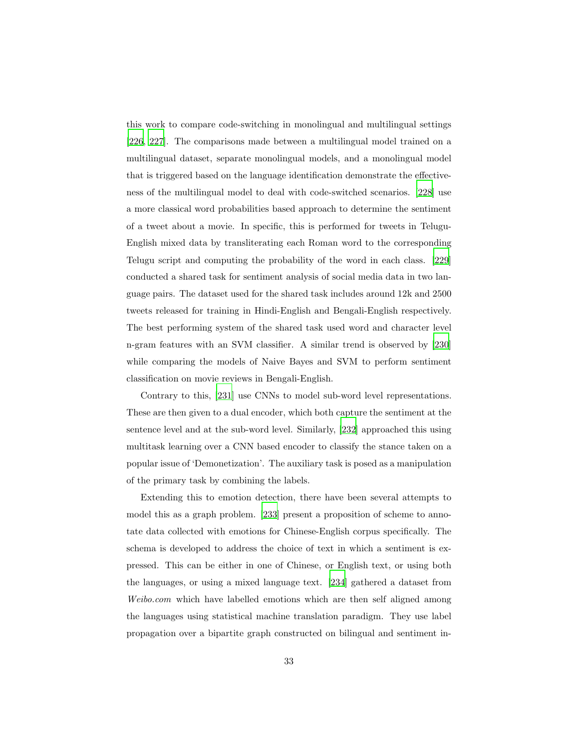this work to compare code-switching in monolingual and multilingual settings [226, 227]. The comparisons made between a multilingual model trained on a multilingual dataset, separate monolingual models, and a monolingual model that is triggered based on the language identification demonstrate the effectiveness of the multilingual model to deal with code-switched scenarios. [228] use a more classical word probabilities based approach to determine the sentiment of a tweet about a movie. In specific, this is performed for tweets in Telugu-English mixed data by transliterating each Roman word to the corresponding Telugu script and computing the probability of the word in each class. [229] conducted a shared task for sentiment analysis of social media data in two language pairs. The dataset used for the shared task includes around 12k and 2500 tweets released for training in Hindi-English and Bengali-English respectively. The best performing system of the shared task used word and character level n-gram features with an SVM classifier. A similar trend is observed by [230] while comparing the models of Naive Bayes and SVM to perform sentiment classification on movie reviews in Bengali-English.

Contrary to this, [231] use CNNs to model sub-word level representations. These are then given to a dual encoder, which both capture the sentiment at the sentence level and at the sub-word level. Similarly, [232] approached this using multitask learning over a CNN based encoder to classify the stance taken on a popular issue of 'Demonetization'. The auxiliary task is posed as a manipulation of the primary task by combining the labels.

Extending this to emotion detection, there have been several attempts to model this as a graph problem. [233] present a proposition of scheme to annotate data collected with emotions for Chinese-English corpus specifically. The schema is developed to address the choice of text in which a sentiment is expressed. This can be either in one of Chinese, or English text, or using both the languages, or using a mixed language text. [234] gathered a dataset from *Weibo.com* which have labelled emotions which are then self aligned among the languages using statistical machine translation paradigm. They use label propagation over a bipartite graph constructed on bilingual and sentiment in-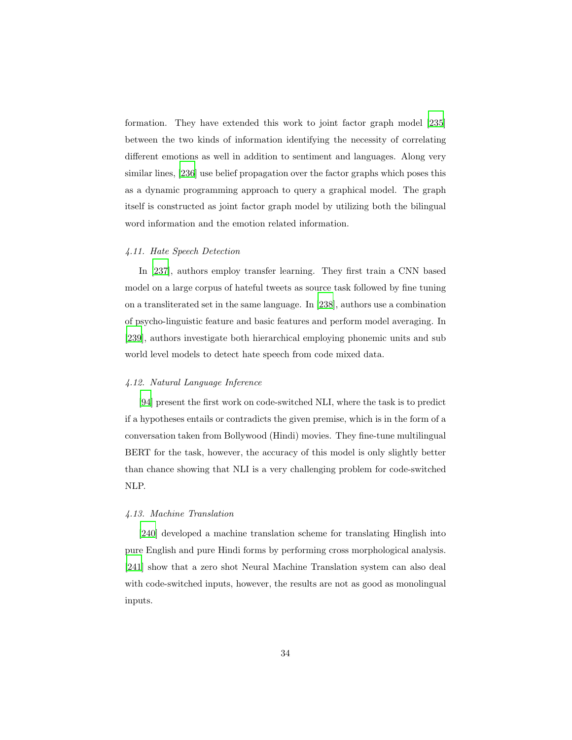formation. They have extended this work to joint factor graph model [235] between the two kinds of information identifying the necessity of correlating different emotions as well in addition to sentiment and languages. Along very similar lines, [236] use belief propagation over the factor graphs which poses this as a dynamic programming approach to query a graphical model. The graph itself is constructed as joint factor graph model by utilizing both the bilingual word information and the emotion related information.

### *4.11. Hate Speech Detection*

In [237], authors employ transfer learning. They first train a CNN based model on a large corpus of hateful tweets as source task followed by fine tuning on a transliterated set in the same language. In [238], authors use a combination of psycho-linguistic feature and basic features and perform model averaging. In [239], authors investigate both hierarchical employing phonemic units and sub world level models to detect hate speech from code mixed data.

### *4.12. Natural Language Inference*

[94] present the first work on code-switched NLI, where the task is to predict if a hypotheses entails or contradicts the given premise, which is in the form of a conversation taken from Bollywood (Hindi) movies. They fine-tune multilingual BERT for the task, however, the accuracy of this model is only slightly better than chance showing that NLI is a very challenging problem for code-switched NLP.

### *4.13. Machine Translation*

[240] developed a machine translation scheme for translating Hinglish into pure English and pure Hindi forms by performing cross morphological analysis. [241] show that a zero shot Neural Machine Translation system can also deal with code-switched inputs, however, the results are not as good as monolingual inputs.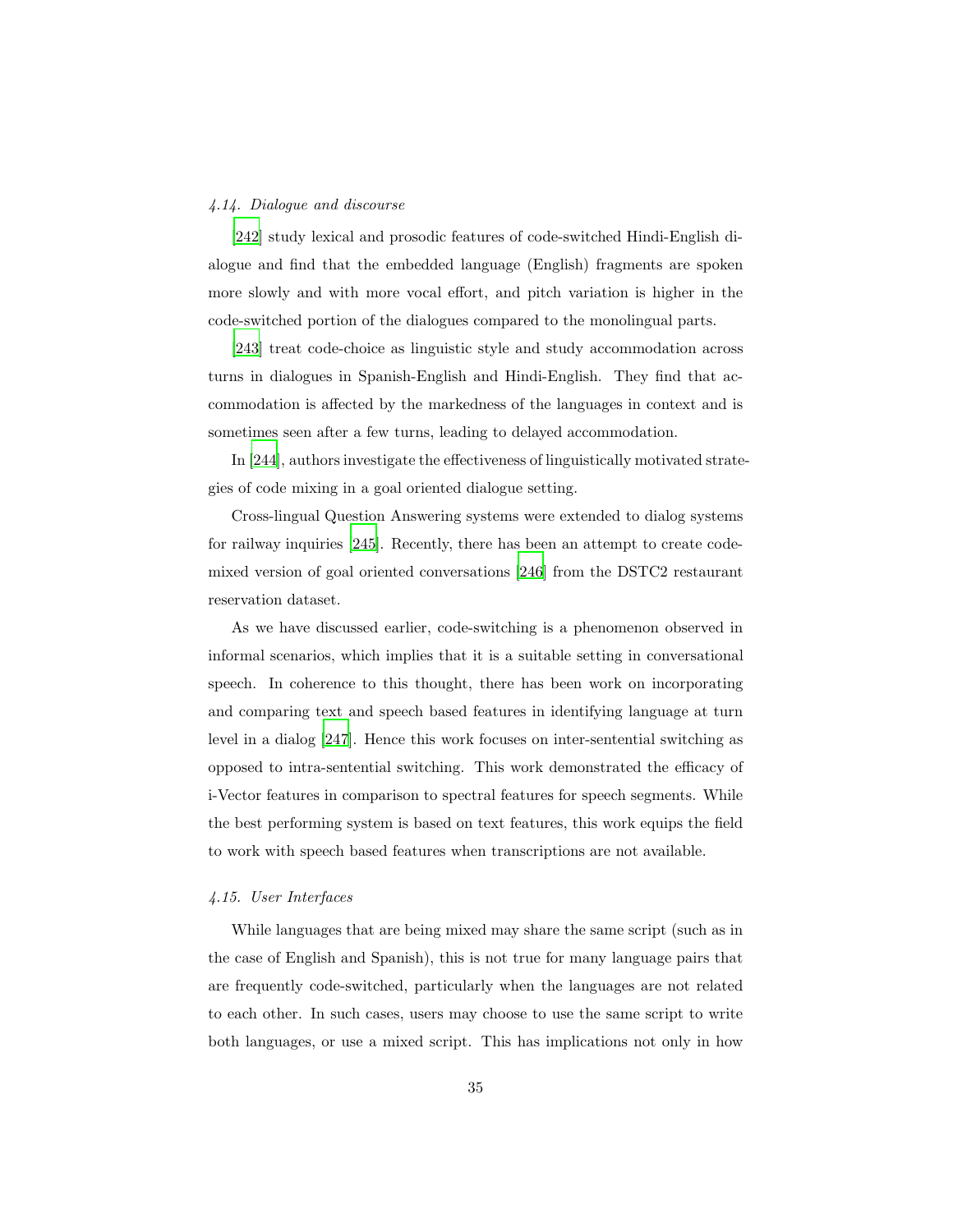### 4.14. Dialogue and discourse

[242] study lexical and prosodic features of code-switched Hindi-English dialogue and find that the embedded language (English) fragments are spoken more slowly and with more vocal effort, and pitch variation is higher in the code-switched portion of the dialogues compared to the monolingual parts.

[243] treat code-choice as linguistic style and study accommodation across turns in dialogues in Spanish-English and Hindi-English. They find that accommodation is affected by the markedness of the languages in context and is sometimes seen after a few turns, leading to delayed accommodation.

In [244], authors investigate the effectiveness of linguistically motivated strategies of code mixing in a goal oriented dialogue setting.

Cross-lingual Question Answering systems were extended to dialog systems for railway inquiries [245]. Recently, there has been an attempt to create code-mixed version of goal oriented conversations [246] from the DSTC2 restaurant reservation dataset.

As we have discussed earlier, code-switching is a phenomenon observed in informal scenarios, which implies that it is a suitable setting in conversational speech. In coherence to this thought, there has been work on incorporating and comparing text and speech based features in identifying language at turn level in a dialog [247]. Hence this work focuses on inter-sentential switching as opposed to intra-sentential switching. This work demonstrated the efficacy of i-Vector features in comparison to spectral features for speech segments. While the best performing system is based on text features, this work equips the field to work with speech based features when transcriptions are not available.

### 4.15. User Interfaces

While languages that are being mixed may share the same script (such as in the case of English and Spanish), this is not true for many language pairs that are frequently code-switched, particularly when the languages are not related to each other. In such cases, users may choose to use the same script to write both languages, or use a mixed script. This has implications not only in how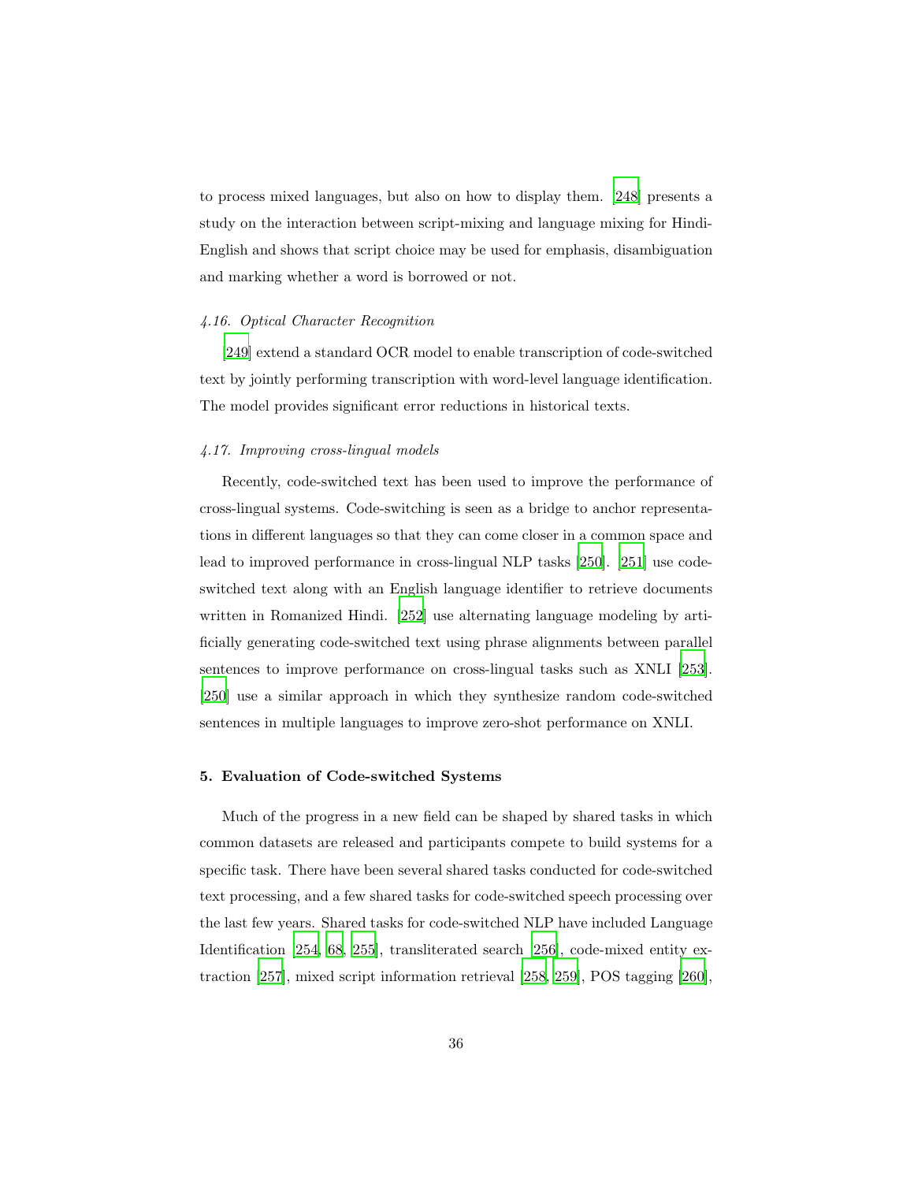to process mixed languages, but also on how to display them. [248] presents a study on the interaction between script-mixing and language mixing for Hindi-English and shows that script choice may be used for emphasis, disambiguation and marking whether a word is borrowed or not.

### *4.16. Optical Character Recognition*

[249] extend a standard OCR model to enable transcription of code-switched text by jointly performing transcription with word-level language identification. The model provides significant error reductions in historical texts.

### *4.17. Improving cross-lingual models*

Recently, code-switched text has been used to improve the performance of cross-lingual systems. Code-switching is seen as a bridge to anchor representations in different languages so that they can come closer in a common space and lead to improved performance in cross-lingual NLP tasks [250]. [251] use code-switched text along with an English language identifier to retrieve documents written in Romanized Hindi. [252] use alternating language modeling by artificially generating code-switched text using phrase alignments between parallel sentences to improve performance on cross-lingual tasks such as XNLI [253]. [250] use a similar approach in which they synthesize random code-switched sentences in multiple languages to improve zero-shot performance on XNLI.

## 5. Evaluation of Code-switched Systems

Much of the progress in a new field can be shaped by shared tasks in which common datasets are released and participants compete to build systems for a specific task. There have been several shared tasks conducted for code-switched text processing, and a few shared tasks for code-switched speech processing over the last few years. Shared tasks for code-switched NLP have included Language Identification [254, 68, 255], transliterated search [256], code-mixed entity extraction [257], mixed script information retrieval [258, 259], POS tagging [260],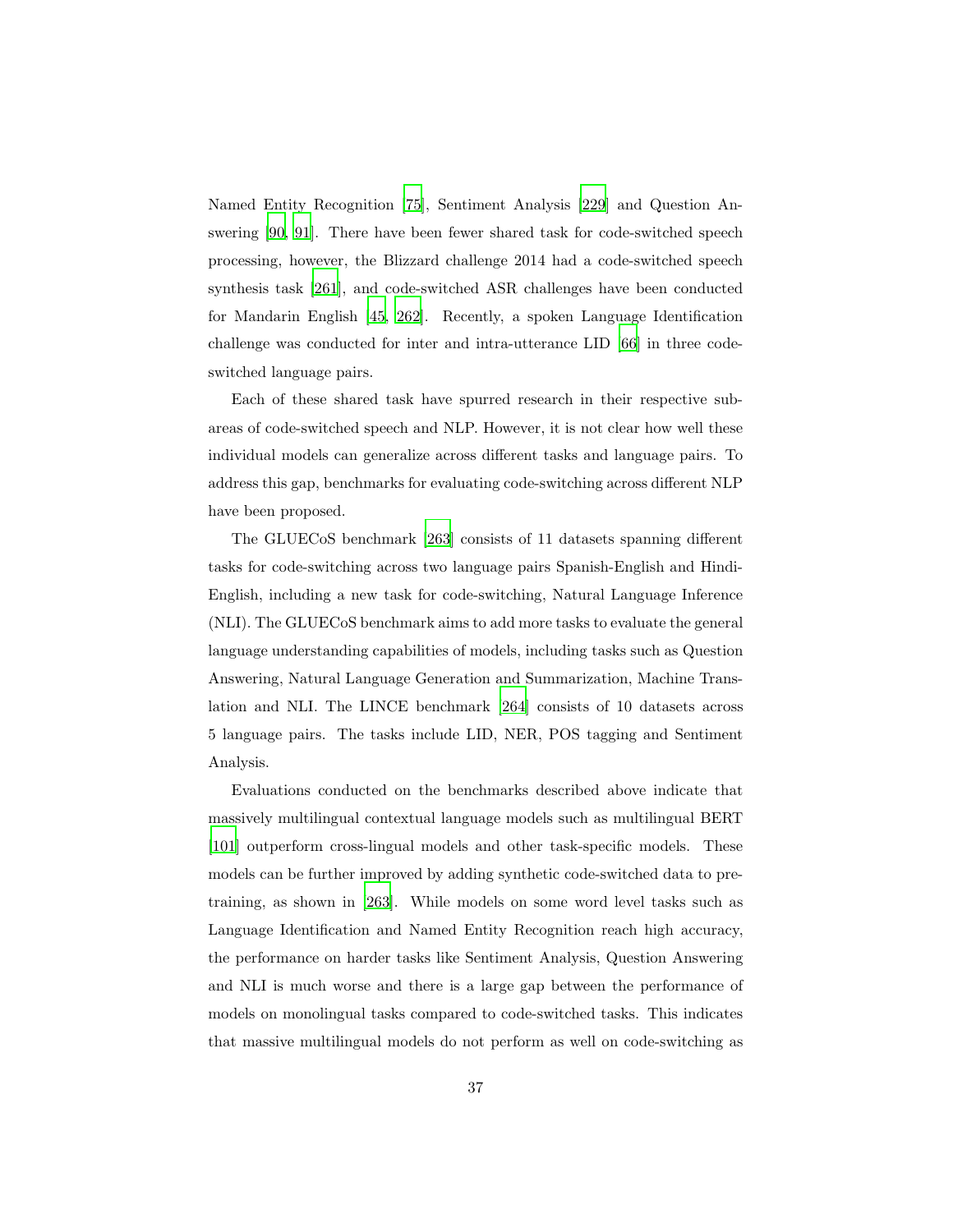Named Entity Recognition [75], Sentiment Analysis [229] and Question Answering [90, 91]. There have been fewer shared task for code-switched speech processing, however, the Blizzard challenge 2014 had a code-switched speech synthesis task [261], and code-switched ASR challenges have been conducted for Mandarin English [45, 262]. Recently, a spoken Language Identification challenge was conducted for inter and intra-utterance LID [66] in three code-switched language pairs.

Each of these shared task have spurred research in their respective sub-areas of code-switched speech and NLP. However, it is not clear how well these individual models can generalize across different tasks and language pairs. To address this gap, benchmarks for evaluating code-switching across different NLP have been proposed.

The GLUECoS benchmark [263] consists of 11 datasets spanning different tasks for code-switching across two language pairs Spanish-English and Hindi-English, including a new task for code-switching, Natural Language Inference (NLI). The GLUECoS benchmark aims to add more tasks to evaluate the general language understanding capabilities of models, including tasks such as Question Answering, Natural Language Generation and Summarization, Machine Translation and NLI. The LINCE benchmark [264] consists of 10 datasets across 5 language pairs. The tasks include LID, NER, POS tagging and Sentiment Analysis.

Evaluations conducted on the benchmarks described above indicate that massively multilingual contextual language models such as multilingual BERT [101] outperform cross-lingual models and other task-specific models. These models can be further improved by adding synthetic code-switched data to pre-training, as shown in [263]. While models on some word level tasks such as Language Identification and Named Entity Recognition reach high accuracy, the performance on harder tasks like Sentiment Analysis, Question Answering and NLI is much worse and there is a large gap between the performance of models on monolingual tasks compared to code-switched tasks. This indicates that massive multilingual models do not perform as well on code-switching as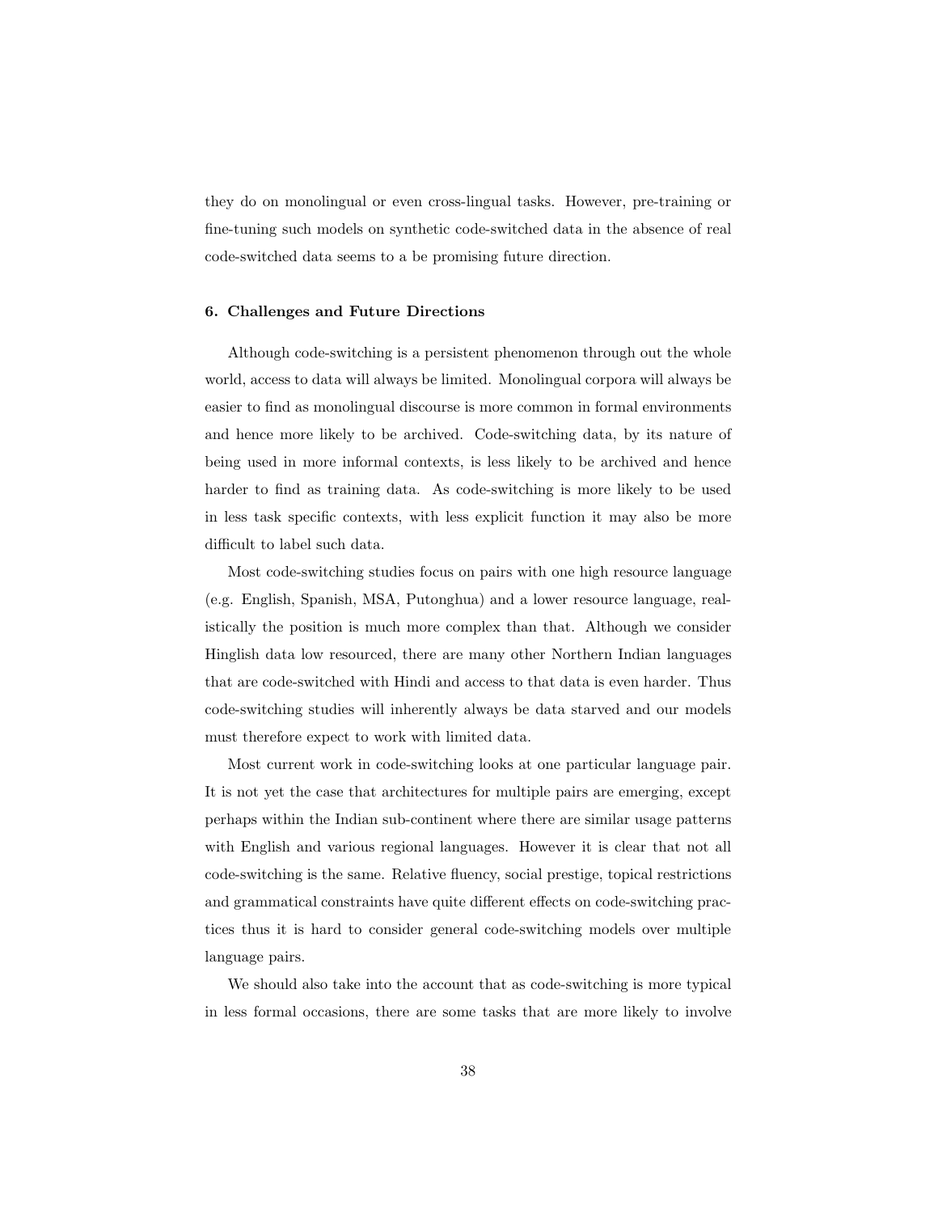they do on monolingual or even cross-lingual tasks. However, pre-training or fine-tuning such models on synthetic code-switched data in the absence of real code-switched data seems to a be promising future direction.

## 6. Challenges and Future Directions

Although code-switching is a persistent phenomenon through out the whole world, access to data will always be limited. Monolingual corpora will always be easier to find as monolingual discourse is more common in formal environments and hence more likely to be archived. Code-switching data, by its nature of being used in more informal contexts, is less likely to be archived and hence harder to find as training data. As code-switching is more likely to be used in less task specific contexts, with less explicit function it may also be more difficult to label such data.

Most code-switching studies focus on pairs with one high resource language (e.g. English, Spanish, MSA, Putonghua) and a lower resource language, realistically the position is much more complex than that. Although we consider Hinglish data low resourced, there are many other Northern Indian languages that are code-switched with Hindi and access to that data is even harder. Thus code-switching studies will inherently always be data starved and our models must therefore expect to work with limited data.

Most current work in code-switching looks at one particular language pair. It is not yet the case that architectures for multiple pairs are emerging, except perhaps within the Indian sub-continent where there are similar usage patterns with English and various regional languages. However it is clear that not all code-switching is the same. Relative fluency, social prestige, topical restrictions and grammatical constraints have quite different effects on code-switching practices thus it is hard to consider general code-switching models over multiple language pairs.

We should also take into the account that as code-switching is more typical in less formal occasions, there are some tasks that are more likely to involve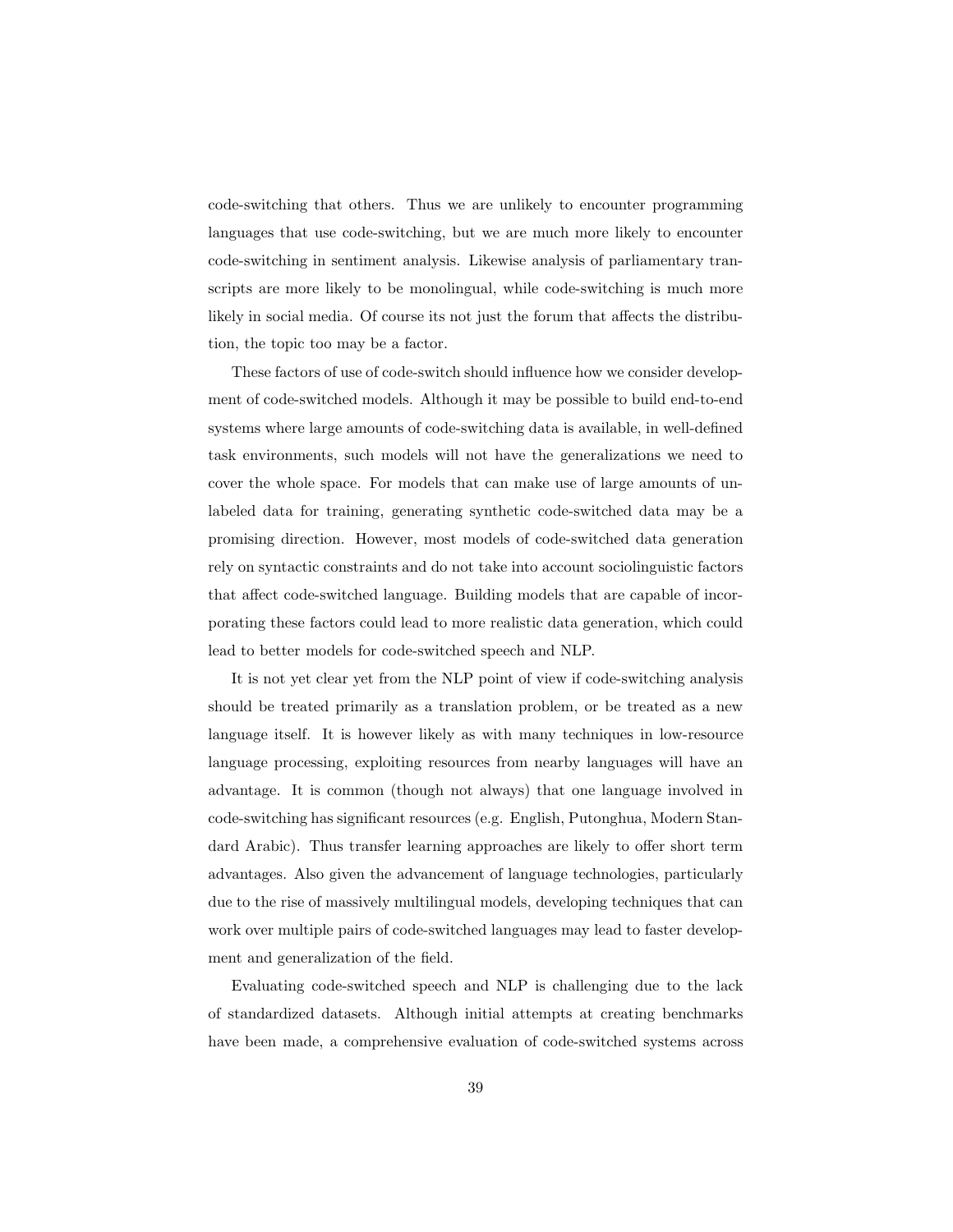code-switching that others. Thus we are unlikely to encounter programming languages that use code-switching, but we are much more likely to encounter code-switching in sentiment analysis. Likewise analysis of parliamentary transcripts are more likely to be monolingual, while code-switching is much more likely in social media. Of course its not just the forum that affects the distribution, the topic too may be a factor.

These factors of use of code-switch should influence how we consider development of code-switched models. Although it may be possible to build end-to-end systems where large amounts of code-switching data is available, in well-defined task environments, such models will not have the generalizations we need to cover the whole space. For models that can make use of large amounts of unlabeled data for training, generating synthetic code-switched data may be a promising direction. However, most models of code-switched data generation rely on syntactic constraints and do not take into account sociolinguistic factors that affect code-switched language. Building models that are capable of incorporating these factors could lead to more realistic data generation, which could lead to better models for code-switched speech and NLP.

It is not yet clear yet from the NLP point of view if code-switching analysis should be treated primarily as a translation problem, or be treated as a new language itself. It is however likely as with many techniques in low-resource language processing, exploiting resources from nearby languages will have an advantage. It is common (though not always) that one language involved in code-switching has significant resources (e.g. English, Putonghua, Modern Standard Arabic). Thus transfer learning approaches are likely to offer short term advantages. Also given the advancement of language technologies, particularly due to the rise of massively multilingual models, developing techniques that can work over multiple pairs of code-switched languages may lead to faster development and generalization of the field.

Evaluating code-switched speech and NLP is challenging due to the lack of standardized datasets. Although initial attempts at creating benchmarks have been made, a comprehensive evaluation of code-switched systems across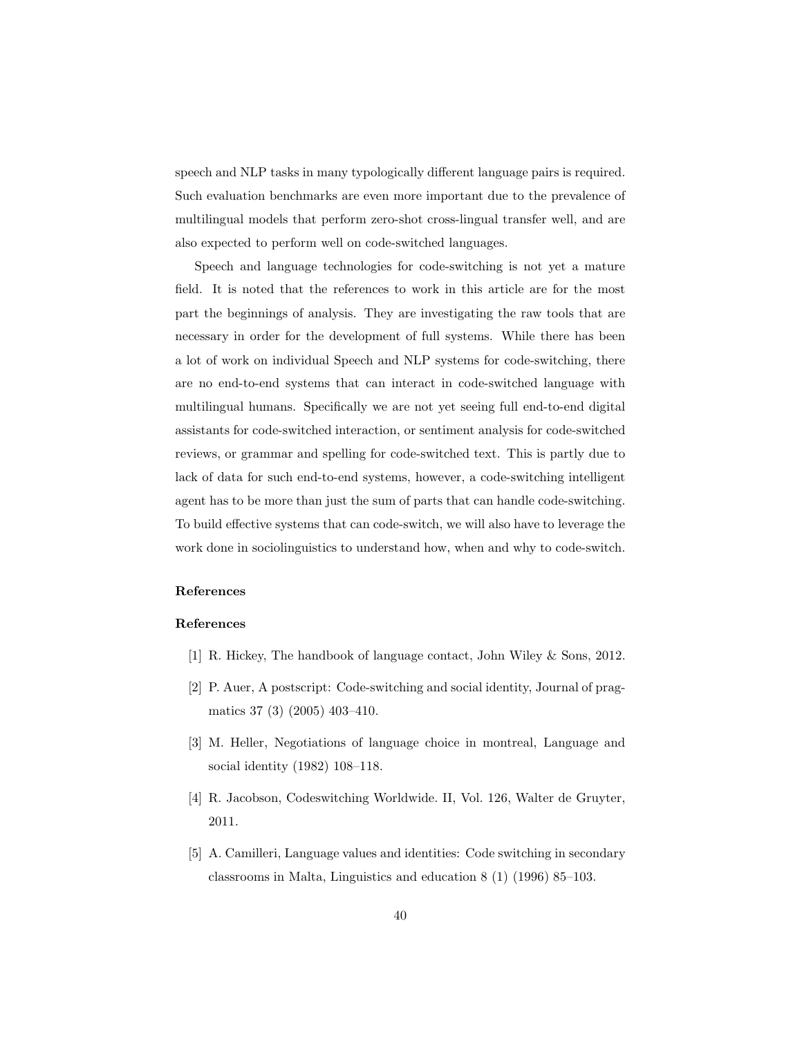speech and NLP tasks in many typologically different language pairs is required. Such evaluation benchmarks are even more important due to the prevalence of multilingual models that perform zero-shot cross-lingual transfer well, and are also expected to perform well on code-switched languages.

Speech and language technologies for code-switching is not yet a mature field. It is noted that the references to work in this article are for the most part the beginnings of analysis. They are investigating the raw tools that are necessary in order for the development of full systems. While there has been a lot of work on individual Speech and NLP systems for code-switching, there are no end-to-end systems that can interact in code-switched language with multilingual humans. Specifically we are not yet seeing full end-to-end digital assistants for code-switched interaction, or sentiment analysis for code-switched reviews, or grammar and spelling for code-switched text. This is partly due to lack of data for such end-to-end systems, however, a code-switching intelligent agent has to be more than just the sum of parts that can handle code-switching. To build effective systems that can code-switch, we will also have to leverage the work done in sociolinguistics to understand how, when and why to code-switch.

## References

## References

[1] R. Hickey, The handbook of language contact, John Wiley & Sons, 2012.

[2] P. Auer, A postscript: Code-switching and social identity, Journal of pragmatics 37 (3) (2005) 403–410.

[3] M. Heller, Negotiations of language choice in montreal, Language and social identity (1982) 108–118.

[4] R. Jacobson, Codeswitching Worldwide. II, Vol. 126, Walter de Gruyter, 2011.

[5] A. Camilleri, Language values and identities: Code switching in secondary classrooms in Malta, Linguistics and education 8 (1) (1996) 85–103.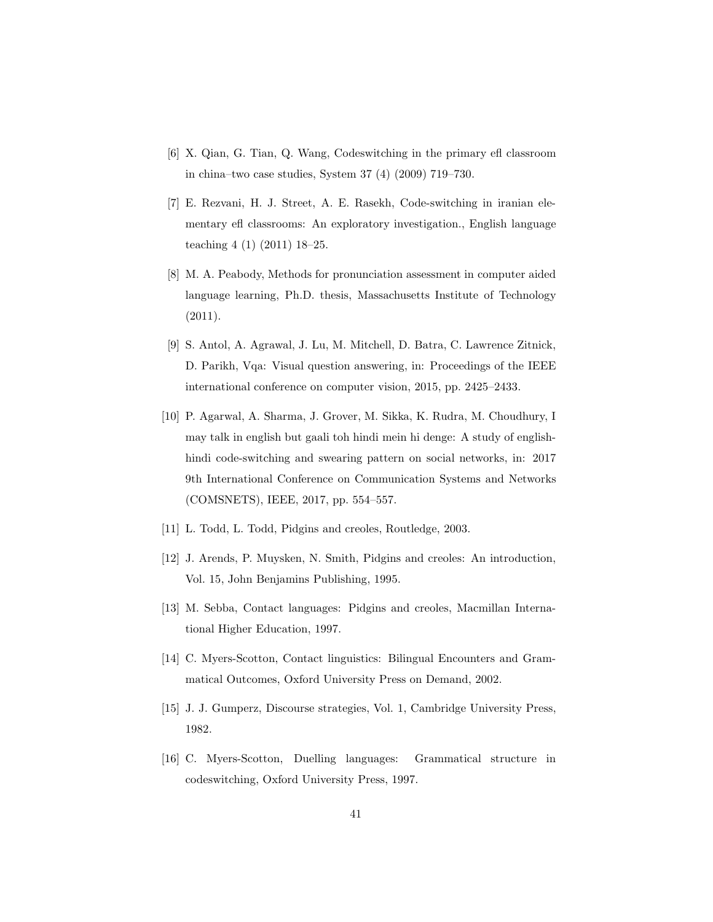[6] X. Qian, G. Tian, Q. Wang, Codeswitching in the primary efl classroom in china–two case studies, System 37 (4) (2009) 719–730.

[7] E. Rezvani, H. J. Street, A. E. Rasekh, Code-switching in iranian elementary efl classrooms: An exploratory investigation., English language teaching 4 (1) (2011) 18–25.

[8] M. A. Peabody, Methods for pronunciation assessment in computer aided language learning, Ph.D. thesis, Massachusetts Institute of Technology (2011).

[9] S. Antol, A. Agrawal, J. Lu, M. Mitchell, D. Batra, C. Lawrence Zitnick, D. Parikh, Vqa: Visual question answering, in: Proceedings of the IEEE international conference on computer vision, 2015, pp. 2425–2433.

[10] P. Agarwal, A. Sharma, J. Grover, M. Sikka, K. Rudra, M. Choudhury, I may talk in english but gaali toh hindi mein hi denge: A study of english-hindi code-switching and swearing pattern on social networks, in: 2017 9th International Conference on Communication Systems and Networks (COMSNETS), IEEE, 2017, pp. 554–557.

[11] L. Todd, L. Todd, Pidgins and creoles, Routledge, 2003.

[12] J. Arends, P. Muysken, N. Smith, Pidgins and creoles: An introduction, Vol. 15, John Benjamins Publishing, 1995.

[13] M. Sebba, Contact languages: Pidgins and creoles, Macmillan International Higher Education, 1997.

[14] C. Myers-Scotton, Contact linguistics: Bilingual Encounters and Grammatical Outcomes, Oxford University Press on Demand, 2002.

[15] J. J. Gumperz, Discourse strategies, Vol. 1, Cambridge University Press, 1982.

[16] C. Myers-Scotton, Duelling languages: Grammatical structure in codeswitching, Oxford University Press, 1997.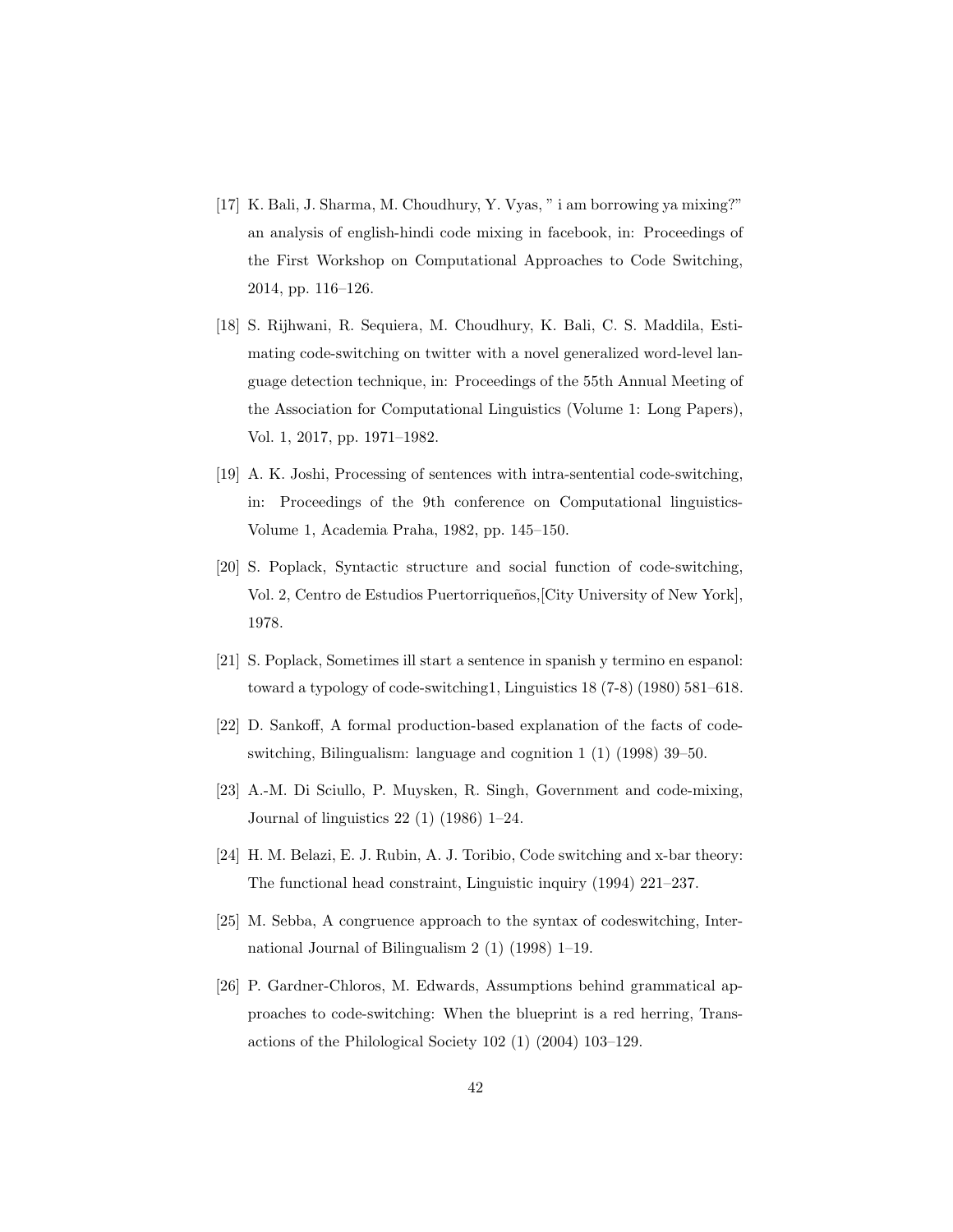[17] K. Bali, J. Sharma, M. Choudhury, Y. Vyas, " i am borrowing ya mixing?" an analysis of english-hindi code mixing in facebook, in: Proceedings of the First Workshop on Computational Approaches to Code Switching, 2014, pp. 116–126.

[18] S. Rijhwani, R. Sequiera, M. Choudhury, K. Bali, C. S. Maddila, Estimating code-switching on twitter with a novel generalized word-level language detection technique, in: Proceedings of the 55th Annual Meeting of the Association for Computational Linguistics (Volume 1: Long Papers), Vol. 1, 2017, pp. 1971–1982.

[19] A. K. Joshi, Processing of sentences with intra-sentential code-switching, in: Proceedings of the 9th conference on Computational linguistics-Volume 1, Academia Praha, 1982, pp. 145–150.

[20] S. Poplack, Syntactic structure and social function of code-switching, Vol. 2, Centro de Estudios Puertorriqueños,[City University of New York], 1978.

[21] S. Poplack, Sometimes ill start a sentence in spanish y termino en espanol: toward a typology of code-switching1, Linguistics 18 (7-8) (1980) 581–618.

[22] D. Sankoff, A formal production-based explanation of the facts of code-switching, Bilingualism: language and cognition 1 (1) (1998) 39–50.

[23] A.-M. Di Sciullo, P. Muysken, R. Singh, Government and code-mixing, Journal of linguistics 22 (1) (1986) 1–24.

[24] H. M. Belazi, E. J. Rubin, A. J. Toribio, Code switching and x-bar theory: The functional head constraint, Linguistic inquiry (1994) 221–237.

[25] M. Sebba, A congruence approach to the syntax of codeswitching, International Journal of Bilingualism 2 (1) (1998) 1–19.

[26] P. Gardner-Chloros, M. Edwards, Assumptions behind grammatical approaches to code-switching: When the blueprint is a red herring, Transactions of the Philological Society 102 (1) (2004) 103–129.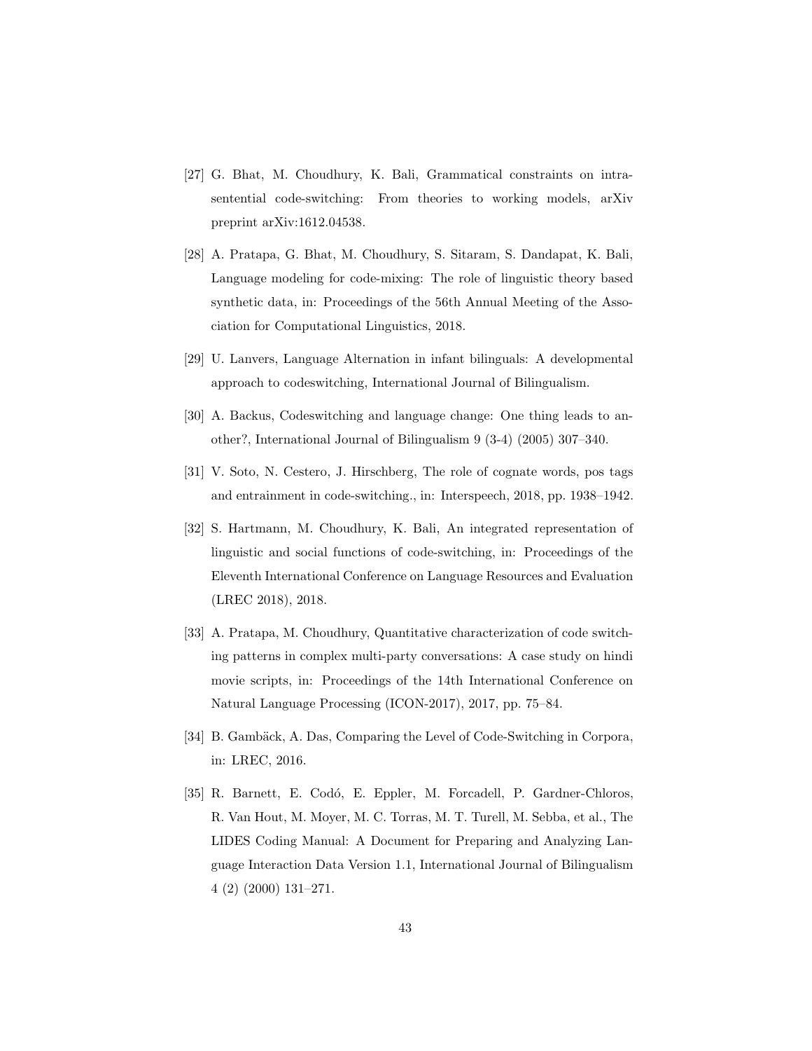[27] G. Bhat, M. Choudhury, K. Bali, Grammatical constraints on intra-sentential code-switching: From theories to working models, arXiv preprint arXiv:1612.04538.

[28] A. Pratapa, G. Bhat, M. Choudhury, S. Sitaram, S. Dandapat, K. Bali, Language modeling for code-mixing: The role of linguistic theory based synthetic data, in: Proceedings of the 56th Annual Meeting of the Association for Computational Linguistics, 2018.

[29] U. Lanvers, Language Alternation in infant bilinguals: A developmental approach to codeswitching, International Journal of Bilingualism.

[30] A. Backus, Codeswitching and language change: One thing leads to another?, International Journal of Bilingualism 9 (3-4) (2005) 307–340.

[31] V. Soto, N. Cestero, J. Hirschberg, The role of cognate words, pos tags and entrainment in code-switching., in: Interspeech, 2018, pp. 1938–1942.

[32] S. Hartmann, M. Choudhury, K. Bali, An integrated representation of linguistic and social functions of code-switching, in: Proceedings of the Eleventh International Conference on Language Resources and Evaluation (LREC 2018), 2018.

[33] A. Pratapa, M. Choudhury, Quantitative characterization of code switching patterns in complex multi-party conversations: A case study on hindi movie scripts, in: Proceedings of the 14th International Conference on Natural Language Processing (ICON-2017), 2017, pp. 75–84.

[34] B. Gambäck, A. Das, Comparing the Level of Code-Switching in Corpora, in: LREC, 2016.

[35] R. Barnett, E. Codó, E. Eppler, M. Forcadell, P. Gardner-Chloros, R. Van Hout, M. Moyer, M. C. Torras, M. T. Turell, M. Sebba, et al., The LIDES Coding Manual: A Document for Preparing and Analyzing Language Interaction Data Version 1.1, International Journal of Bilingualism 4 (2) (2000) 131–271.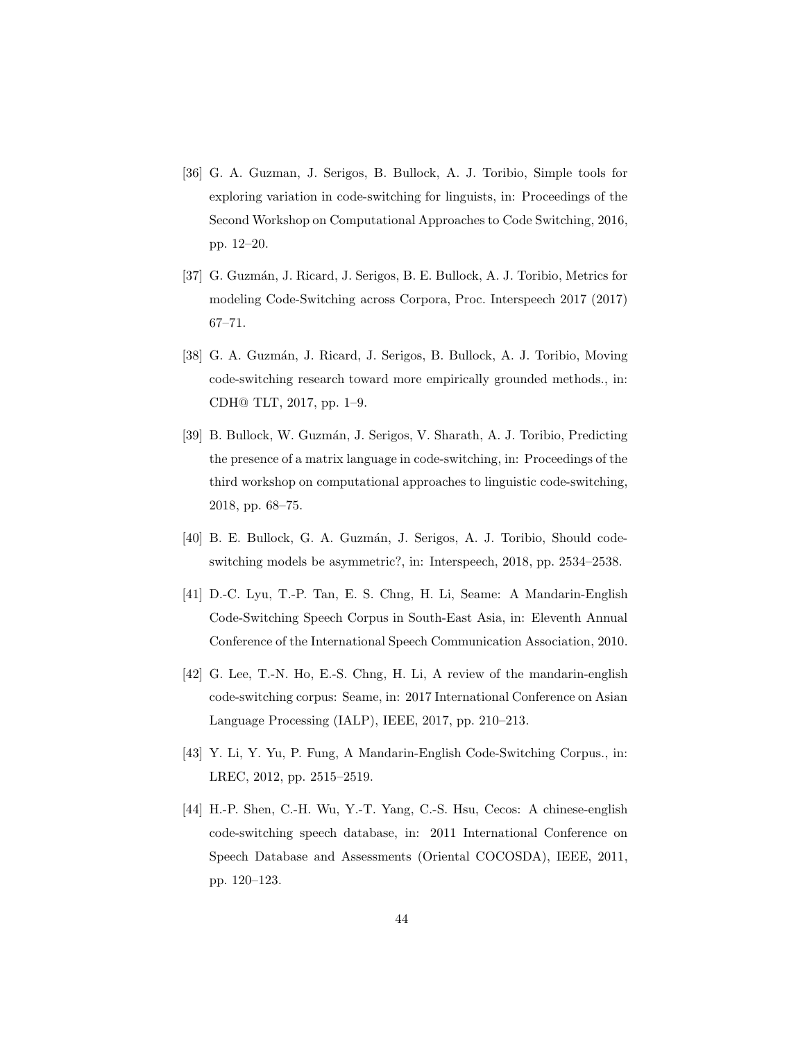[36] G. A. Guzman, J. Serigos, B. Bullock, A. J. Toribio, Simple tools for exploring variation in code-switching for linguists, in: Proceedings of the Second Workshop on Computational Approaches to Code Switching, 2016, pp. 12–20.

[37] G. Guzmán, J. Ricard, J. Serigos, B. E. Bullock, A. J. Toribio, Metrics for modeling Code-Switching across Corpora, Proc. Interspeech 2017 (2017) 67–71.

[38] G. A. Guzmán, J. Ricard, J. Serigos, B. Bullock, A. J. Toribio, Moving code-switching research toward more empirically grounded methods., in: CDH@ TLT, 2017, pp. 1–9.

[39] B. Bullock, W. Guzmán, J. Serigos, V. Sharath, A. J. Toribio, Predicting the presence of a matrix language in code-switching, in: Proceedings of the third workshop on computational approaches to linguistic code-switching, 2018, pp. 68–75.

[40] B. E. Bullock, G. A. Guzmán, J. Serigos, A. J. Toribio, Should code-switching models be asymmetric?, in: Interspeech, 2018, pp. 2534–2538.

[41] D.-C. Lyu, T.-P. Tan, E. S. Chng, H. Li, Seame: A Mandarin-English Code-Switching Speech Corpus in South-East Asia, in: Eleventh Annual Conference of the International Speech Communication Association, 2010.

[42] G. Lee, T.-N. Ho, E.-S. Chng, H. Li, A review of the mandarin-english code-switching corpus: Seame, in: 2017 International Conference on Asian Language Processing (IALP), IEEE, 2017, pp. 210–213.

[43] Y. Li, Y. Yu, P. Fung, A Mandarin-English Code-Switching Corpus., in: LREC, 2012, pp. 2515–2519.

[44] H.-P. Shen, C.-H. Wu, Y.-T. Yang, C.-S. Hsu, Cecos: A chinese-english code-switching speech database, in: 2011 International Conference on Speech Database and Assessments (Oriental COCOSDA), IEEE, 2011, pp. 120–123.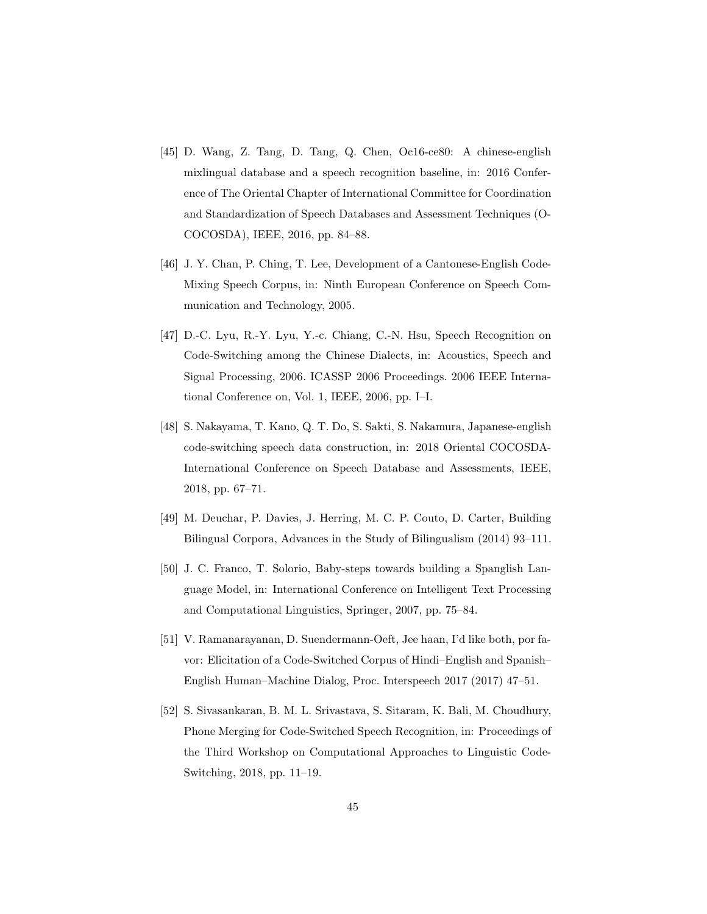[45] D. Wang, Z. Tang, D. Tang, Q. Chen, Oc16-ce80: A chinese-english mixlingual database and a speech recognition baseline, in: 2016 Conference of The Oriental Chapter of International Committee for Coordination and Standardization of Speech Databases and Assessment Techniques (O-COCOSDA), IEEE, 2016, pp. 84–88.

[46] J. Y. Chan, P. Ching, T. Lee, Development of a Cantonese-English Code-Mixing Speech Corpus, in: Ninth European Conference on Speech Communication and Technology, 2005.

[47] D.-C. Lyu, R.-Y. Lyu, Y.-c. Chiang, C.-N. Hsu, Speech Recognition on Code-Switching among the Chinese Dialects, in: Acoustics, Speech and Signal Processing, 2006. ICASSP 2006 Proceedings. 2006 IEEE International Conference on, Vol. 1, IEEE, 2006, pp. I–I.

[48] S. Nakayama, T. Kano, Q. T. Do, S. Sakti, S. Nakamura, Japanese-english code-switching speech data construction, in: 2018 Oriental COCOSDA-International Conference on Speech Database and Assessments, IEEE, 2018, pp. 67–71.

[49] M. Deuchar, P. Davies, J. Herring, M. C. P. Couto, D. Carter, Building Bilingual Corpora, Advances in the Study of Bilingualism (2014) 93–111.

[50] J. C. Franco, T. Solorio, Baby-steps towards building a Spanglish Language Model, in: International Conference on Intelligent Text Processing and Computational Linguistics, Springer, 2007, pp. 75–84.

[51] V. Ramanarayanan, D. Suendermann-Oeft, Jee haan, I'd like both, por favor: Elicitation of a Code-Switched Corpus of Hindi–English and Spanish–English Human–Machine Dialog, Proc. Interspeech 2017 (2017) 47–51.

[52] S. Sivasankaran, B. M. L. Srivastava, S. Sitaram, K. Bali, M. Choudhury, Phone Merging for Code-Switched Speech Recognition, in: Proceedings of the Third Workshop on Computational Approaches to Linguistic Code-Switching, 2018, pp. 11–19.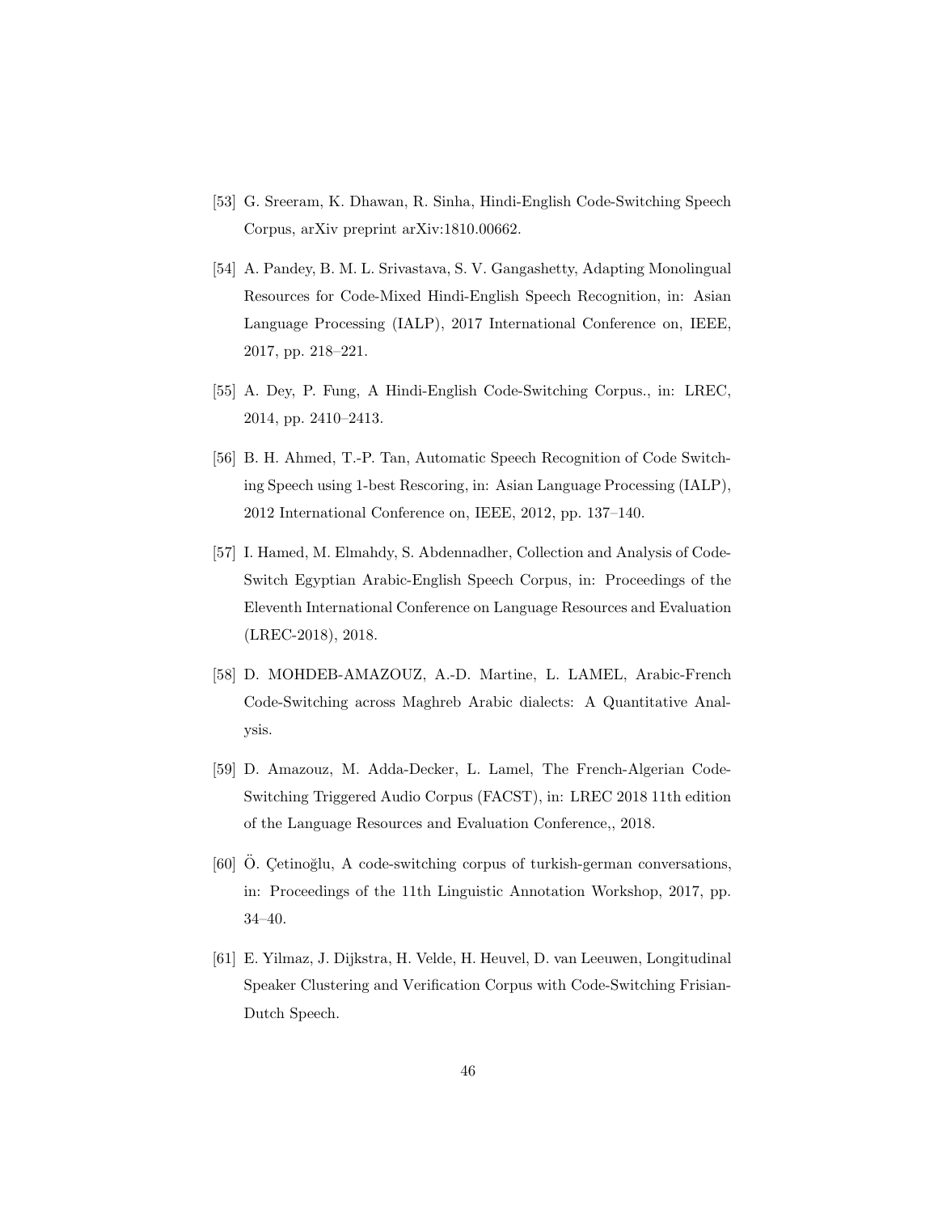[53] G. Sreeram, K. Dhawan, R. Sinha, Hindi-English Code-Switching Speech Corpus, arXiv preprint arXiv:1810.00662.

[54] A. Pandey, B. M. L. Srivastava, S. V. Gangashetty, Adapting Monolingual Resources for Code-Mixed Hindi-English Speech Recognition, in: Asian Language Processing (IALP), 2017 International Conference on, IEEE, 2017, pp. 218–221.

[55] A. Dey, P. Fung, A Hindi-English Code-Switching Corpus., in: LREC, 2014, pp. 2410–2413.

[56] B. H. Ahmed, T.-P. Tan, Automatic Speech Recognition of Code Switching Speech using 1-best Rescoring, in: Asian Language Processing (IALP), 2012 International Conference on, IEEE, 2012, pp. 137–140.

[57] I. Hamed, M. Elmahdy, S. Abdennadher, Collection and Analysis of Code-Switch Egyptian Arabic-English Speech Corpus, in: Proceedings of the Eleventh International Conference on Language Resources and Evaluation (LREC-2018), 2018.

[58] D. MOHDEB-AMAZOUZ, A.-D. Martine, L. LAMEL, Arabic-French Code-Switching across Maghreb Arabic dialects: A Quantitative Analysis.

[59] D. Amazouz, M. Adda-Decker, L. Lamel, The French-Algerian Code-Switching Triggered Audio Corpus (FACST), in: LREC 2018 11th edition of the Language Resources and Evaluation Conference,, 2018.

[60] Ö. Çetinoğlu, A code-switching corpus of turkish-german conversations, in: Proceedings of the 11th Linguistic Annotation Workshop, 2017, pp. 34–40.

[61] E. Yilmaz, J. Dijkstra, H. Velde, H. Heuvel, D. van Leeuwen, Longitudinal Speaker Clustering and Verification Corpus with Code-Switching Frisian-Dutch Speech.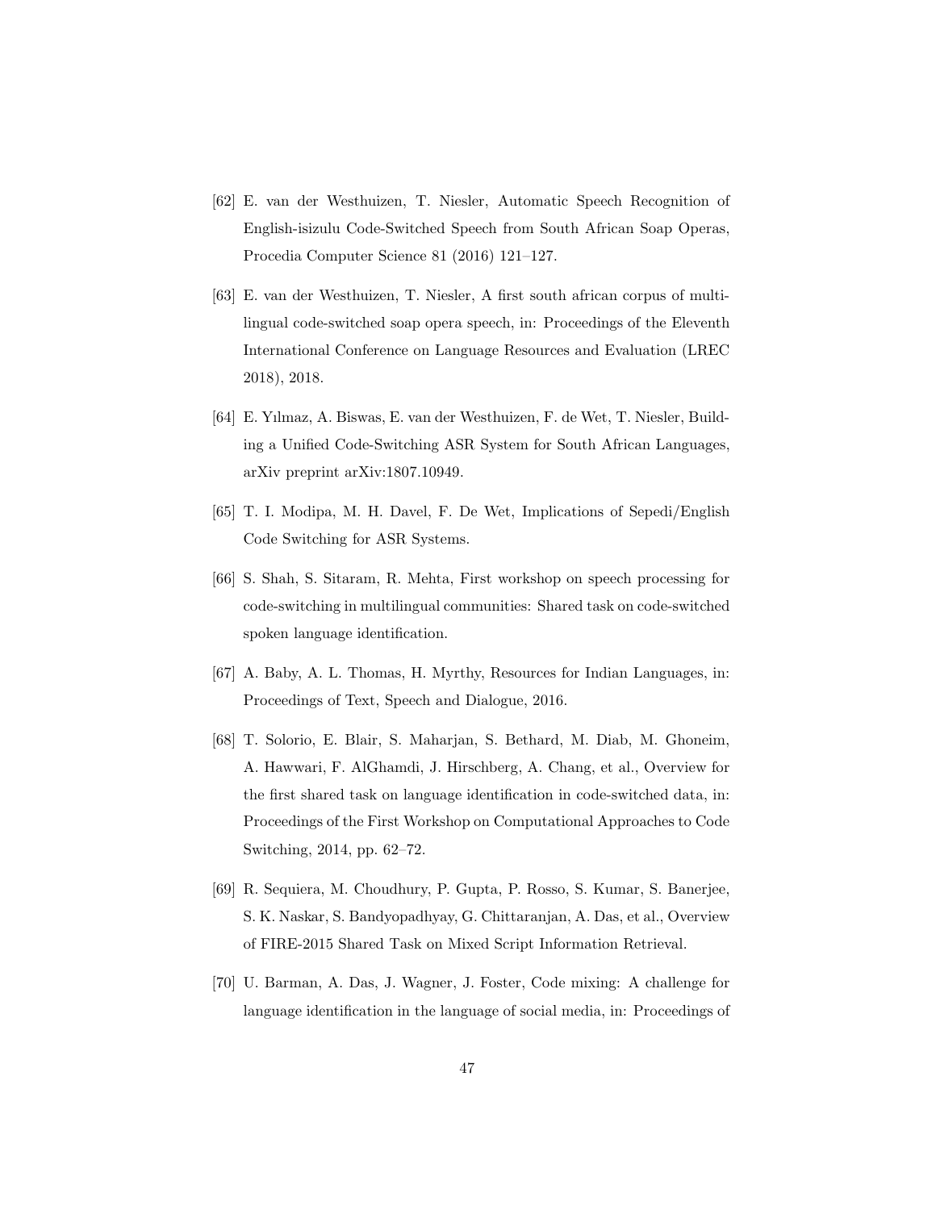[62] E. van der Westhuizen, T. Niesler, Automatic Speech Recognition of English-isizulu Code-Switched Speech from South African Soap Operas, Procedia Computer Science 81 (2016) 121–127.

[63] E. van der Westhuizen, T. Niesler, A first south african corpus of multilingual code-switched soap opera speech, in: Proceedings of the Eleventh International Conference on Language Resources and Evaluation (LREC 2018), 2018.

[64] E. Yılmaz, A. Biswas, E. van der Westhuizen, F. de Wet, T. Niesler, Building a Unified Code-Switching ASR System for South African Languages, arXiv preprint arXiv:1807.10949.

[65] T. I. Modipa, M. H. Davel, F. De Wet, Implications of Sepedi/English Code Switching for ASR Systems.

[66] S. Shah, S. Sitaram, R. Mehta, First workshop on speech processing for code-switching in multilingual communities: Shared task on code-switched spoken language identification.

[67] A. Baby, A. L. Thomas, H. Myrthy, Resources for Indian Languages, in: Proceedings of Text, Speech and Dialogue, 2016.

[68] T. Solorio, E. Blair, S. Maharjan, S. Bethard, M. Diab, M. Ghoneim, A. Hawwari, F. AlGhamdi, J. Hirschberg, A. Chang, et al., Overview for the first shared task on language identification in code-switched data, in: Proceedings of the First Workshop on Computational Approaches to Code Switching, 2014, pp. 62–72.

[69] R. Sequiera, M. Choudhury, P. Gupta, P. Rosso, S. Kumar, S. Banerjee, S. K. Naskar, S. Bandyopadhyay, G. Chittaranjan, A. Das, et al., Overview of FIRE-2015 Shared Task on Mixed Script Information Retrieval.

[70] U. Barman, A. Das, J. Wagner, J. Foster, Code mixing: A challenge for language identification in the language of social media, in: Proceedings of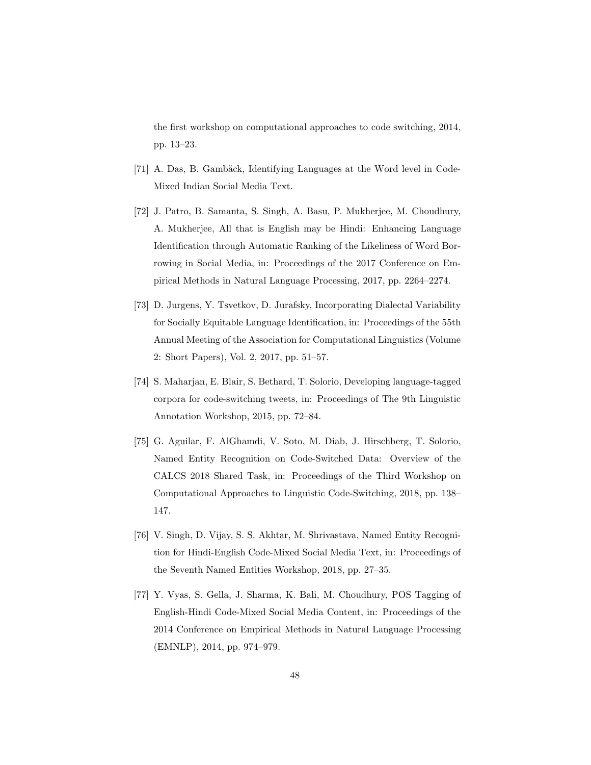the first workshop on computational approaches to code switching, 2014, pp. 13–23.

[71] A. Das, B. Gambäck, Identifying Languages at the Word level in Code-Mixed Indian Social Media Text.

[72] J. Patro, B. Samanta, S. Singh, A. Basu, P. Mukherjee, M. Choudhury, A. Mukherjee, All that is English may be Hindi: Enhancing Language Identification through Automatic Ranking of the Likeliness of Word Borrowing in Social Media, in: Proceedings of the 2017 Conference on Empirical Methods in Natural Language Processing, 2017, pp. 2264–2274.

[73] D. Jurgens, Y. Tsvetkov, D. Jurafsky, Incorporating Dialectal Variability for Socially Equitable Language Identification, in: Proceedings of the 55th Annual Meeting of the Association for Computational Linguistics (Volume 2: Short Papers), Vol. 2, 2017, pp. 51–57.

[74] S. Maharjan, E. Blair, S. Bethard, T. Solorio, Developing language-tagged corpora for code-switching tweets, in: Proceedings of The 9th Linguistic Annotation Workshop, 2015, pp. 72–84.

[75] G. Aguilar, F. AlGhamdi, V. Soto, M. Diab, J. Hirschberg, T. Solorio, Named Entity Recognition on Code-Switched Data: Overview of the CALCS 2018 Shared Task, in: Proceedings of the Third Workshop on Computational Approaches to Linguistic Code-Switching, 2018, pp. 138–147.

[76] V. Singh, D. Vijay, S. S. Akhtar, M. Shrivastava, Named Entity Recognition for Hindi-English Code-Mixed Social Media Text, in: Proceedings of the Seventh Named Entities Workshop, 2018, pp. 27–35.

[77] Y. Vyas, S. Gella, J. Sharma, K. Bali, M. Choudhury, POS Tagging of English-Hindi Code-Mixed Social Media Content, in: Proceedings of the 2014 Conference on Empirical Methods in Natural Language Processing (EMNLP), 2014, pp. 974–979.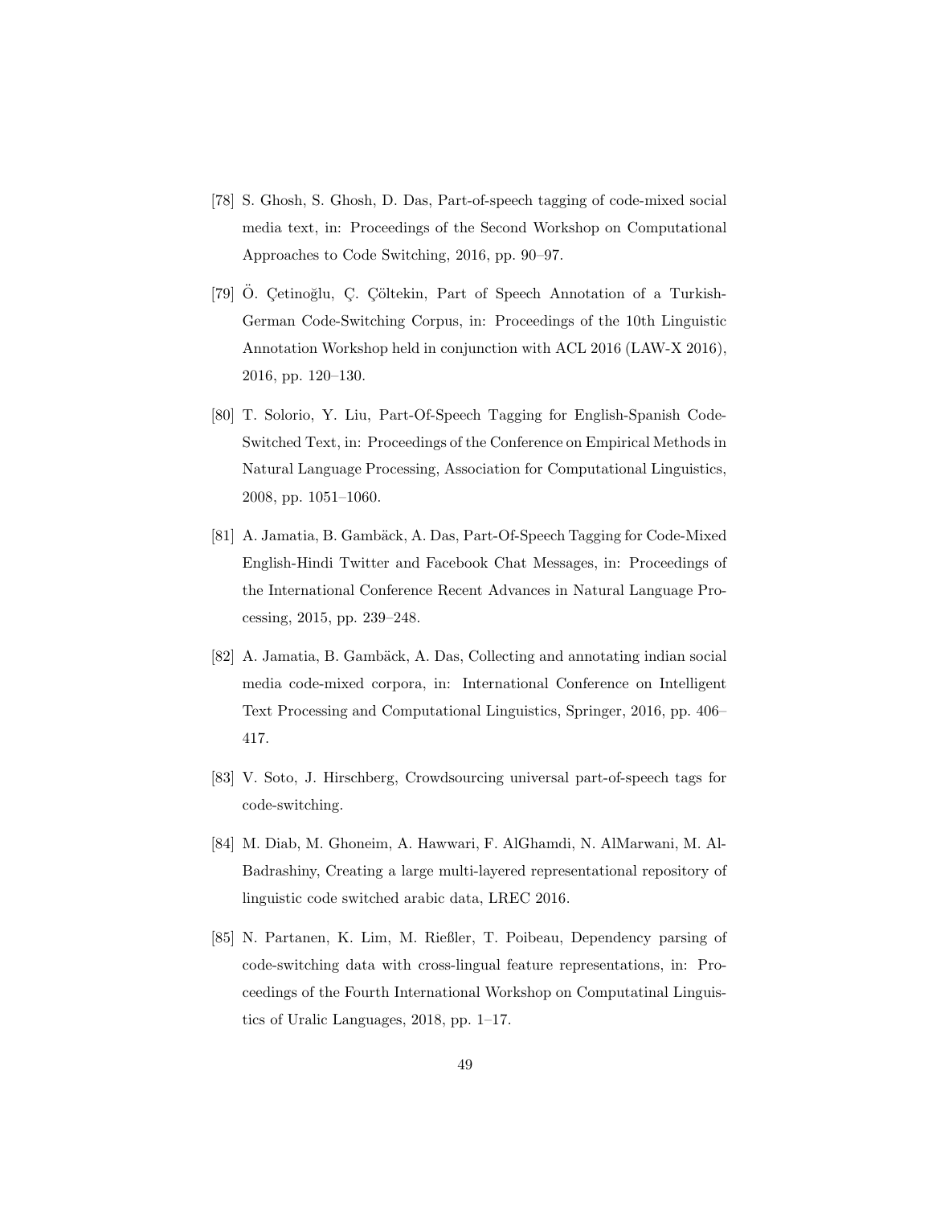[78] S. Ghosh, S. Ghosh, D. Das, Part-of-speech tagging of code-mixed social media text, in: Proceedings of the Second Workshop on Computational Approaches to Code Switching, 2016, pp. 90–97.

[79] Ö. Çetinoğlu, Ç. Çöltekin, Part of Speech Annotation of a Turkish-German Code-Switching Corpus, in: Proceedings of the 10th Linguistic Annotation Workshop held in conjunction with ACL 2016 (LAW-X 2016), 2016, pp. 120–130.

[80] T. Solorio, Y. Liu, Part-Of-Speech Tagging for English-Spanish Code-Switched Text, in: Proceedings of the Conference on Empirical Methods in Natural Language Processing, Association for Computational Linguistics, 2008, pp. 1051–1060.

[81] A. Jamatia, B. Gambäck, A. Das, Part-Of-Speech Tagging for Code-Mixed English-Hindi Twitter and Facebook Chat Messages, in: Proceedings of the International Conference Recent Advances in Natural Language Processing, 2015, pp. 239–248.

[82] A. Jamatia, B. Gambäck, A. Das, Collecting and annotating indian social media code-mixed corpora, in: International Conference on Intelligent Text Processing and Computational Linguistics, Springer, 2016, pp. 406–417.

[83] V. Soto, J. Hirschberg, Crowdsourcing universal part-of-speech tags for code-switching.

[84] M. Diab, M. Ghoneim, A. Hawwari, F. AlGhamdi, N. AlMarwani, M. Al-Badrashiny, Creating a large multi-layered representational repository of linguistic code switched arabic data, LREC 2016.

[85] N. Partanen, K. Lim, M. Rießler, T. Poibeau, Dependency parsing of code-switching data with cross-lingual feature representations, in: Proceedings of the Fourth International Workshop on Computatinal Linguistics of Uralic Languages, 2018, pp. 1–17.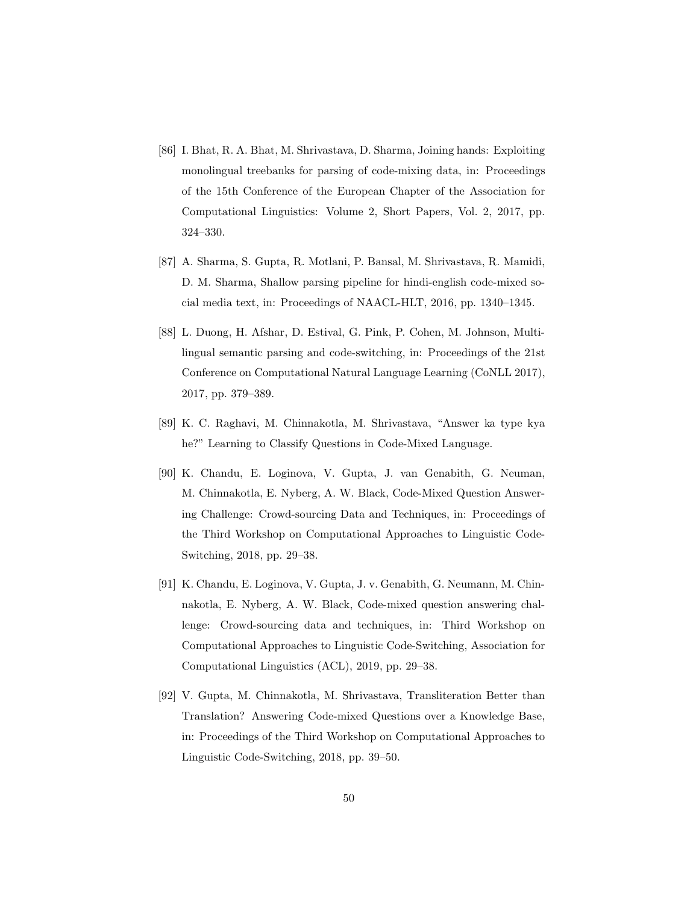[86] I. Bhat, R. A. Bhat, M. Shrivastava, D. Sharma, Joining hands: Exploiting monolingual treebanks for parsing of code-mixing data, in: Proceedings of the 15th Conference of the European Chapter of the Association for Computational Linguistics: Volume 2, Short Papers, Vol. 2, 2017, pp. 324–330.

[87] A. Sharma, S. Gupta, R. Motlani, P. Bansal, M. Shrivastava, R. Mamidi, D. M. Sharma, Shallow parsing pipeline for hindi-english code-mixed social media text, in: Proceedings of NAACL-HLT, 2016, pp. 1340–1345.

[88] L. Duong, H. Afshar, D. Estival, G. Pink, P. Cohen, M. Johnson, Multilingual semantic parsing and code-switching, in: Proceedings of the 21st Conference on Computational Natural Language Learning (CoNLL 2017), 2017, pp. 379–389.

[89] K. C. Raghavi, M. Chinnakotla, M. Shrivastava, "Answer ka type kya he?" Learning to Classify Questions in Code-Mixed Language.

[90] K. Chandu, E. Loginova, V. Gupta, J. van Genabith, G. Neuman, M. Chinnakotla, E. Nyberg, A. W. Black, Code-Mixed Question Answering Challenge: Crowd-sourcing Data and Techniques, in: Proceedings of the Third Workshop on Computational Approaches to Linguistic Code-Switching, 2018, pp. 29–38.

[91] K. Chandu, E. Loginova, V. Gupta, J. v. Genabith, G. Neumann, M. Chinnakotla, E. Nyberg, A. W. Black, Code-mixed question answering challenge: Crowd-sourcing data and techniques, in: Third Workshop on Computational Approaches to Linguistic Code-Switching, Association for Computational Linguistics (ACL), 2019, pp. 29–38.

[92] V. Gupta, M. Chinnakotla, M. Shrivastava, Transliteration Better than Translation? Answering Code-mixed Questions over a Knowledge Base, in: Proceedings of the Third Workshop on Computational Approaches to Linguistic Code-Switching, 2018, pp. 39–50.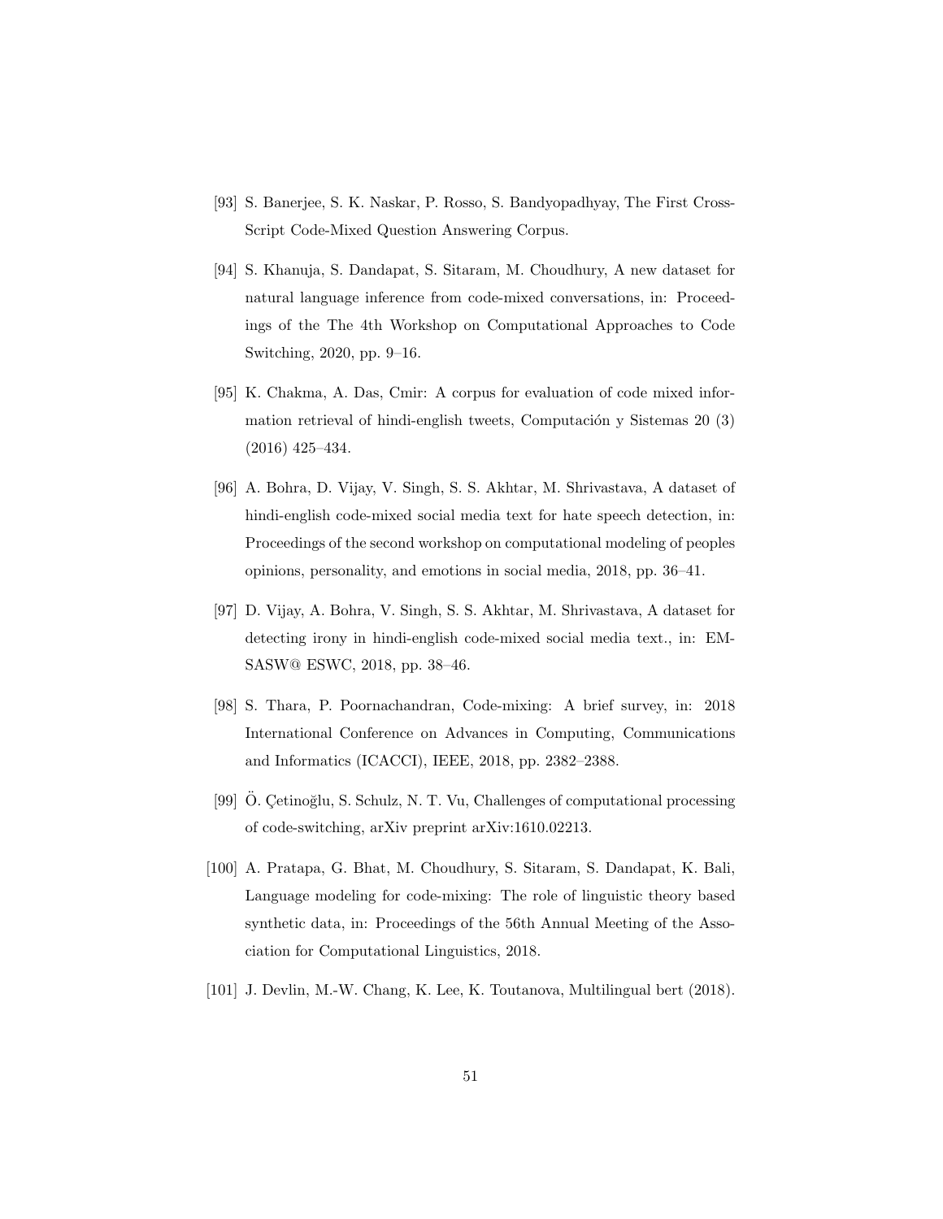[93] S. Banerjee, S. K. Naskar, P. Rosso, S. Bandyopadhyay, The First Cross-Script Code-Mixed Question Answering Corpus.

[94] S. Khanuja, S. Dandapat, S. Sitaram, M. Choudhury, A new dataset for natural language inference from code-mixed conversations, in: Proceedings of the The 4th Workshop on Computational Approaches to Code Switching, 2020, pp. 9–16.

[95] K. Chakma, A. Das, Cmir: A corpus for evaluation of code mixed information retrieval of hindi-english tweets, Computación y Sistemas 20 (3) (2016) 425–434.

[96] A. Bohra, D. Vijay, V. Singh, S. S. Akhtar, M. Shrivastava, A dataset of hindi-english code-mixed social media text for hate speech detection, in: Proceedings of the second workshop on computational modeling of peoples opinions, personality, and emotions in social media, 2018, pp. 36–41.

[97] D. Vijay, A. Bohra, V. Singh, S. S. Akhtar, M. Shrivastava, A dataset for detecting irony in hindi-english code-mixed social media text., in: EMSASW@ ESWC, 2018, pp. 38–46.

[98] S. Thara, P. Poornachandran, Code-mixing: A brief survey, in: 2018 International Conference on Advances in Computing, Communications and Informatics (ICACCI), IEEE, 2018, pp. 2382–2388.

[99] Ö. Çetinoğlu, S. Schulz, N. T. Vu, Challenges of computational processing of code-switching, arXiv preprint arXiv:1610.02213.

[100] A. Pratapa, G. Bhat, M. Choudhury, S. Sitaram, S. Dandapat, K. Bali, Language modeling for code-mixing: The role of linguistic theory based synthetic data, in: Proceedings of the 56th Annual Meeting of the Association for Computational Linguistics, 2018.

[101] J. Devlin, M.-W. Chang, K. Lee, K. Toutanova, Multilingual bert (2018).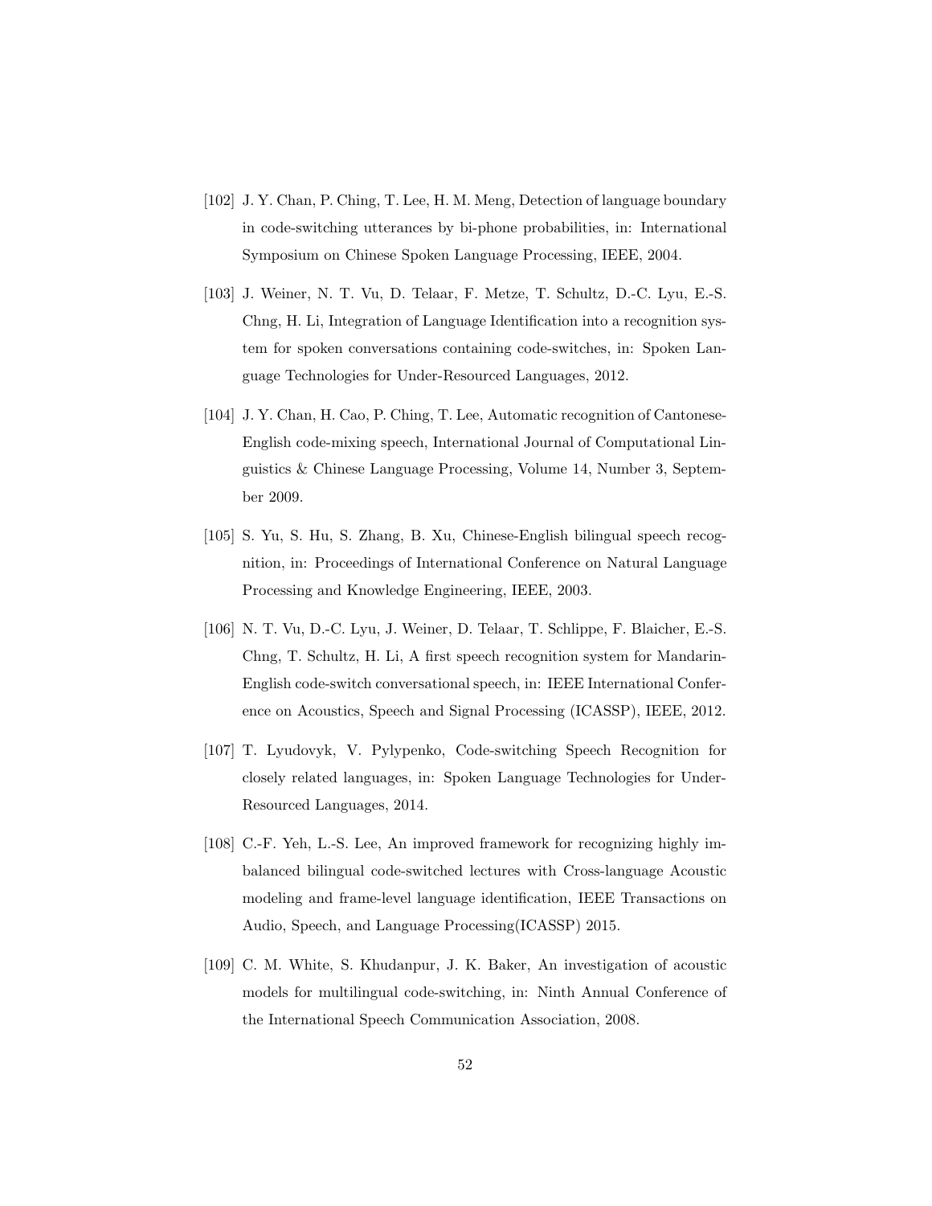[102] J. Y. Chan, P. Ching, T. Lee, H. M. Meng, Detection of language boundary in code-switching utterances by bi-phone probabilities, in: International Symposium on Chinese Spoken Language Processing, IEEE, 2004.

[103] J. Weiner, N. T. Vu, D. Telaar, F. Metze, T. Schultz, D.-C. Lyu, E.-S. Chng, H. Li, Integration of Language Identification into a recognition system for spoken conversations containing code-switches, in: Spoken Language Technologies for Under-Resourced Languages, 2012.

[104] J. Y. Chan, H. Cao, P. Ching, T. Lee, Automatic recognition of Cantonese-English code-mixing speech, International Journal of Computational Linguistics & Chinese Language Processing, Volume 14, Number 3, September 2009.

[105] S. Yu, S. Hu, S. Zhang, B. Xu, Chinese-English bilingual speech recognition, in: Proceedings of International Conference on Natural Language Processing and Knowledge Engineering, IEEE, 2003.

[106] N. T. Vu, D.-C. Lyu, J. Weiner, D. Telaar, T. Schlippe, F. Blaicher, E.-S. Chng, T. Schultz, H. Li, A first speech recognition system for Mandarin-English code-switch conversational speech, in: IEEE International Conference on Acoustics, Speech and Signal Processing (ICASSP), IEEE, 2012.

[107] T. Lyudovyk, V. Pylypenko, Code-switching Speech Recognition for closely related languages, in: Spoken Language Technologies for Under-Resourced Languages, 2014.

[108] C.-F. Yeh, L.-S. Lee, An improved framework for recognizing highly imbalanced bilingual code-switched lectures with Cross-language Acoustic modeling and frame-level language identification, IEEE Transactions on Audio, Speech, and Language Processing(ICASSP) 2015.

[109] C. M. White, S. Khudanpur, J. K. Baker, An investigation of acoustic models for multilingual code-switching, in: Ninth Annual Conference of the International Speech Communication Association, 2008.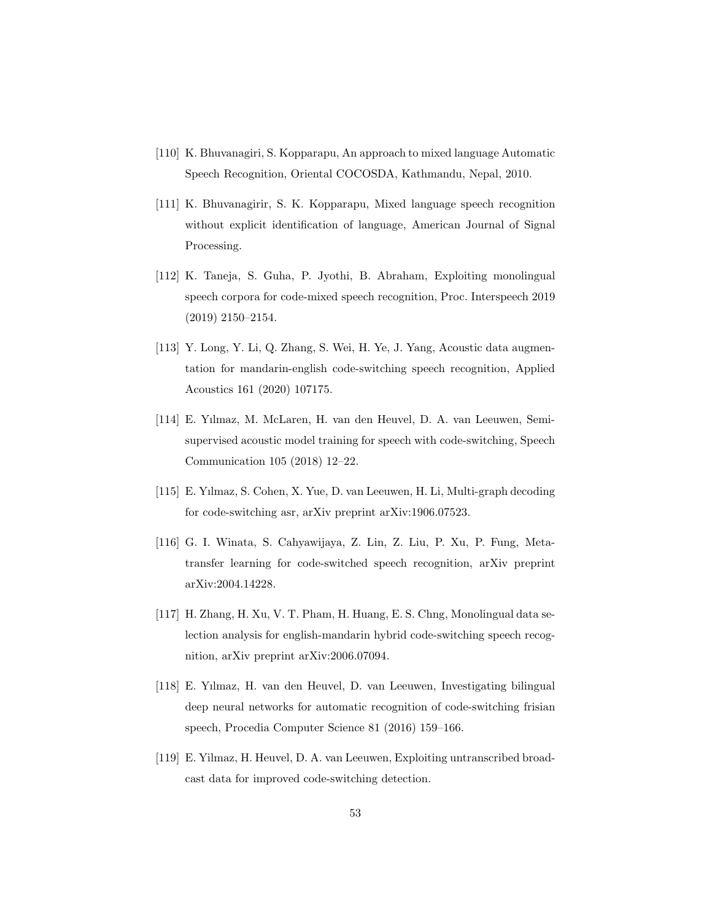[110] K. Bhuvanagiri, S. Kopparapu, An approach to mixed language Automatic Speech Recognition, Oriental COCOSDA, Kathmandu, Nepal, 2010.

[111] K. Bhuvanagirir, S. K. Kopparapu, Mixed language speech recognition without explicit identification of language, American Journal of Signal Processing.

[112] K. Taneja, S. Guha, P. Jyothi, B. Abraham, Exploiting monolingual speech corpora for code-mixed speech recognition, Proc. Interspeech 2019 (2019) 2150–2154.

[113] Y. Long, Y. Li, Q. Zhang, S. Wei, H. Ye, J. Yang, Acoustic data augmentation for mandarin-english code-switching speech recognition, Applied Acoustics 161 (2020) 107175.

[114] E. Yılmaz, M. McLaren, H. van den Heuvel, D. A. van Leeuwen, Semi-supervised acoustic model training for speech with code-switching, Speech Communication 105 (2018) 12–22.

[115] E. Yılmaz, S. Cohen, X. Yue, D. van Leeuwen, H. Li, Multi-graph decoding for code-switching asr, arXiv preprint arXiv:1906.07523.

[116] G. I. Winata, S. Cahyawijaya, Z. Lin, Z. Liu, P. Xu, P. Fung, Meta-transfer learning for code-switched speech recognition, arXiv preprint arXiv:2004.14228.

[117] H. Zhang, H. Xu, V. T. Pham, H. Huang, E. S. Chng, Monolingual data selection analysis for english-mandarin hybrid code-switching speech recognition, arXiv preprint arXiv:2006.07094.

[118] E. Yılmaz, H. van den Heuvel, D. van Leeuwen, Investigating bilingual deep neural networks for automatic recognition of code-switching frisian speech, Procedia Computer Science 81 (2016) 159–166.

[119] E. Yilmaz, H. Heuvel, D. A. van Leeuwen, Exploiting untranscribed broadcast data for improved code-switching detection.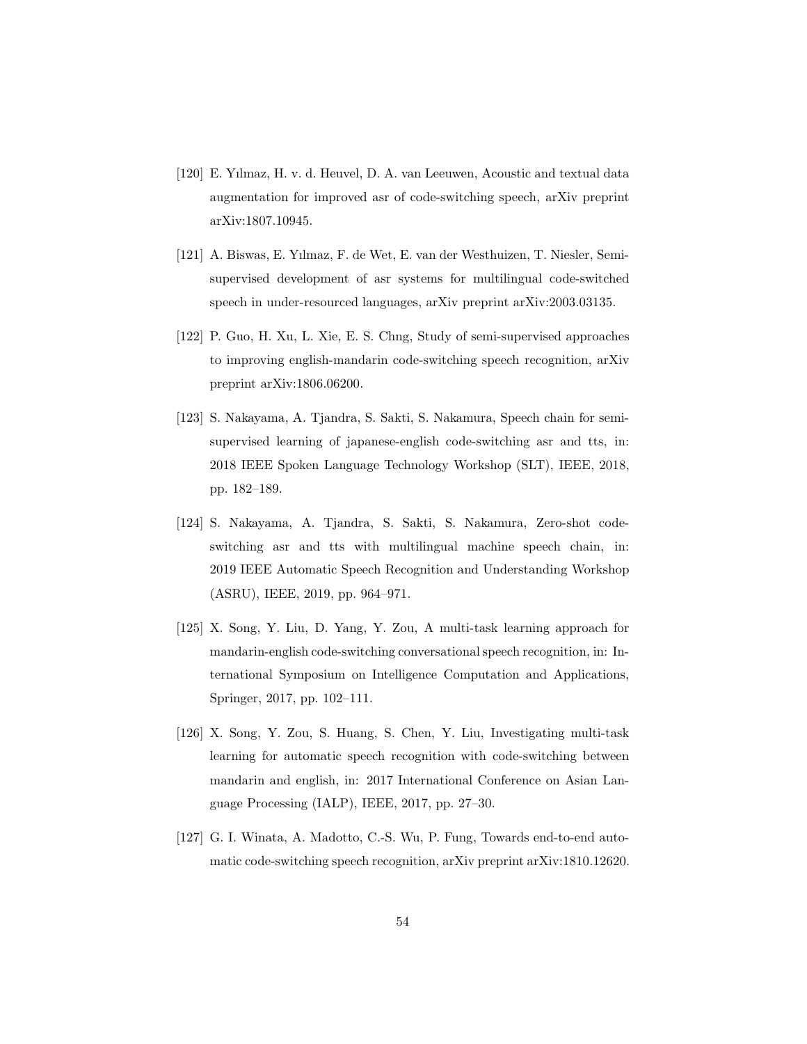[120] E. Yılmaz, H. v. d. Heuvel, D. A. van Leeuwen, Acoustic and textual data augmentation for improved asr of code-switching speech, arXiv preprint arXiv:1807.10945.

[121] A. Biswas, E. Yılmaz, F. de Wet, E. van der Westhuizen, T. Niesler, Semi-supervised development of asr systems for multilingual code-switched speech in under-resourced languages, arXiv preprint arXiv:2003.03135.

[122] P. Guo, H. Xu, L. Xie, E. S. Chng, Study of semi-supervised approaches to improving english-mandarin code-switching speech recognition, arXiv preprint arXiv:1806.06200.

[123] S. Nakayama, A. Tjandra, S. Sakti, S. Nakamura, Speech chain for semi-supervised learning of japanese-english code-switching asr and tts, in: 2018 IEEE Spoken Language Technology Workshop (SLT), IEEE, 2018, pp. 182–189.

[124] S. Nakayama, A. Tjandra, S. Sakti, S. Nakamura, Zero-shot code-switching asr and tts with multilingual machine speech chain, in: 2019 IEEE Automatic Speech Recognition and Understanding Workshop (ASRU), IEEE, 2019, pp. 964–971.

[125] X. Song, Y. Liu, D. Yang, Y. Zou, A multi-task learning approach for mandarin-english code-switching conversational speech recognition, in: International Symposium on Intelligence Computation and Applications, Springer, 2017, pp. 102–111.

[126] X. Song, Y. Zou, S. Huang, S. Chen, Y. Liu, Investigating multi-task learning for automatic speech recognition with code-switching between mandarin and english, in: 2017 International Conference on Asian Language Processing (IALP), IEEE, 2017, pp. 27–30.

[127] G. I. Winata, A. Madotto, C.-S. Wu, P. Fung, Towards end-to-end automatic code-switching speech recognition, arXiv preprint arXiv:1810.12620.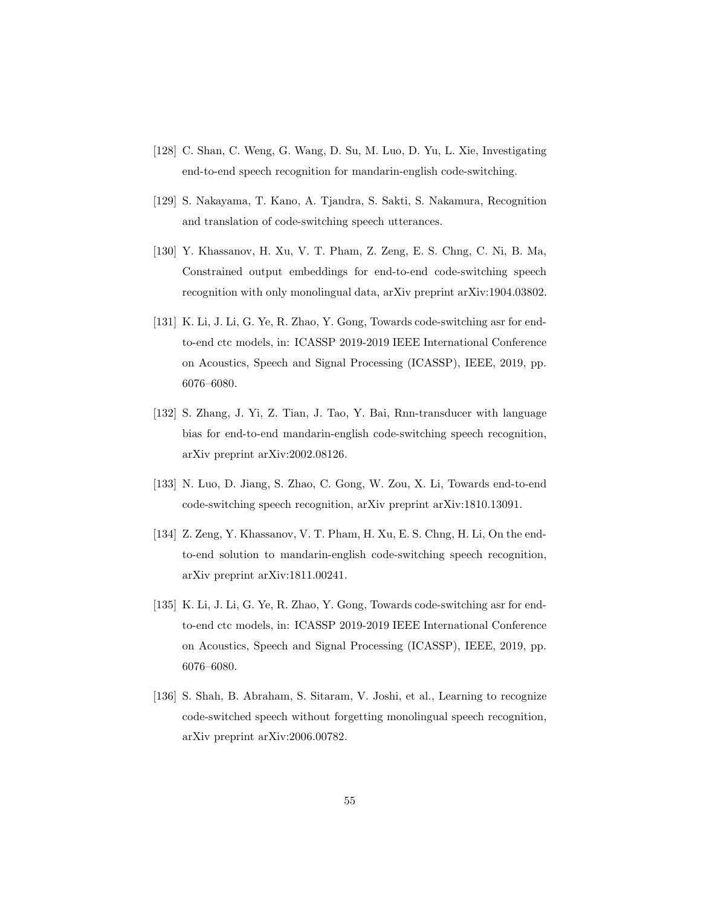[128] C. Shan, C. Weng, G. Wang, D. Su, M. Luo, D. Yu, L. Xie, Investigating end-to-end speech recognition for mandarin-english code-switching.

[129] S. Nakayama, T. Kano, A. Tjandra, S. Sakti, S. Nakamura, Recognition and translation of code-switching speech utterances.

[130] Y. Khassanov, H. Xu, V. T. Pham, Z. Zeng, E. S. Chng, C. Ni, B. Ma, Constrained output embeddings for end-to-end code-switching speech recognition with only monolingual data, arXiv preprint arXiv:1904.03802.

[131] K. Li, J. Li, G. Ye, R. Zhao, Y. Gong, Towards code-switching asr for end-to-end ctc models, in: ICASSP 2019-2019 IEEE International Conference on Acoustics, Speech and Signal Processing (ICASSP), IEEE, 2019, pp. 6076–6080.

[132] S. Zhang, J. Yi, Z. Tian, J. Tao, Y. Bai, Rnn-transducer with language bias for end-to-end mandarin-english code-switching speech recognition, arXiv preprint arXiv:2002.08126.

[133] N. Luo, D. Jiang, S. Zhao, C. Gong, W. Zou, X. Li, Towards end-to-end code-switching speech recognition, arXiv preprint arXiv:1810.13091.

[134] Z. Zeng, Y. Khassanov, V. T. Pham, H. Xu, E. S. Chng, H. Li, On the end-to-end solution to mandarin-english code-switching speech recognition, arXiv preprint arXiv:1811.00241.

[135] K. Li, J. Li, G. Ye, R. Zhao, Y. Gong, Towards code-switching asr for end-to-end ctc models, in: ICASSP 2019-2019 IEEE International Conference on Acoustics, Speech and Signal Processing (ICASSP), IEEE, 2019, pp. 6076–6080.

[136] S. Shah, B. Abraham, S. Sitaram, V. Joshi, et al., Learning to recognize code-switched speech without forgetting monolingual speech recognition, arXiv preprint arXiv:2006.00782.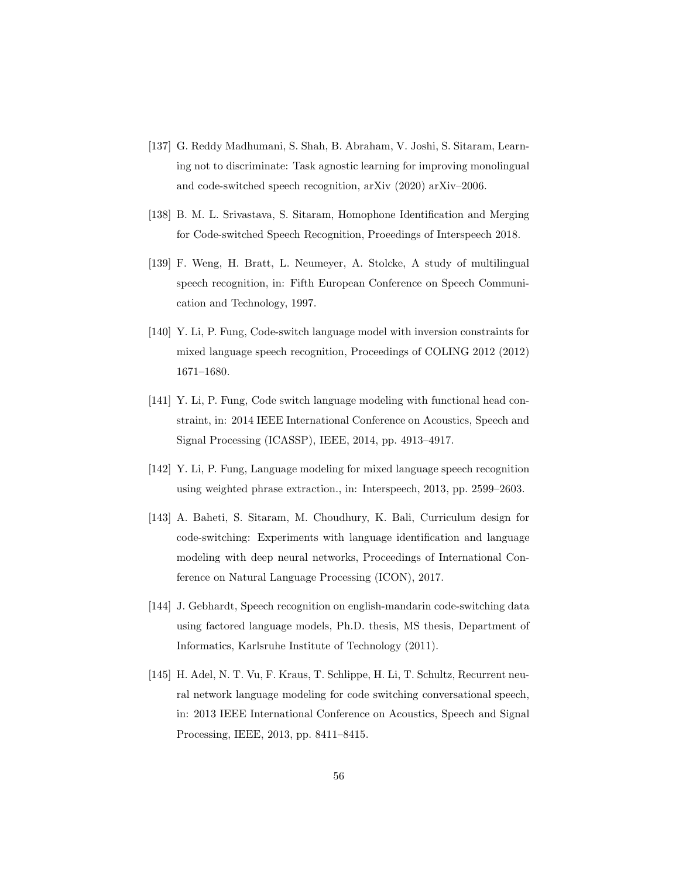[137] G. Reddy Madhumani, S. Shah, B. Abraham, V. Joshi, S. Sitaram, Learning not to discriminate: Task agnostic learning for improving monolingual and code-switched speech recognition, arXiv (2020) arXiv–2006.

[138] B. M. L. Srivastava, S. Sitaram, Homophone Identification and Merging for Code-switched Speech Recognition, Proeedings of Interspeech 2018.

[139] F. Weng, H. Bratt, L. Neumeyer, A. Stolcke, A study of multilingual speech recognition, in: Fifth European Conference on Speech Communication and Technology, 1997.

[140] Y. Li, P. Fung, Code-switch language model with inversion constraints for mixed language speech recognition, Proceedings of COLING 2012 (2012) 1671–1680.

[141] Y. Li, P. Fung, Code switch language modeling with functional head constraint, in: 2014 IEEE International Conference on Acoustics, Speech and Signal Processing (ICASSP), IEEE, 2014, pp. 4913–4917.

[142] Y. Li, P. Fung, Language modeling for mixed language speech recognition using weighted phrase extraction., in: Interspeech, 2013, pp. 2599–2603.

[143] A. Baheti, S. Sitaram, M. Choudhury, K. Bali, Curriculum design for code-switching: Experiments with language identification and language modeling with deep neural networks, Proceedings of International Conference on Natural Language Processing (ICON), 2017.

[144] J. Gebhardt, Speech recognition on english-mandarin code-switching data using factored language models, Ph.D. thesis, MS thesis, Department of Informatics, Karlsruhe Institute of Technology (2011).

[145] H. Adel, N. T. Vu, F. Kraus, T. Schlippe, H. Li, T. Schultz, Recurrent neural network language modeling for code switching conversational speech, in: 2013 IEEE International Conference on Acoustics, Speech and Signal Processing, IEEE, 2013, pp. 8411–8415.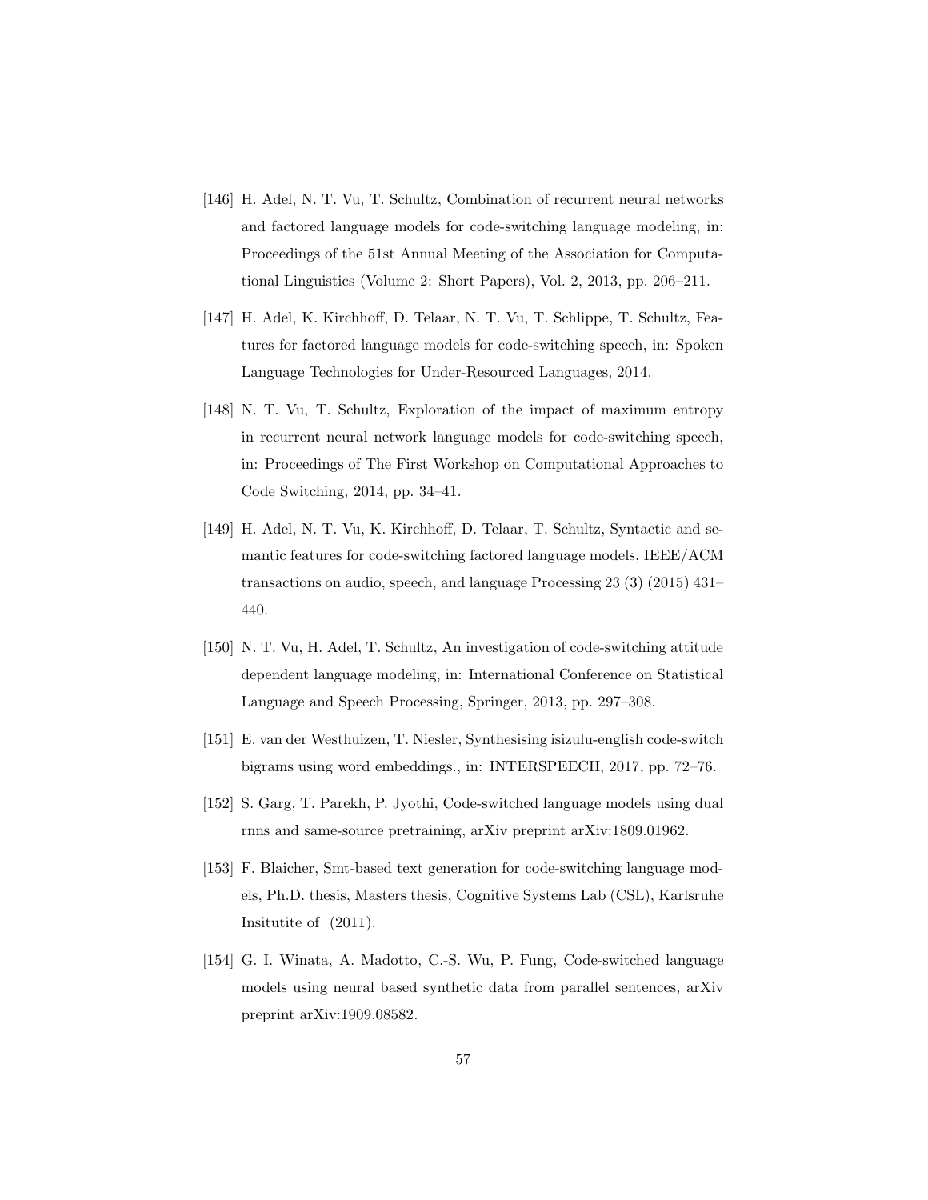[146] H. Adel, N. T. Vu, T. Schultz, Combination of recurrent neural networks and factored language models for code-switching language modeling, in: Proceedings of the 51st Annual Meeting of the Association for Computational Linguistics (Volume 2: Short Papers), Vol. 2, 2013, pp. 206–211.

[147] H. Adel, K. Kirchhoff, D. Telaar, N. T. Vu, T. Schlippe, T. Schultz, Features for factored language models for code-switching speech, in: Spoken Language Technologies for Under-Resourced Languages, 2014.

[148] N. T. Vu, T. Schultz, Exploration of the impact of maximum entropy in recurrent neural network language models for code-switching speech, in: Proceedings of The First Workshop on Computational Approaches to Code Switching, 2014, pp. 34–41.

[149] H. Adel, N. T. Vu, K. Kirchhoff, D. Telaar, T. Schultz, Syntactic and semantic features for code-switching factored language models, IEEE/ACM transactions on audio, speech, and language Processing 23 (3) (2015) 431–440.

[150] N. T. Vu, H. Adel, T. Schultz, An investigation of code-switching attitude dependent language modeling, in: International Conference on Statistical Language and Speech Processing, Springer, 2013, pp. 297–308.

[151] E. van der Westhuizen, T. Niesler, Synthesising isizulu-english code-switch bigrams using word embeddings., in: INTERSPEECH, 2017, pp. 72–76.

[152] S. Garg, T. Parekh, P. Jyothi, Code-switched language models using dual rnns and same-source pretraining, arXiv preprint arXiv:1809.01962.

[153] F. Blaicher, Smt-based text generation for code-switching language models, Ph.D. thesis, Masters thesis, Cognitive Systems Lab (CSL), Karlsruhe Insitutite of (2011).

[154] G. I. Winata, A. Madotto, C.-S. Wu, P. Fung, Code-switched language models using neural based synthetic data from parallel sentences, arXiv preprint arXiv:1909.08582.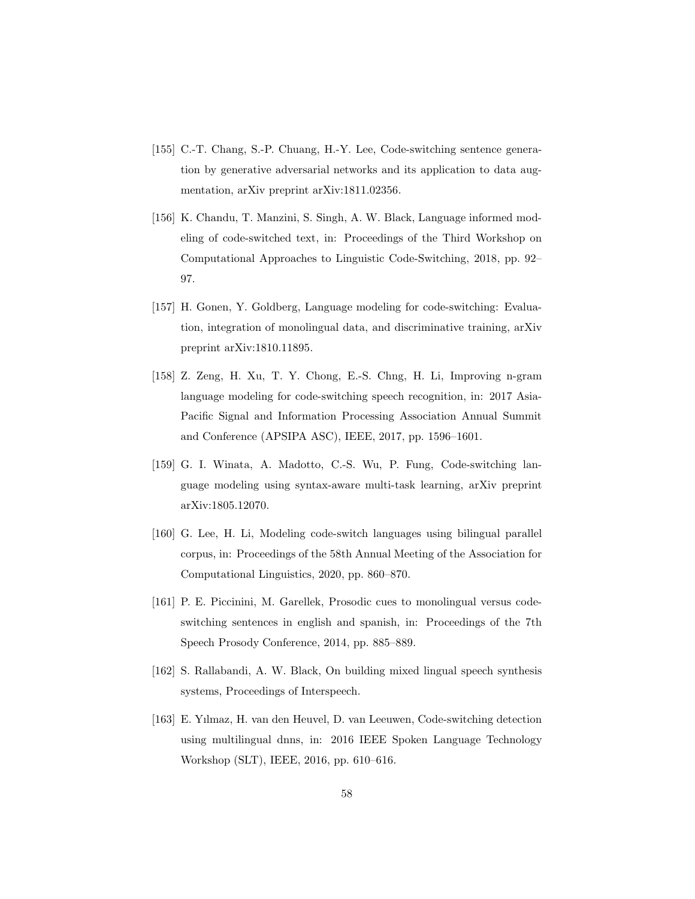[155] C.-T. Chang, S.-P. Chuang, H.-Y. Lee, Code-switching sentence generation by generative adversarial networks and its application to data augmentation, arXiv preprint arXiv:1811.02356.

[156] K. Chandu, T. Manzini, S. Singh, A. W. Black, Language informed modeling of code-switched text, in: Proceedings of the Third Workshop on Computational Approaches to Linguistic Code-Switching, 2018, pp. 92–97.

[157] H. Gonen, Y. Goldberg, Language modeling for code-switching: Evaluation, integration of monolingual data, and discriminative training, arXiv preprint arXiv:1810.11895.

[158] Z. Zeng, H. Xu, T. Y. Chong, E.-S. Chng, H. Li, Improving n-gram language modeling for code-switching speech recognition, in: 2017 Asia-Pacific Signal and Information Processing Association Annual Summit and Conference (APSIPA ASC), IEEE, 2017, pp. 1596–1601.

[159] G. I. Winata, A. Madotto, C.-S. Wu, P. Fung, Code-switching language modeling using syntax-aware multi-task learning, arXiv preprint arXiv:1805.12070.

[160] G. Lee, H. Li, Modeling code-switch languages using bilingual parallel corpus, in: Proceedings of the 58th Annual Meeting of the Association for Computational Linguistics, 2020, pp. 860–870.

[161] P. E. Piccinini, M. Garellek, Prosodic cues to monolingual versus code-switching sentences in english and spanish, in: Proceedings of the 7th Speech Prosody Conference, 2014, pp. 885–889.

[162] S. Rallabandi, A. W. Black, On building mixed lingual speech synthesis systems, Proceedings of Interspeech.

[163] E. Yılmaz, H. van den Heuvel, D. van Leeuwen, Code-switching detection using multilingual dnns, in: 2016 IEEE Spoken Language Technology Workshop (SLT), IEEE, 2016, pp. 610–616.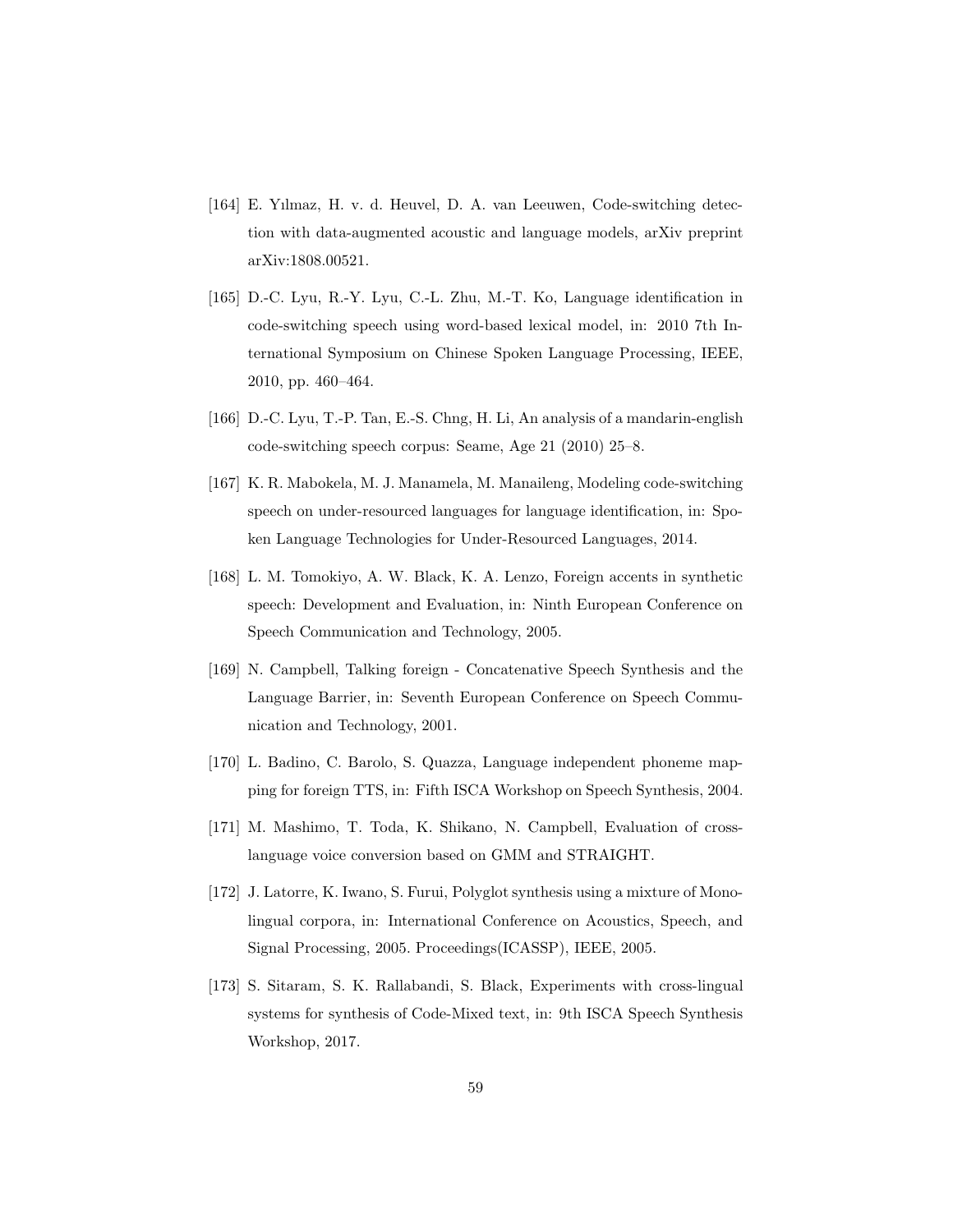[164] E. Yılmaz, H. v. d. Heuvel, D. A. van Leeuwen, Code-switching detection with data-augmented acoustic and language models, arXiv preprint arXiv:1808.00521.

[165] D.-C. Lyu, R.-Y. Lyu, C.-L. Zhu, M.-T. Ko, Language identification in code-switching speech using word-based lexical model, in: 2010 7th International Symposium on Chinese Spoken Language Processing, IEEE, 2010, pp. 460–464.

[166] D.-C. Lyu, T.-P. Tan, E.-S. Chng, H. Li, An analysis of a mandarin-english code-switching speech corpus: Seame, Age 21 (2010) 25–8.

[167] K. R. Mabokela, M. J. Manamela, M. Manaileng, Modeling code-switching speech on under-resourced languages for language identification, in: Spoken Language Technologies for Under-Resourced Languages, 2014.

[168] L. M. Tomokiyo, A. W. Black, K. A. Lenzo, Foreign accents in synthetic speech: Development and Evaluation, in: Ninth European Conference on Speech Communication and Technology, 2005.

[169] N. Campbell, Talking foreign - Concatenative Speech Synthesis and the Language Barrier, in: Seventh European Conference on Speech Communication and Technology, 2001.

[170] L. Badino, C. Barolo, S. Quazza, Language independent phoneme mapping for foreign TTS, in: Fifth ISCA Workshop on Speech Synthesis, 2004.

[171] M. Mashimo, T. Toda, K. Shikano, N. Campbell, Evaluation of cross-language voice conversion based on GMM and STRAIGHT.

[172] J. Latorre, K. Iwano, S. Furui, Polyglot synthesis using a mixture of Monolingual corpora, in: International Conference on Acoustics, Speech, and Signal Processing, 2005. Proceedings(ICASSP), IEEE, 2005.

[173] S. Sitaram, S. K. Rallabandi, S. Black, Experiments with cross-lingual systems for synthesis of Code-Mixed text, in: 9th ISCA Speech Synthesis Workshop, 2017.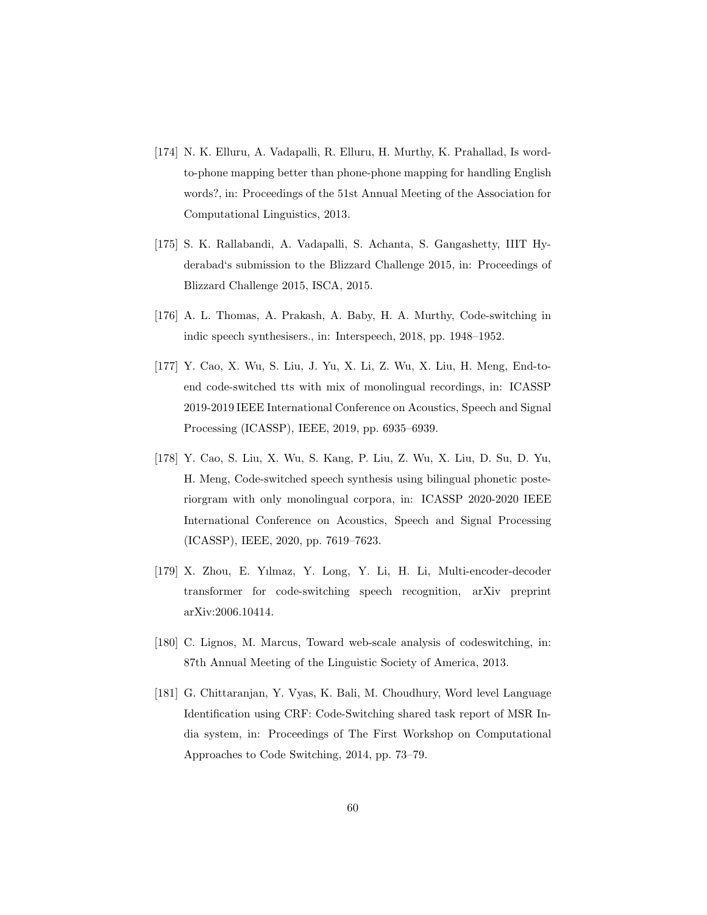[174] N. K. Elluru, A. Vadapalli, R. Elluru, H. Murthy, K. Prahallad, Is word-to-phone mapping better than phone-phone mapping for handling English words?, in: Proceedings of the 51st Annual Meeting of the Association for Computational Linguistics, 2013.

[175] S. K. Rallabandi, A. Vadapalli, S. Achanta, S. Gangashetty, IIIT Hyderabad's submission to the Blizzard Challenge 2015, in: Proceedings of Blizzard Challenge 2015, ISCA, 2015.

[176] A. L. Thomas, A. Prakash, A. Baby, H. A. Murthy, Code-switching in indic speech synthesisers., in: Interspeech, 2018, pp. 1948–1952.

[177] Y. Cao, X. Wu, S. Liu, J. Yu, X. Li, Z. Wu, X. Liu, H. Meng, End-to-end code-switched tts with mix of monolingual recordings, in: ICASSP 2019-2019 IEEE International Conference on Acoustics, Speech and Signal Processing (ICASSP), IEEE, 2019, pp. 6935–6939.

[178] Y. Cao, S. Liu, X. Wu, S. Kang, P. Liu, Z. Wu, X. Liu, D. Su, D. Yu, H. Meng, Code-switched speech synthesis using bilingual phonetic posteriorgram with only monolingual corpora, in: ICASSP 2020-2020 IEEE International Conference on Acoustics, Speech and Signal Processing (ICASSP), IEEE, 2020, pp. 7619–7623.

[179] X. Zhou, E. Yılmaz, Y. Long, Y. Li, H. Li, Multi-encoder-decoder transformer for code-switching speech recognition, arXiv preprint arXiv:2006.10414.

[180] C. Lignos, M. Marcus, Toward web-scale analysis of codeswitching, in: 87th Annual Meeting of the Linguistic Society of America, 2013.

[181] G. Chittaranjan, Y. Vyas, K. Bali, M. Choudhury, Word level Language Identification using CRF: Code-Switching shared task report of MSR India system, in: Proceedings of The First Workshop on Computational Approaches to Code Switching, 2014, pp. 73–79.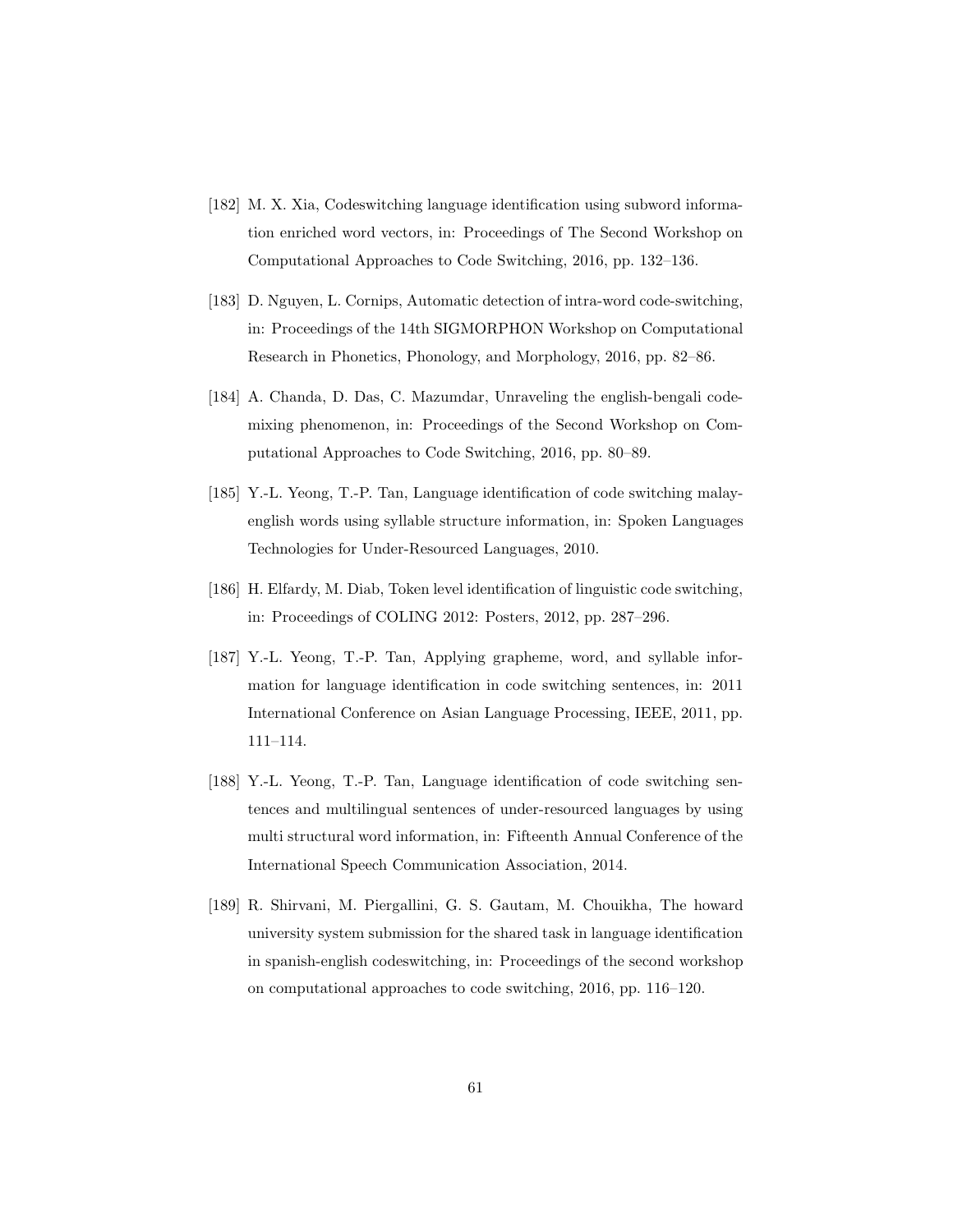[182] M. X. Xia, Codeswitching language identification using subword information enriched word vectors, in: Proceedings of The Second Workshop on Computational Approaches to Code Switching, 2016, pp. 132–136.

[183] D. Nguyen, L. Cornips, Automatic detection of intra-word code-switching, in: Proceedings of the 14th SIGMORPHON Workshop on Computational Research in Phonetics, Phonology, and Morphology, 2016, pp. 82–86.

[184] A. Chanda, D. Das, C. Mazumdar, Unraveling the english-bengali code-mixing phenomenon, in: Proceedings of the Second Workshop on Computational Approaches to Code Switching, 2016, pp. 80–89.

[185] Y.-L. Yeong, T.-P. Tan, Language identification of code switching malay-english words using syllable structure information, in: Spoken Languages Technologies for Under-Resourced Languages, 2010.

[186] H. Elfardy, M. Diab, Token level identification of linguistic code switching, in: Proceedings of COLING 2012: Posters, 2012, pp. 287–296.

[187] Y.-L. Yeong, T.-P. Tan, Applying grapheme, word, and syllable information for language identification in code switching sentences, in: 2011 International Conference on Asian Language Processing, IEEE, 2011, pp. 111–114.

[188] Y.-L. Yeong, T.-P. Tan, Language identification of code switching sentences and multilingual sentences of under-resourced languages by using multi structural word information, in: Fifteenth Annual Conference of the International Speech Communication Association, 2014.

[189] R. Shirvani, M. Piergallini, G. S. Gautam, M. Chouikha, The howard university system submission for the shared task in language identification in spanish-english codeswitching, in: Proceedings of the second workshop on computational approaches to code switching, 2016, pp. 116–120.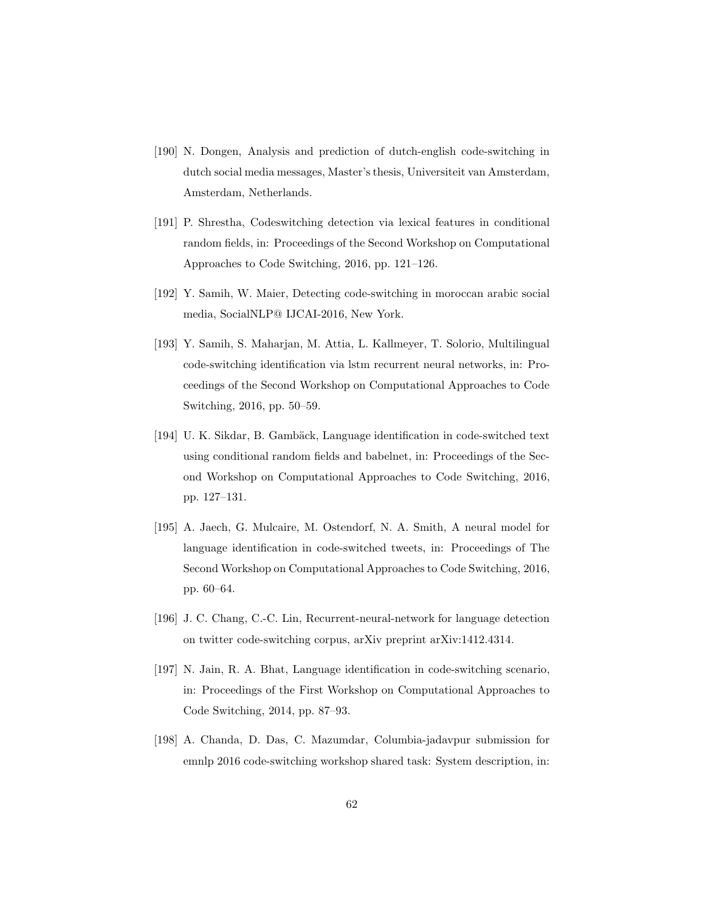[190] N. Dongen, Analysis and prediction of dutch-english code-switching in dutch social media messages, Master's thesis, Universiteit van Amsterdam, Amsterdam, Netherlands.

[191] P. Shrestha, Codeswitching detection via lexical features in conditional random fields, in: Proceedings of the Second Workshop on Computational Approaches to Code Switching, 2016, pp. 121–126.

[192] Y. Samih, W. Maier, Detecting code-switching in moroccan arabic social media, SocialNLP@ IJCAI-2016, New York.

[193] Y. Samih, S. Maharjan, M. Attia, L. Kallmeyer, T. Solorio, Multilingual code-switching identification via lstm recurrent neural networks, in: Proceedings of the Second Workshop on Computational Approaches to Code Switching, 2016, pp. 50–59.

[194] U. K. Sikdar, B. Gambäck, Language identification in code-switched text using conditional random fields and babelnet, in: Proceedings of the Second Workshop on Computational Approaches to Code Switching, 2016, pp. 127–131.

[195] A. Jaech, G. Mulcaire, M. Ostendorf, N. A. Smith, A neural model for language identification in code-switched tweets, in: Proceedings of The Second Workshop on Computational Approaches to Code Switching, 2016, pp. 60–64.

[196] J. C. Chang, C.-C. Lin, Recurrent-neural-network for language detection on twitter code-switching corpus, arXiv preprint arXiv:1412.4314.

[197] N. Jain, R. A. Bhat, Language identification in code-switching scenario, in: Proceedings of the First Workshop on Computational Approaches to Code Switching, 2014, pp. 87–93.

[198] A. Chanda, D. Das, C. Mazumdar, Columbia-jadavpur submission for emnlp 2016 code-switching workshop shared task: System description, in: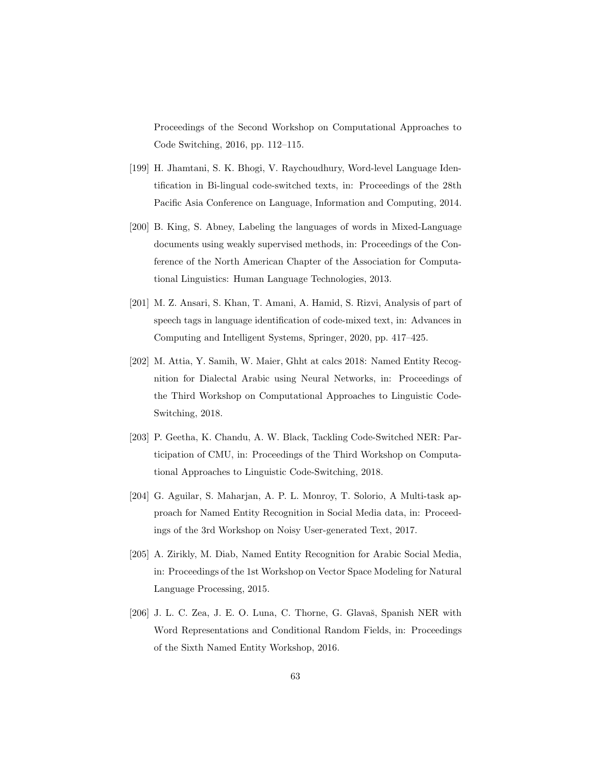Proceedings of the Second Workshop on Computational Approaches to Code Switching, 2016, pp. 112–115.

[199] H. Jhamtani, S. K. Bhogi, V. Raychoudhury, Word-level Language Identification in Bi-lingual code-switched texts, in: Proceedings of the 28th Pacific Asia Conference on Language, Information and Computing, 2014.

[200] B. King, S. Abney, Labeling the languages of words in Mixed-Language documents using weakly supervised methods, in: Proceedings of the Conference of the North American Chapter of the Association for Computational Linguistics: Human Language Technologies, 2013.

[201] M. Z. Ansari, S. Khan, T. Amani, A. Hamid, S. Rizvi, Analysis of part of speech tags in language identification of code-mixed text, in: Advances in Computing and Intelligent Systems, Springer, 2020, pp. 417–425.

[202] M. Attia, Y. Samih, W. Maier, Ghht at calcs 2018: Named Entity Recognition for Dialectal Arabic using Neural Networks, in: Proceedings of the Third Workshop on Computational Approaches to Linguistic Code-Switching, 2018.

[203] P. Geetha, K. Chandu, A. W. Black, Tackling Code-Switched NER: Participation of CMU, in: Proceedings of the Third Workshop on Computational Approaches to Linguistic Code-Switching, 2018.

[204] G. Aguilar, S. Maharjan, A. P. L. Monroy, T. Solorio, A Multi-task approach for Named Entity Recognition in Social Media data, in: Proceedings of the 3rd Workshop on Noisy User-generated Text, 2017.

[205] A. Zirikly, M. Diab, Named Entity Recognition for Arabic Social Media, in: Proceedings of the 1st Workshop on Vector Space Modeling for Natural Language Processing, 2015.

[206] J. L. C. Zea, J. E. O. Luna, C. Thorne, G. Glavaš, Spanish NER with Word Representations and Conditional Random Fields, in: Proceedings of the Sixth Named Entity Workshop, 2016.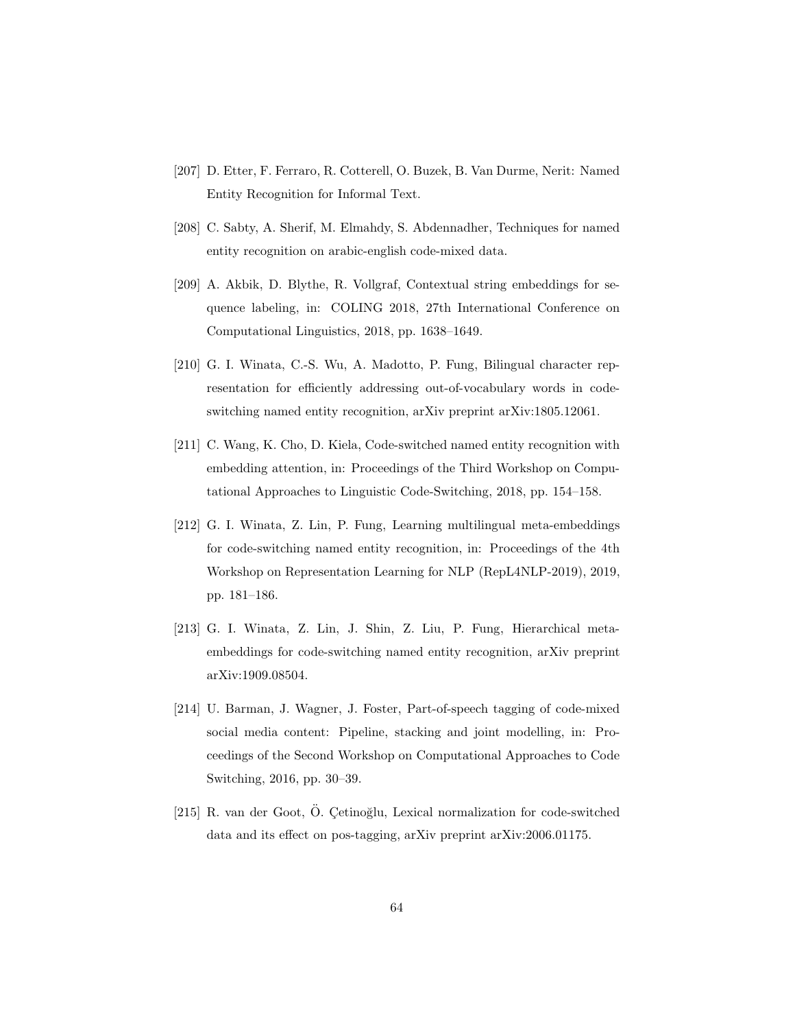[207] D. Etter, F. Ferraro, R. Cotterell, O. Buzek, B. Van Durme, Nerit: Named Entity Recognition for Informal Text.

[208] C. Sabty, A. Sherif, M. Elmahdy, S. Abdennadher, Techniques for named entity recognition on arabic-english code-mixed data.

[209] A. Akbik, D. Blythe, R. Vollgraf, Contextual string embeddings for sequence labeling, in: COLING 2018, 27th International Conference on Computational Linguistics, 2018, pp. 1638–1649.

[210] G. I. Winata, C.-S. Wu, A. Madotto, P. Fung, Bilingual character representation for efficiently addressing out-of-vocabulary words in code-switching named entity recognition, arXiv preprint arXiv:1805.12061.

[211] C. Wang, K. Cho, D. Kiela, Code-switched named entity recognition with embedding attention, in: Proceedings of the Third Workshop on Computational Approaches to Linguistic Code-Switching, 2018, pp. 154–158.

[212] G. I. Winata, Z. Lin, P. Fung, Learning multilingual meta-embeddings for code-switching named entity recognition, in: Proceedings of the 4th Workshop on Representation Learning for NLP (RepL4NLP-2019), 2019, pp. 181–186.

[213] G. I. Winata, Z. Lin, J. Shin, Z. Liu, P. Fung, Hierarchical meta-embeddings for code-switching named entity recognition, arXiv preprint arXiv:1909.08504.

[214] U. Barman, J. Wagner, J. Foster, Part-of-speech tagging of code-mixed social media content: Pipeline, stacking and joint modelling, in: Proceedings of the Second Workshop on Computational Approaches to Code Switching, 2016, pp. 30–39.

[215] R. van der Goot, Ö. Çetinoğlu, Lexical normalization for code-switched data and its effect on pos-tagging, arXiv preprint arXiv:2006.01175.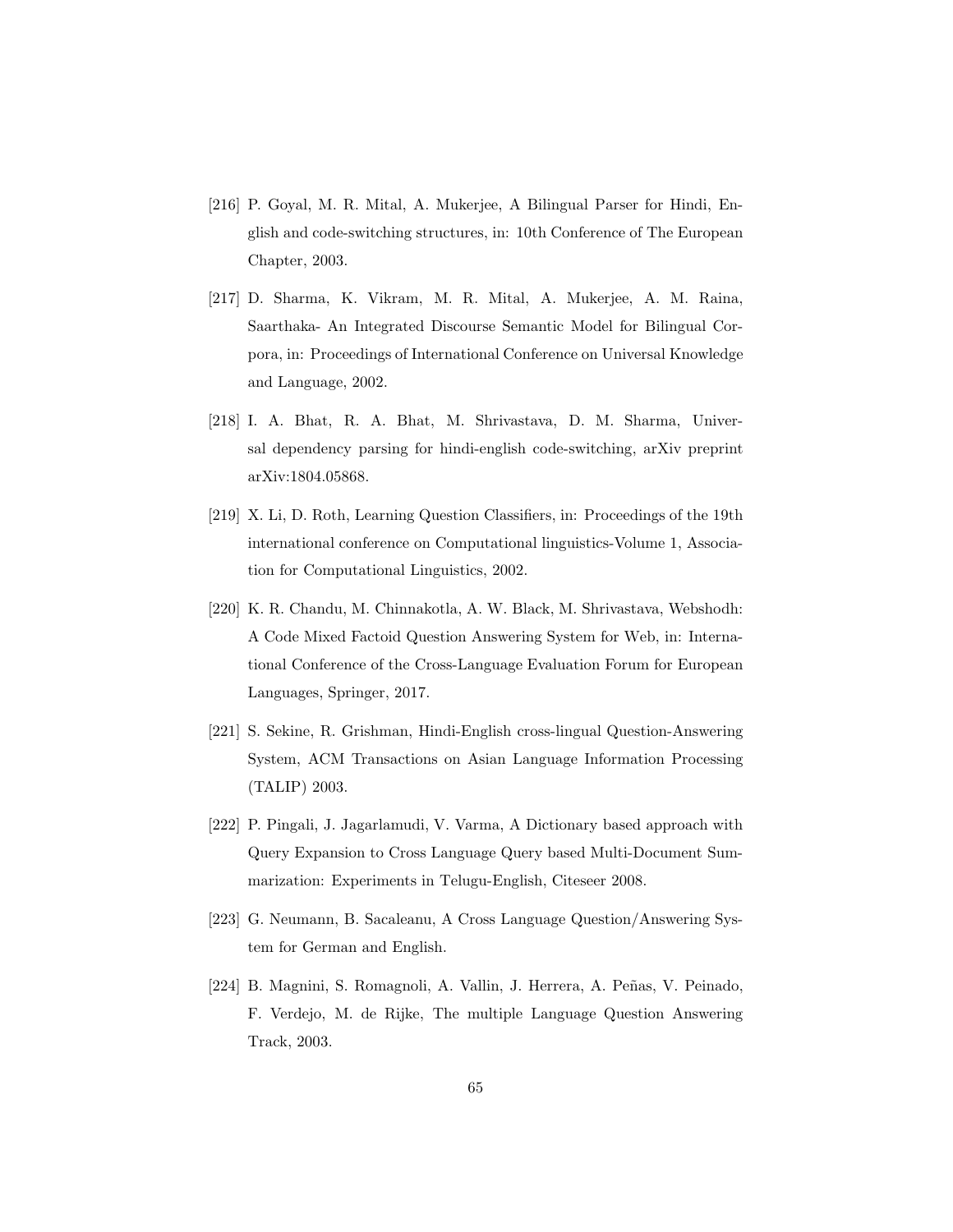[216] P. Goyal, M. R. Mital, A. Mukerjee, A Bilingual Parser for Hindi, English and code-switching structures, in: 10th Conference of The European Chapter, 2003.

[217] D. Sharma, K. Vikram, M. R. Mital, A. Mukerjee, A. M. Raina, Saarthaka- An Integrated Discourse Semantic Model for Bilingual Corpora, in: Proceedings of International Conference on Universal Knowledge and Language, 2002.

[218] I. A. Bhat, R. A. Bhat, M. Shrivastava, D. M. Sharma, Universal dependency parsing for hindi-english code-switching, arXiv preprint arXiv:1804.05868.

[219] X. Li, D. Roth, Learning Question Classifiers, in: Proceedings of the 19th international conference on Computational linguistics-Volume 1, Association for Computational Linguistics, 2002.

[220] K. R. Chandu, M. Chinnakotla, A. W. Black, M. Shrivastava, Webshodh: A Code Mixed Factoid Question Answering System for Web, in: International Conference of the Cross-Language Evaluation Forum for European Languages, Springer, 2017.

[221] S. Sekine, R. Grishman, Hindi-English cross-lingual Question-Answering System, ACM Transactions on Asian Language Information Processing (TALIP) 2003.

[222] P. Pingali, J. Jagarlamudi, V. Varma, A Dictionary based approach with Query Expansion to Cross Language Query based Multi-Document Summarization: Experiments in Telugu-English, Citeseer 2008.

[223] G. Neumann, B. Sacaleanu, A Cross Language Question/Answering System for German and English.

[224] B. Magnini, S. Romagnoli, A. Vallin, J. Herrera, A. Peñas, V. Peinado, F. Verdejo, M. de Rijke, The multiple Language Question Answering Track, 2003.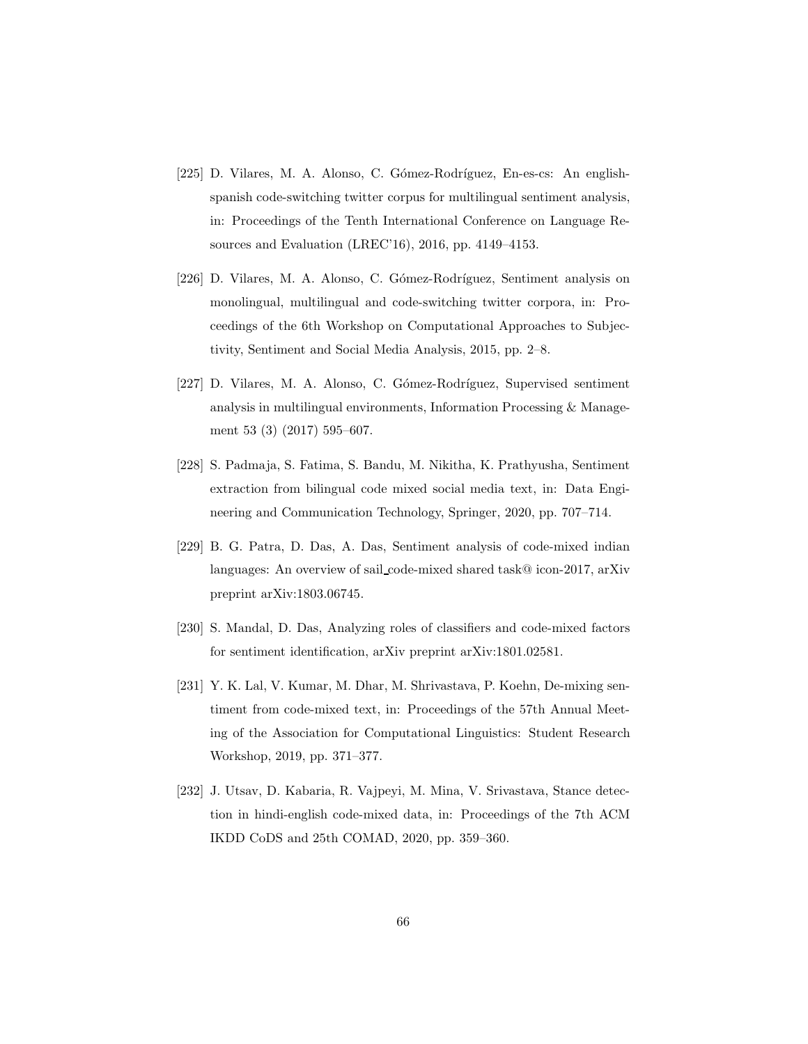[225] D. Vilares, M. A. Alonso, C. Gómez-Rodríguez, En-es-cs: An english-spanish code-switching twitter corpus for multilingual sentiment analysis, in: Proceedings of the Tenth International Conference on Language Resources and Evaluation (LREC'16), 2016, pp. 4149–4153.

[226] D. Vilares, M. A. Alonso, C. Gómez-Rodríguez, Sentiment analysis on monolingual, multilingual and code-switching twitter corpora, in: Proceedings of the 6th Workshop on Computational Approaches to Subjectivity, Sentiment and Social Media Analysis, 2015, pp. 2–8.

[227] D. Vilares, M. A. Alonso, C. Gómez-Rodríguez, Supervised sentiment analysis in multilingual environments, Information Processing & Management 53 (3) (2017) 595–607.

[228] S. Padmaja, S. Fatima, S. Bandu, M. Nikitha, K. Prathyusha, Sentiment extraction from bilingual code mixed social media text, in: Data Engineering and Communication Technology, Springer, 2020, pp. 707–714.

[229] B. G. Patra, D. Das, A. Das, Sentiment analysis of code-mixed indian languages: An overview of sail_code-mixed shared task@ icon-2017, arXiv preprint arXiv:1803.06745.

[230] S. Mandal, D. Das, Analyzing roles of classifiers and code-mixed factors for sentiment identification, arXiv preprint arXiv:1801.02581.

[231] Y. K. Lal, V. Kumar, M. Dhar, M. Shrivastava, P. Koehn, De-mixing sentiment from code-mixed text, in: Proceedings of the 57th Annual Meeting of the Association for Computational Linguistics: Student Research Workshop, 2019, pp. 371–377.

[232] J. Utsav, D. Kabaria, R. Vajpeyi, M. Mina, V. Srivastava, Stance detection in hindi-english code-mixed data, in: Proceedings of the 7th ACM IKDD CoDS and 25th COMAD, 2020, pp. 359–360.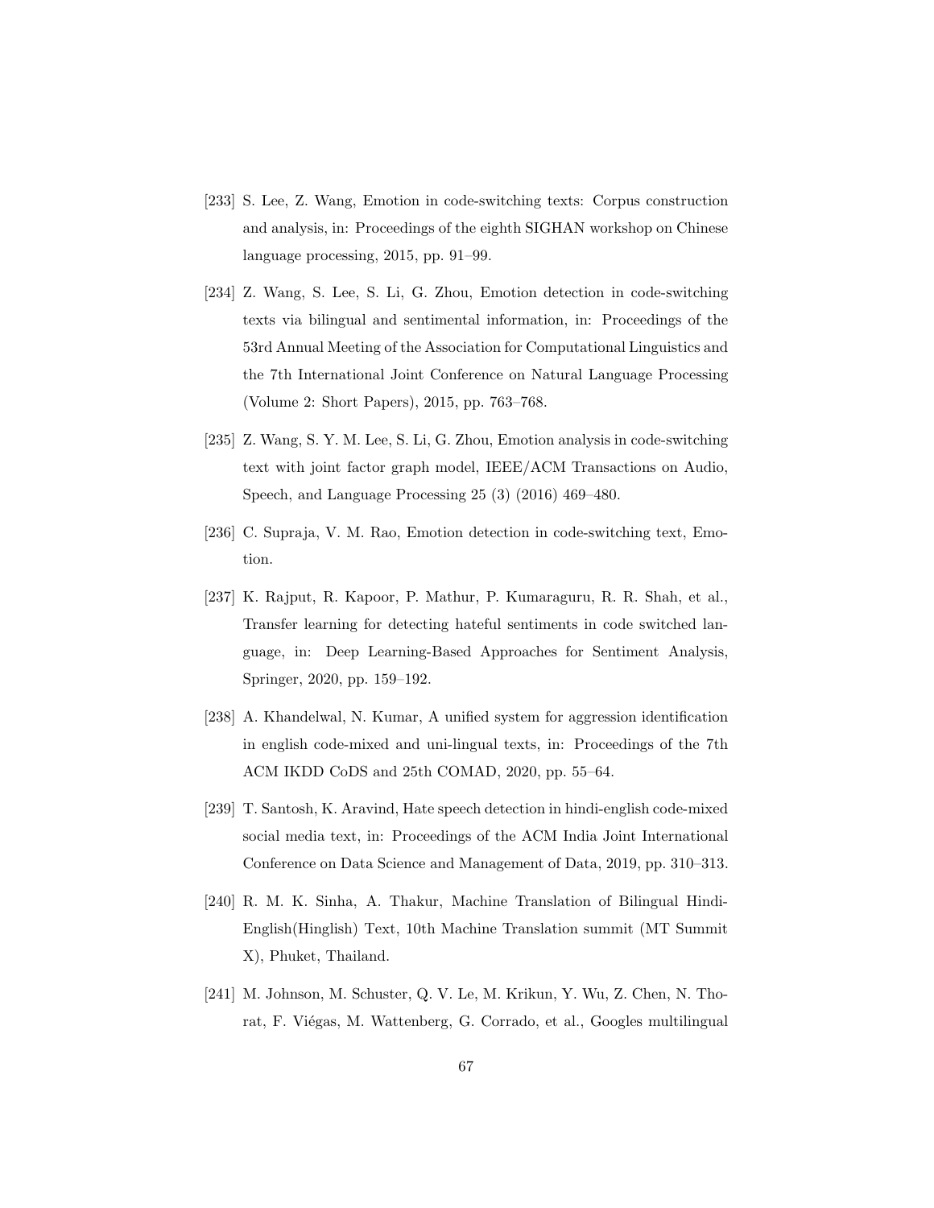[233] S. Lee, Z. Wang, Emotion in code-switching texts: Corpus construction and analysis, in: Proceedings of the eighth SIGHAN workshop on Chinese language processing, 2015, pp. 91–99.

[234] Z. Wang, S. Lee, S. Li, G. Zhou, Emotion detection in code-switching texts via bilingual and sentimental information, in: Proceedings of the 53rd Annual Meeting of the Association for Computational Linguistics and the 7th International Joint Conference on Natural Language Processing (Volume 2: Short Papers), 2015, pp. 763–768.

[235] Z. Wang, S. Y. M. Lee, S. Li, G. Zhou, Emotion analysis in code-switching text with joint factor graph model, IEEE/ACM Transactions on Audio, Speech, and Language Processing 25 (3) (2016) 469–480.

[236] C. Supraja, V. M. Rao, Emotion detection in code-switching text, Emotion.

[237] K. Rajput, R. Kapoor, P. Mathur, P. Kumaraguru, R. R. Shah, et al., Transfer learning for detecting hateful sentiments in code switched language, in: Deep Learning-Based Approaches for Sentiment Analysis, Springer, 2020, pp. 159–192.

[238] A. Khandelwal, N. Kumar, A unified system for aggression identification in english code-mixed and uni-lingual texts, in: Proceedings of the 7th ACM IKDD CoDS and 25th COMAD, 2020, pp. 55–64.

[239] T. Santosh, K. Aravind, Hate speech detection in hindi-english code-mixed social media text, in: Proceedings of the ACM India Joint International Conference on Data Science and Management of Data, 2019, pp. 310–313.

[240] R. M. K. Sinha, A. Thakur, Machine Translation of Bilingual Hindi-English(Hinglish) Text, 10th Machine Translation summit (MT Summit X), Phuket, Thailand.

[241] M. Johnson, M. Schuster, Q. V. Le, M. Krikun, Y. Wu, Z. Chen, N. Thorat, F. Viégas, M. Wattenberg, G. Corrado, et al., Googles multilingual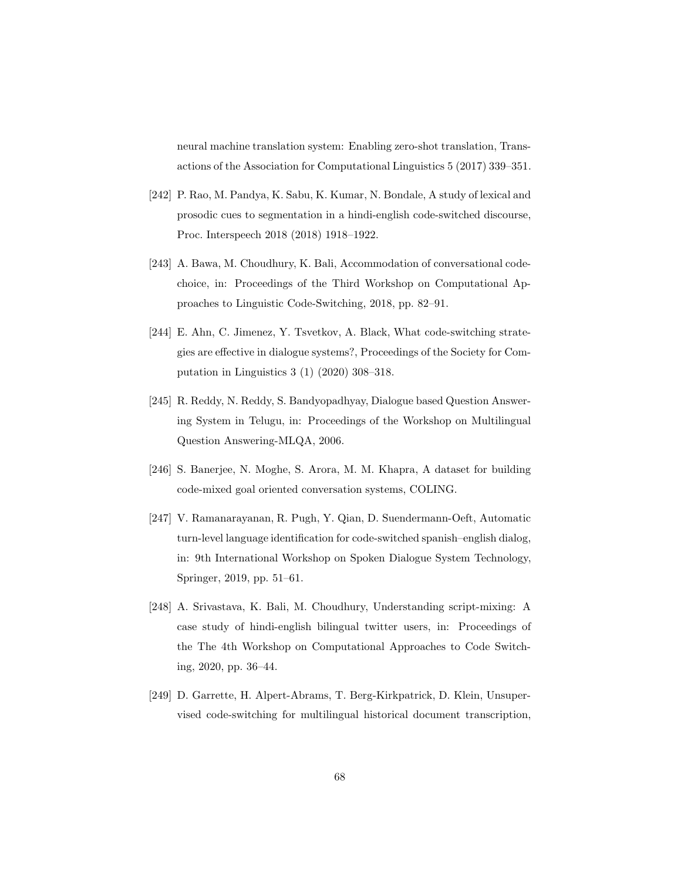neural machine translation system: Enabling zero-shot translation, Transactions of the Association for Computational Linguistics 5 (2017) 339–351.

[242] P. Rao, M. Pandya, K. Sabu, K. Kumar, N. Bondale, A study of lexical and prosodic cues to segmentation in a hindi-english code-switched discourse, Proc. Interspeech 2018 (2018) 1918–1922.

[243] A. Bawa, M. Choudhury, K. Bali, Accommodation of conversational code-choice, in: Proceedings of the Third Workshop on Computational Approaches to Linguistic Code-Switching, 2018, pp. 82–91.

[244] E. Ahn, C. Jimenez, Y. Tsvetkov, A. Black, What code-switching strategies are effective in dialogue systems?, Proceedings of the Society for Computation in Linguistics 3 (1) (2020) 308–318.

[245] R. Reddy, N. Reddy, S. Bandyopadhyay, Dialogue based Question Answering System in Telugu, in: Proceedings of the Workshop on Multilingual Question Answering-MLQA, 2006.

[246] S. Banerjee, N. Moghe, S. Arora, M. M. Khapra, A dataset for building code-mixed goal oriented conversation systems, COLING.

[247] V. Ramanarayanan, R. Pugh, Y. Qian, D. Suendermann-Oeft, Automatic turn-level language identification for code-switched spanish–english dialog, in: 9th International Workshop on Spoken Dialogue System Technology, Springer, 2019, pp. 51–61.

[248] A. Srivastava, K. Bali, M. Choudhury, Understanding script-mixing: A case study of hindi-english bilingual twitter users, in: Proceedings of the The 4th Workshop on Computational Approaches to Code Switching, 2020, pp. 36–44.

[249] D. Garrette, H. Alpert-Abrams, T. Berg-Kirkpatrick, D. Klein, Unsupervised code-switching for multilingual historical document transcription,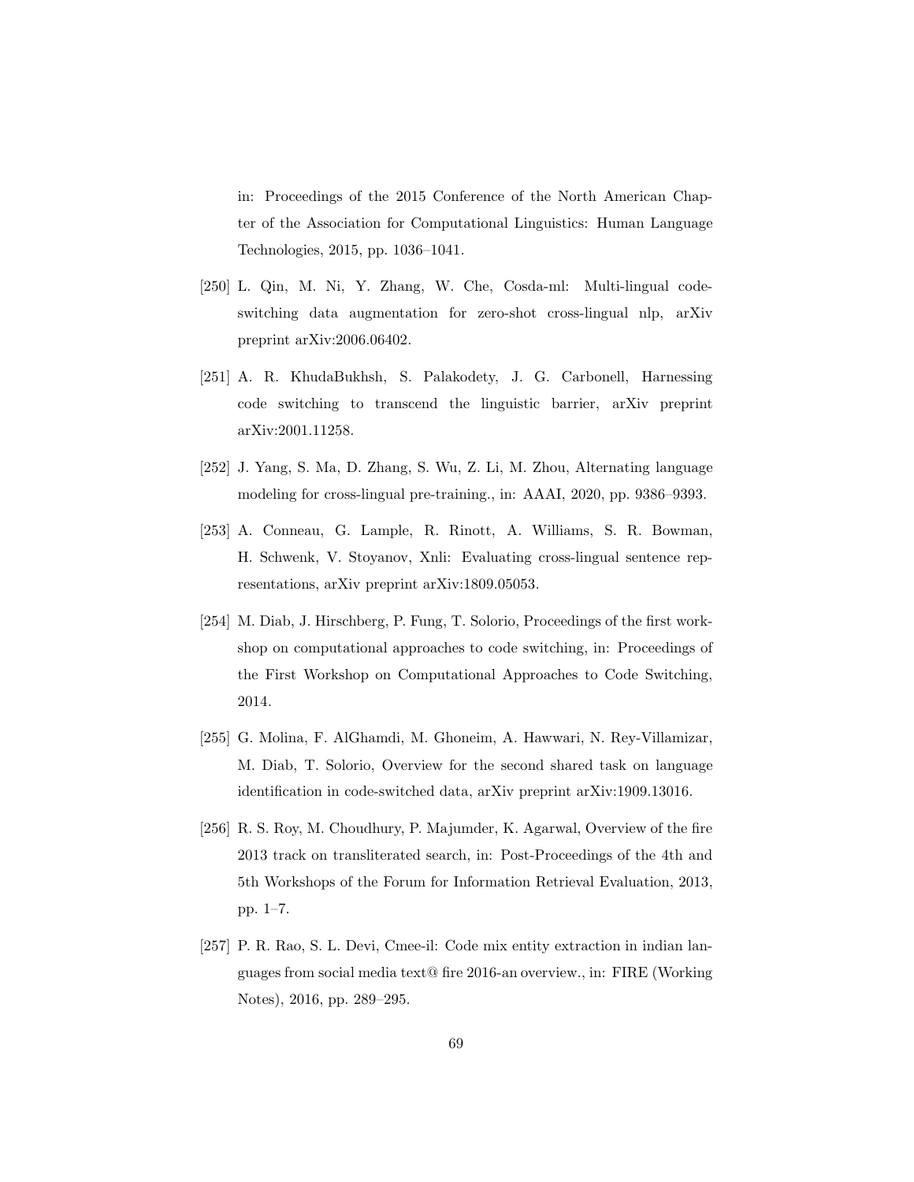in: Proceedings of the 2015 Conference of the North American Chapter of the Association for Computational Linguistics: Human Language Technologies, 2015, pp. 1036–1041.

[250] L. Qin, M. Ni, Y. Zhang, W. Che, Cosda-ml: Multi-lingual code-switching data augmentation for zero-shot cross-lingual nlp, arXiv preprint arXiv:2006.06402.

[251] A. R. KhudaBukhsh, S. Palakodety, J. G. Carbonell, Harnessing code switching to transcend the linguistic barrier, arXiv preprint arXiv:2001.11258.

[252] J. Yang, S. Ma, D. Zhang, S. Wu, Z. Li, M. Zhou, Alternating language modeling for cross-lingual pre-training., in: AAAI, 2020, pp. 9386–9393.

[253] A. Conneau, G. Lample, R. Rinott, A. Williams, S. R. Bowman, H. Schwenk, V. Stoyanov, Xnli: Evaluating cross-lingual sentence representations, arXiv preprint arXiv:1809.05053.

[254] M. Diab, J. Hirschberg, P. Fung, T. Solorio, Proceedings of the first workshop on computational approaches to code switching, in: Proceedings of the First Workshop on Computational Approaches to Code Switching, 2014.

[255] G. Molina, F. AlGhamdi, M. Ghoneim, A. Hawwari, N. Rey-Villamizar, M. Diab, T. Solorio, Overview for the second shared task on language identification in code-switched data, arXiv preprint arXiv:1909.13016.

[256] R. S. Roy, M. Choudhury, P. Majumder, K. Agarwal, Overview of the fire 2013 track on transliterated search, in: Post-Proceedings of the 4th and 5th Workshops of the Forum for Information Retrieval Evaluation, 2013, pp. 1–7.

[257] P. R. Rao, S. L. Devi, Cmee-il: Code mix entity extraction in indian languages from social media text@ fire 2016-an overview., in: FIRE (Working Notes), 2016, pp. 289–295.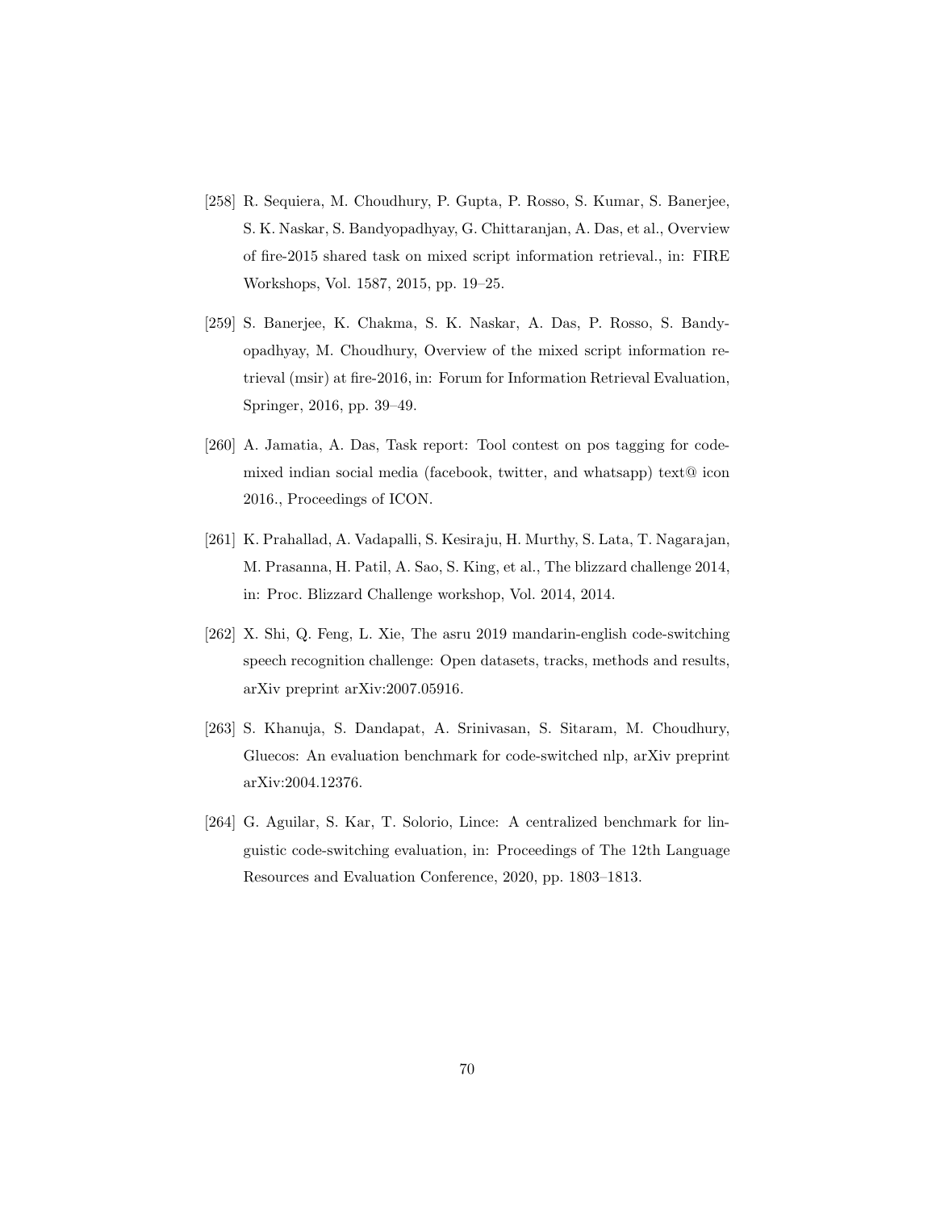[258] R. Sequiera, M. Choudhury, P. Gupta, P. Rosso, S. Kumar, S. Banerjee, S. K. Naskar, S. Bandyopadhyay, G. Chittaranjan, A. Das, et al., Overview of fire-2015 shared task on mixed script information retrieval., in: FIRE Workshops, Vol. 1587, 2015, pp. 19–25.

[259] S. Banerjee, K. Chakma, S. K. Naskar, A. Das, P. Rosso, S. Bandyopadhyay, M. Choudhury, Overview of the mixed script information retrieval (msir) at fire-2016, in: Forum for Information Retrieval Evaluation, Springer, 2016, pp. 39–49.

[260] A. Jamatia, A. Das, Task report: Tool contest on pos tagging for code-mixed indian social media (facebook, twitter, and whatsapp) text@ icon 2016., Proceedings of ICON.

[261] K. Prahallad, A. Vadapalli, S. Kesiraju, H. Murthy, S. Lata, T. Nagarajan, M. Prasanna, H. Patil, A. Sao, S. King, et al., The blizzard challenge 2014, in: Proc. Blizzard Challenge workshop, Vol. 2014, 2014.

[262] X. Shi, Q. Feng, L. Xie, The asru 2019 mandarin-english code-switching speech recognition challenge: Open datasets, tracks, methods and results, arXiv preprint arXiv:2007.05916.

[263] S. Khanuja, S. Dandapat, A. Srinivasan, S. Sitaram, M. Choudhury, Gluecos: An evaluation benchmark for code-switched nlp, arXiv preprint arXiv:2004.12376.

[264] G. Aguilar, S. Kar, T. Solorio, Lince: A centralized benchmark for linguistic code-switching evaluation, in: Proceedings of The 12th Language Resources and Evaluation Conference, 2020, pp. 1803–1813.